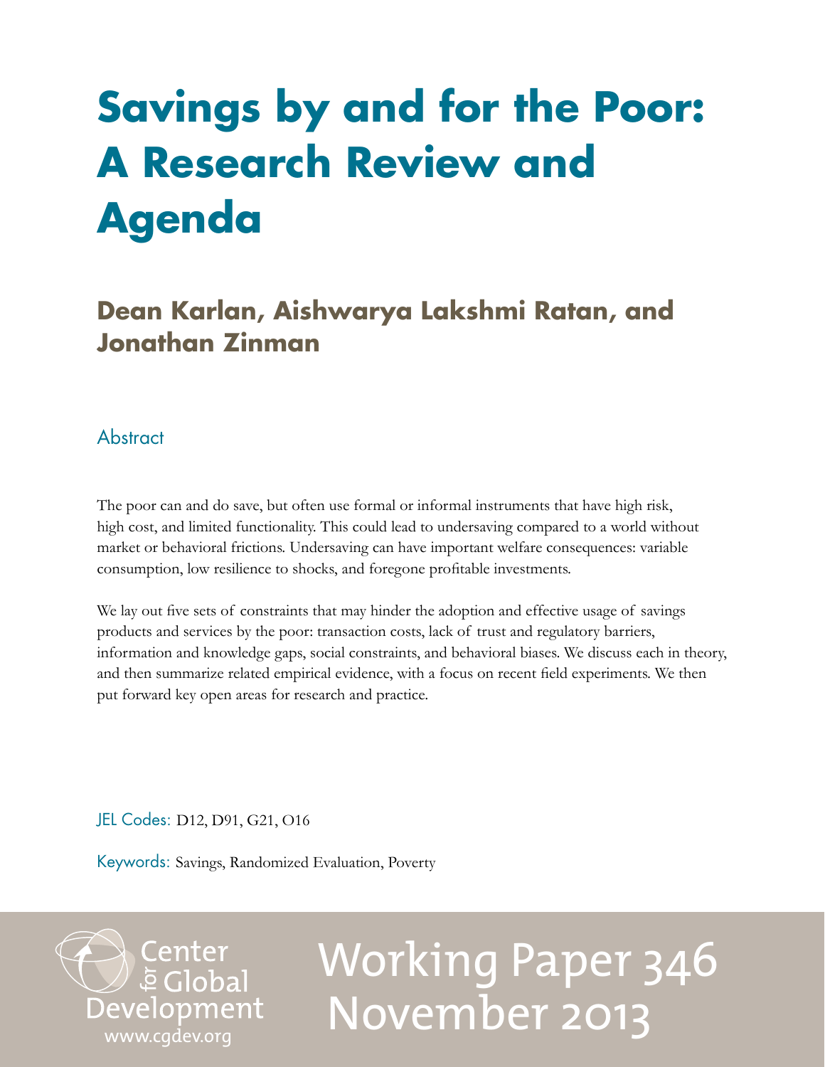# Savings by and for the Poor: A Research Review and Agenda

## Dean Karlan, Aishwarya Lakshmi Ratan, and Jonathan Zinman

### Abstract

The poor can and do save, but often use formal or informal instruments that have high risk, high cost, and limited functionality. This could lead to undersaving compared to a world without market or behavioral frictions. Undersaving can have important welfare consequences: variable consumption, low resilience to shocks, and foregone profitable investments.

We lay out five sets of constraints that may hinder the adoption and effective usage of savings products and services by the poor: transaction costs, lack of trust and regulatory barriers, information and knowledge gaps, social constraints, and behavioral biases. We discuss each in theory, and then summarize related empirical evidence, with a focus on recent field experiments. We then put forward key open areas for research and practice.

JEL Codes: D12, D91, G21, O16

Keywords: Savings, Randomized Evaluation, Poverty

Center for Global Development
www.cgdev.org

Working Paper 346
November 2013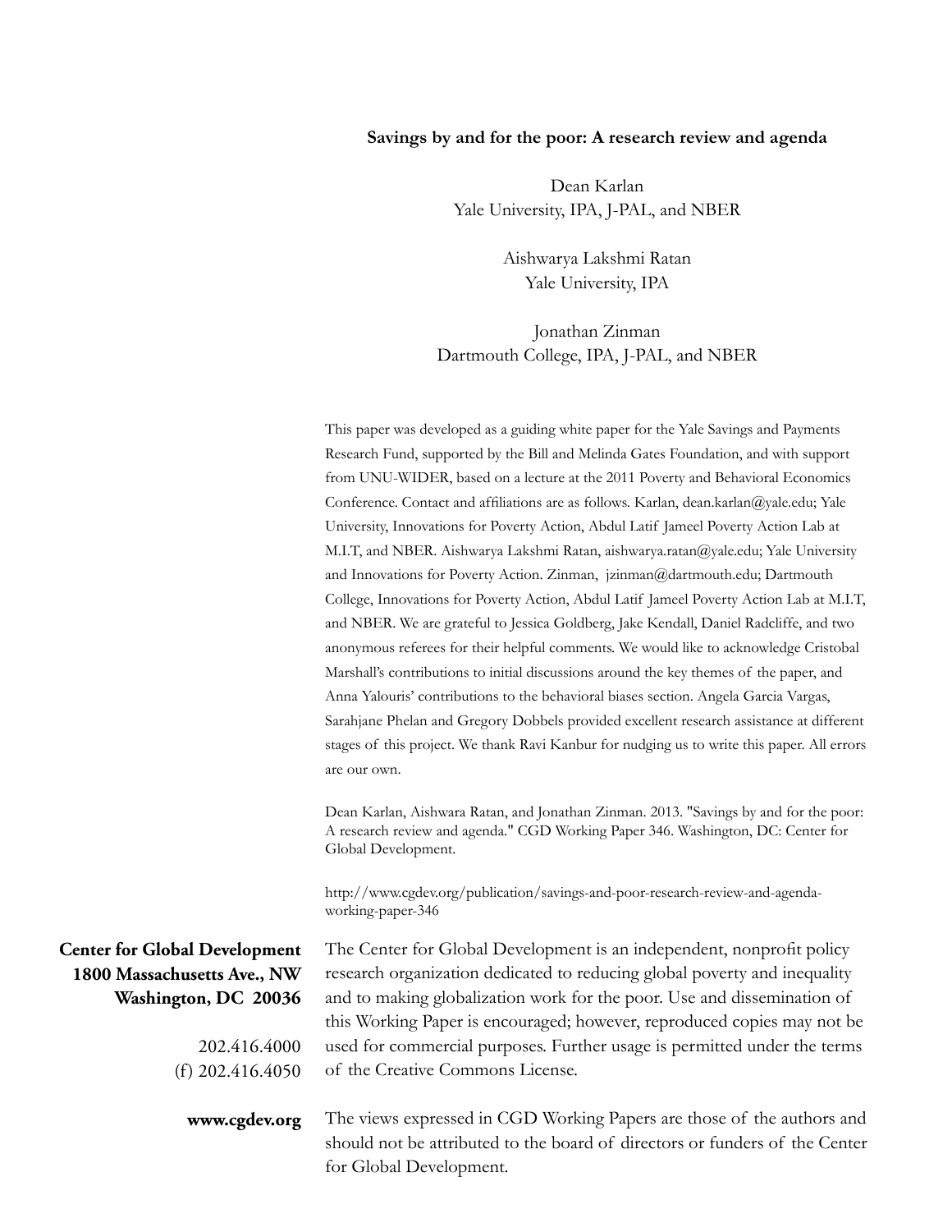**Savings by and for the poor: A research review and agenda**

Dean Karlan
Yale University, IPA, J-PAL, and NBER

Aishwarya Lakshmi Ratan
Yale University, IPA

Jonathan Zinman
Dartmouth College, IPA, J-PAL, and NBER

This paper was developed as a guiding white paper for the Yale Savings and Payments Research Fund, supported by the Bill and Melinda Gates Foundation, and with support from UNU-WIDER, based on a lecture at the 2011 Poverty and Behavioral Economics Conference. Contact and affiliations are as follows. Karlan, dean.karlan@yale.edu; Yale University, Innovations for Poverty Action, Abdul Latif Jameel Poverty Action Lab at M.I.T, and NBER. Aishwarya Lakshmi Ratan, aishwarya.ratan@yale.edu; Yale University and Innovations for Poverty Action. Zinman, jzinman@dartmouth.edu; Dartmouth College, Innovations for Poverty Action, Abdul Latif Jameel Poverty Action Lab at M.I.T, and NBER. We are grateful to Jessica Goldberg, Jake Kendall, Daniel Radcliffe, and two anonymous referees for their helpful comments. We would like to acknowledge Cristobal Marshall's contributions to initial discussions around the key themes of the paper, and Anna Yalouris' contributions to the behavioral biases section. Angela Garcia Vargas, Sarahjane Phelan and Gregory Dobbels provided excellent research assistance at different stages of this project. We thank Ravi Kanbur for nudging us to write this paper. All errors are our own.

Dean Karlan, Aishwara Ratan, and Jonathan Zinman. 2013. "Savings by and for the poor: A research review and agenda." CGD Working Paper 346. Washington, DC: Center for Global Development.

http://www.cgdev.org/publication/savings-and-poor-research-review-and-agenda-working-paper-346

**Center for Global Development**
**1800 Massachusetts Ave., NW**
**Washington, DC 20036**

202.416.4000
(f) 202.416.4050

**www.cgdev.org**

The Center for Global Development is an independent, nonprofit policy research organization dedicated to reducing global poverty and inequality and to making globalization work for the poor. Use and dissemination of this Working Paper is encouraged; however, reproduced copies may not be used for commercial purposes. Further usage is permitted under the terms of the Creative Commons License.

The views expressed in CGD Working Papers are those of the authors and should not be attributed to the board of directors or funders of the Center for Global Development.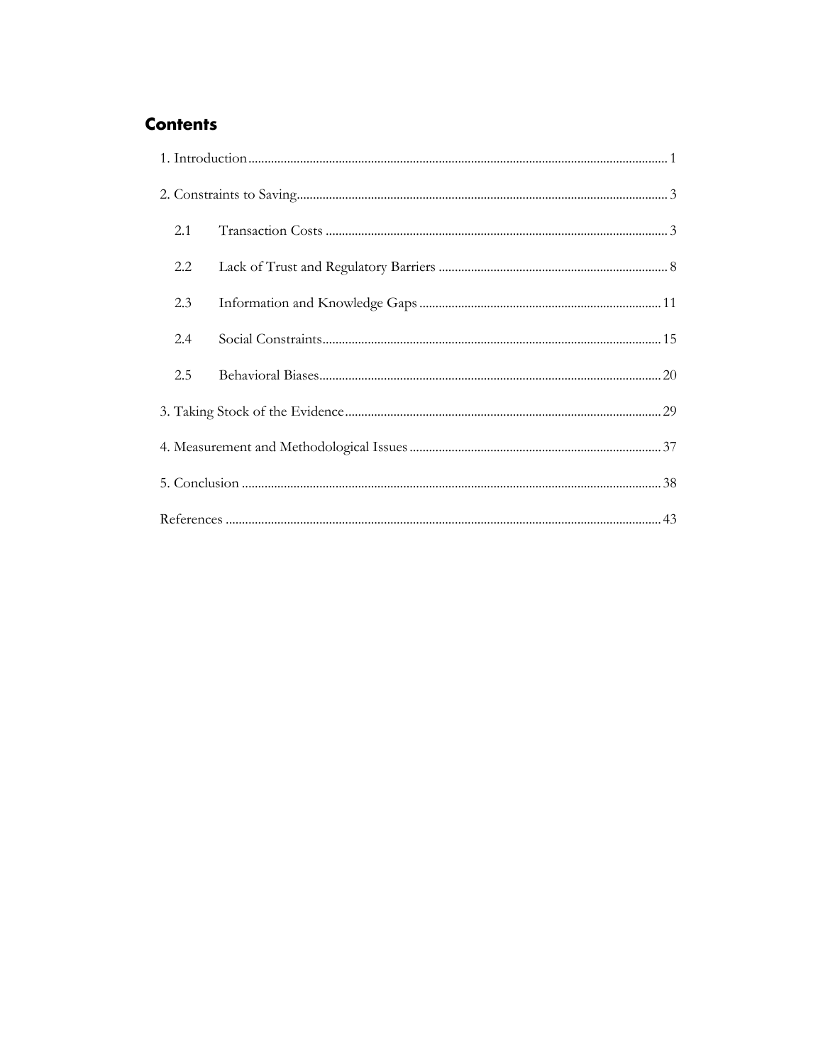## Contents

1. Introduction ..... 1

2. Constraints to Saving ..... 3

   2.1 Transaction Costs ..... 3

   2.2 Lack of Trust and Regulatory Barriers ..... 8

   2.3 Information and Knowledge Gaps ..... 11

   2.4 Social Constraints ..... 15

   2.5 Behavioral Biases ..... 20

3. Taking Stock of the Evidence ..... 29

4. Measurement and Methodological Issues ..... 37

5. Conclusion ..... 38

References ..... 43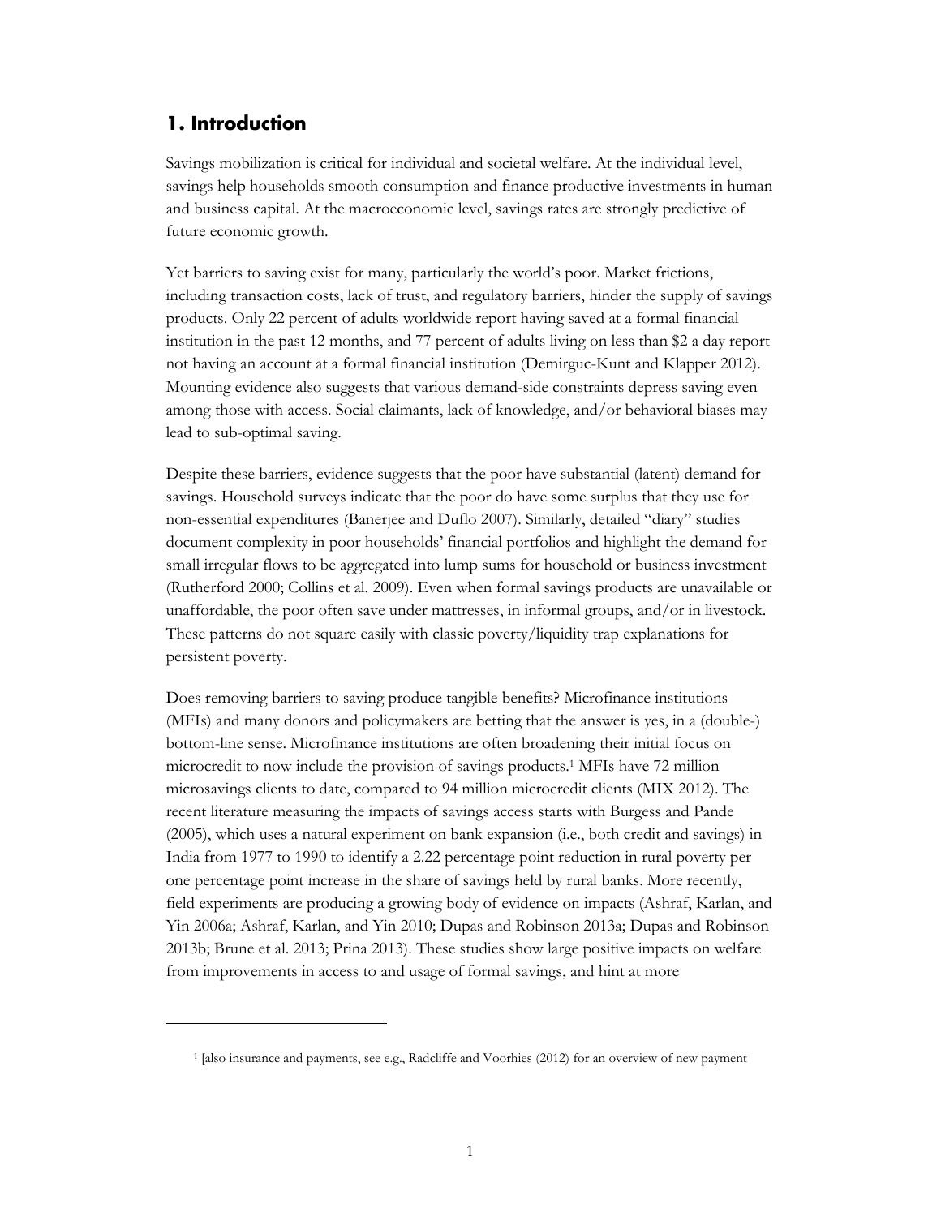## 1. Introduction

Savings mobilization is critical for individual and societal welfare. At the individual level, savings help households smooth consumption and finance productive investments in human and business capital. At the macroeconomic level, savings rates are strongly predictive of future economic growth.

Yet barriers to saving exist for many, particularly the world's poor. Market frictions, including transaction costs, lack of trust, and regulatory barriers, hinder the supply of savings products. Only 22 percent of adults worldwide report having saved at a formal financial institution in the past 12 months, and 77 percent of adults living on less than $2 a day report not having an account at a formal financial institution (Demirguc-Kunt and Klapper 2012). Mounting evidence also suggests that various demand-side constraints depress saving even among those with access. Social claimants, lack of knowledge, and/or behavioral biases may lead to sub-optimal saving.

Despite these barriers, evidence suggests that the poor have substantial (latent) demand for savings. Household surveys indicate that the poor do have some surplus that they use for non-essential expenditures (Banerjee and Duflo 2007). Similarly, detailed "diary" studies document complexity in poor households' financial portfolios and highlight the demand for small irregular flows to be aggregated into lump sums for household or business investment (Rutherford 2000; Collins et al. 2009). Even when formal savings products are unavailable or unaffordable, the poor often save under mattresses, in informal groups, and/or in livestock. These patterns do not square easily with classic poverty/liquidity trap explanations for persistent poverty.

Does removing barriers to saving produce tangible benefits? Microfinance institutions (MFIs) and many donors and policymakers are betting that the answer is yes, in a (double-) bottom-line sense. Microfinance institutions are often broadening their initial focus on microcredit to now include the provision of savings products.[1] MFIs have 72 million microsavings clients to date, compared to 94 million microcredit clients (MIX 2012). The recent literature measuring the impacts of savings access starts with Burgess and Pande (2005), which uses a natural experiment on bank expansion (i.e., both credit and savings) in India from 1977 to 1990 to identify a 2.22 percentage point reduction in rural poverty per one percentage point increase in the share of savings held by rural banks. More recently, field experiments are producing a growing body of evidence on impacts (Ashraf, Karlan, and Yin 2006a; Ashraf, Karlan, and Yin 2010; Dupas and Robinson 2013a; Dupas and Robinson 2013b; Brune et al. 2013; Prina 2013). These studies show large positive impacts on welfare from improvements in access to and usage of formal savings, and hint at more

---

[1] [also insurance and payments, see e.g., Radcliffe and Voorhies (2012) for an overview of new payment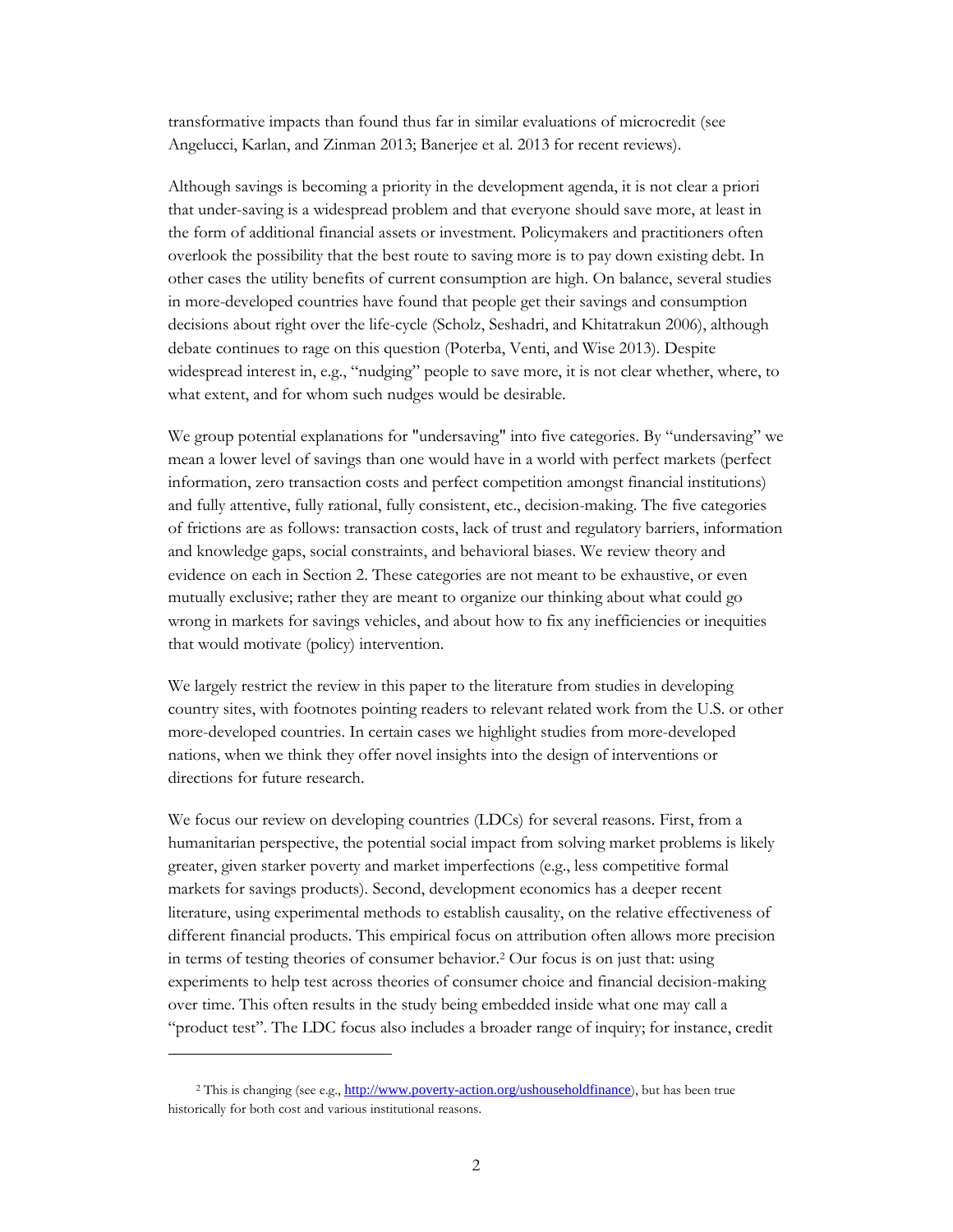transformative impacts than found thus far in similar evaluations of microcredit (see Angelucci, Karlan, and Zinman 2013; Banerjee et al. 2013 for recent reviews).

Although savings is becoming a priority in the development agenda, it is not clear a priori that under-saving is a widespread problem and that everyone should save more, at least in the form of additional financial assets or investment. Policymakers and practitioners often overlook the possibility that the best route to saving more is to pay down existing debt. In other cases the utility benefits of current consumption are high. On balance, several studies in more-developed countries have found that people get their savings and consumption decisions about right over the life-cycle (Scholz, Seshadri, and Khitatrakun 2006), although debate continues to rage on this question (Poterba, Venti, and Wise 2013). Despite widespread interest in, e.g., "nudging" people to save more, it is not clear whether, where, to what extent, and for whom such nudges would be desirable.

We group potential explanations for "undersaving" into five categories. By "undersaving" we mean a lower level of savings than one would have in a world with perfect markets (perfect information, zero transaction costs and perfect competition amongst financial institutions) and fully attentive, fully rational, fully consistent, etc., decision-making. The five categories of frictions are as follows: transaction costs, lack of trust and regulatory barriers, information and knowledge gaps, social constraints, and behavioral biases. We review theory and evidence on each in Section 2. These categories are not meant to be exhaustive, or even mutually exclusive; rather they are meant to organize our thinking about what could go wrong in markets for savings vehicles, and about how to fix any inefficiencies or inequities that would motivate (policy) intervention.

We largely restrict the review in this paper to the literature from studies in developing country sites, with footnotes pointing readers to relevant related work from the U.S. or other more-developed countries. In certain cases we highlight studies from more-developed nations, when we think they offer novel insights into the design of interventions or directions for future research.

We focus our review on developing countries (LDCs) for several reasons. First, from a humanitarian perspective, the potential social impact from solving market problems is likely greater, given starker poverty and market imperfections (e.g., less competitive formal markets for savings products). Second, development economics has a deeper recent literature, using experimental methods to establish causality, on the relative effectiveness of different financial products. This empirical focus on attribution often allows more precision in terms of testing theories of consumer behavior.[2] Our focus is on just that: using experiments to help test across theories of consumer choice and financial decision-making over time. This often results in the study being embedded inside what one may call a "product test". The LDC focus also includes a broader range of inquiry; for instance, credit

[2] This is changing (see e.g., http://www.poverty-action.org/ushouseholdfinance), but has been true historically for both cost and various institutional reasons.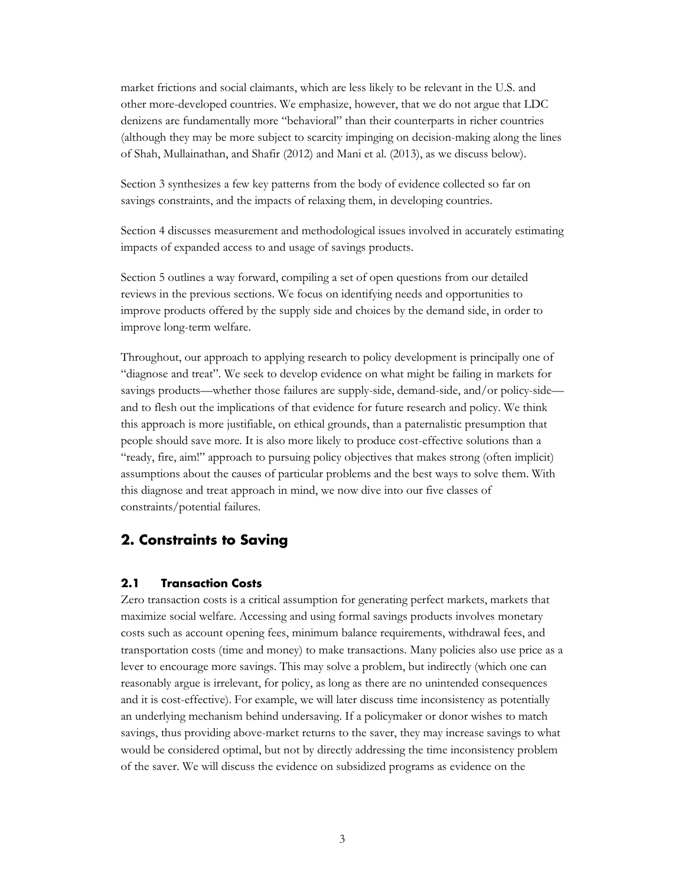market frictions and social claimants, which are less likely to be relevant in the U.S. and other more-developed countries. We emphasize, however, that we do not argue that LDC denizens are fundamentally more "behavioral" than their counterparts in richer countries (although they may be more subject to scarcity impinging on decision-making along the lines of Shah, Mullainathan, and Shafir (2012) and Mani et al. (2013), as we discuss below).

Section 3 synthesizes a few key patterns from the body of evidence collected so far on savings constraints, and the impacts of relaxing them, in developing countries.

Section 4 discusses measurement and methodological issues involved in accurately estimating impacts of expanded access to and usage of savings products.

Section 5 outlines a way forward, compiling a set of open questions from our detailed reviews in the previous sections. We focus on identifying needs and opportunities to improve products offered by the supply side and choices by the demand side, in order to improve long-term welfare.

Throughout, our approach to applying research to policy development is principally one of "diagnose and treat". We seek to develop evidence on what might be failing in markets for savings products—whether those failures are supply-side, demand-side, and/or policy-side—and to flesh out the implications of that evidence for future research and policy. We think this approach is more justifiable, on ethical grounds, than a paternalistic presumption that people should save more. It is also more likely to produce cost-effective solutions than a "ready, fire, aim!" approach to pursuing policy objectives that makes strong (often implicit) assumptions about the causes of particular problems and the best ways to solve them. With this diagnose and treat approach in mind, we now dive into our five classes of constraints/potential failures.

## 2. Constraints to Saving

### 2.1 Transaction Costs

Zero transaction costs is a critical assumption for generating perfect markets, markets that maximize social welfare. Accessing and using formal savings products involves monetary costs such as account opening fees, minimum balance requirements, withdrawal fees, and transportation costs (time and money) to make transactions. Many policies also use price as a lever to encourage more savings. This may solve a problem, but indirectly (which one can reasonably argue is irrelevant, for policy, as long as there are no unintended consequences and it is cost-effective). For example, we will later discuss time inconsistency as potentially an underlying mechanism behind undersaving. If a policymaker or donor wishes to match savings, thus providing above-market returns to the saver, they may increase savings to what would be considered optimal, but not by directly addressing the time inconsistency problem of the saver. We will discuss the evidence on subsidized programs as evidence on the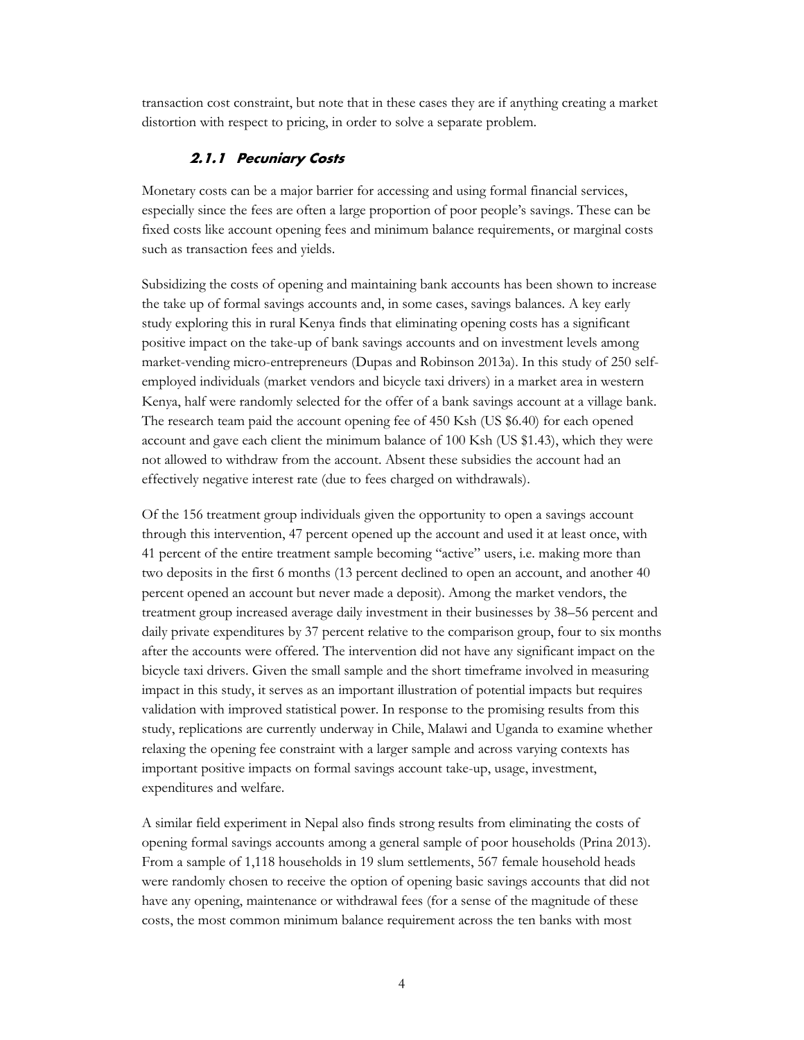transaction cost constraint, but note that in these cases they are if anything creating a market distortion with respect to pricing, in order to solve a separate problem.

### 2.1.1 Pecuniary Costs

Monetary costs can be a major barrier for accessing and using formal financial services, especially since the fees are often a large proportion of poor people's savings. These can be fixed costs like account opening fees and minimum balance requirements, or marginal costs such as transaction fees and yields.

Subsidizing the costs of opening and maintaining bank accounts has been shown to increase the take up of formal savings accounts and, in some cases, savings balances. A key early study exploring this in rural Kenya finds that eliminating opening costs has a significant positive impact on the take-up of bank savings accounts and on investment levels among market-vending micro-entrepreneurs (Dupas and Robinson 2013a). In this study of 250 self-employed individuals (market vendors and bicycle taxi drivers) in a market area in western Kenya, half were randomly selected for the offer of a bank savings account at a village bank. The research team paid the account opening fee of 450 Ksh (US $6.40) for each opened account and gave each client the minimum balance of 100 Ksh (US $1.43), which they were not allowed to withdraw from the account. Absent these subsidies the account had an effectively negative interest rate (due to fees charged on withdrawals).

Of the 156 treatment group individuals given the opportunity to open a savings account through this intervention, 47 percent opened up the account and used it at least once, with 41 percent of the entire treatment sample becoming "active" users, i.e. making more than two deposits in the first 6 months (13 percent declined to open an account, and another 40 percent opened an account but never made a deposit). Among the market vendors, the treatment group increased average daily investment in their businesses by 38–56 percent and daily private expenditures by 37 percent relative to the comparison group, four to six months after the accounts were offered. The intervention did not have any significant impact on the bicycle taxi drivers. Given the small sample and the short timeframe involved in measuring impact in this study, it serves as an important illustration of potential impacts but requires validation with improved statistical power. In response to the promising results from this study, replications are currently underway in Chile, Malawi and Uganda to examine whether relaxing the opening fee constraint with a larger sample and across varying contexts has important positive impacts on formal savings account take-up, usage, investment, expenditures and welfare.

A similar field experiment in Nepal also finds strong results from eliminating the costs of opening formal savings accounts among a general sample of poor households (Prina 2013). From a sample of 1,118 households in 19 slum settlements, 567 female household heads were randomly chosen to receive the option of opening basic savings accounts that did not have any opening, maintenance or withdrawal fees (for a sense of the magnitude of these costs, the most common minimum balance requirement across the ten banks with most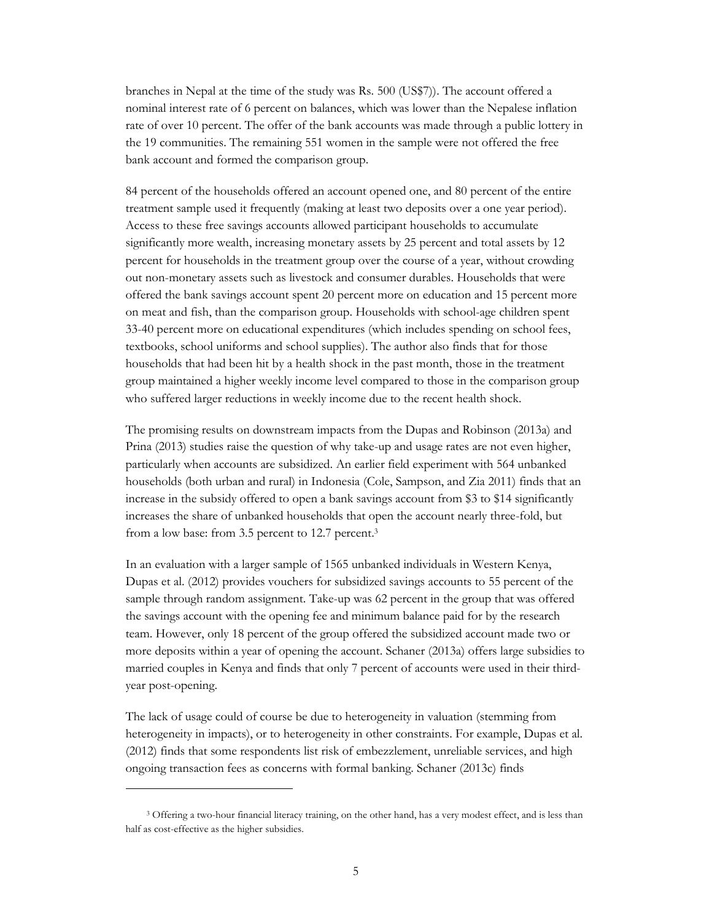branches in Nepal at the time of the study was Rs. 500 (US$7)). The account offered a nominal interest rate of 6 percent on balances, which was lower than the Nepalese inflation rate of over 10 percent. The offer of the bank accounts was made through a public lottery in the 19 communities. The remaining 551 women in the sample were not offered the free bank account and formed the comparison group.

84 percent of the households offered an account opened one, and 80 percent of the entire treatment sample used it frequently (making at least two deposits over a one year period). Access to these free savings accounts allowed participant households to accumulate significantly more wealth, increasing monetary assets by 25 percent and total assets by 12 percent for households in the treatment group over the course of a year, without crowding out non-monetary assets such as livestock and consumer durables. Households that were offered the bank savings account spent 20 percent more on education and 15 percent more on meat and fish, than the comparison group. Households with school-age children spent 33-40 percent more on educational expenditures (which includes spending on school fees, textbooks, school uniforms and school supplies). The author also finds that for those households that had been hit by a health shock in the past month, those in the treatment group maintained a higher weekly income level compared to those in the comparison group who suffered larger reductions in weekly income due to the recent health shock.

The promising results on downstream impacts from the Dupas and Robinson (2013a) and Prina (2013) studies raise the question of why take-up and usage rates are not even higher, particularly when accounts are subsidized. An earlier field experiment with 564 unbanked households (both urban and rural) in Indonesia (Cole, Sampson, and Zia 2011) finds that an increase in the subsidy offered to open a bank savings account from $3 to $14 significantly increases the share of unbanked households that open the account nearly three-fold, but from a low base: from 3.5 percent to 12.7 percent.[3]

In an evaluation with a larger sample of 1565 unbanked individuals in Western Kenya, Dupas et al. (2012) provides vouchers for subsidized savings accounts to 55 percent of the sample through random assignment. Take-up was 62 percent in the group that was offered the savings account with the opening fee and minimum balance paid for by the research team. However, only 18 percent of the group offered the subsidized account made two or more deposits within a year of opening the account. Schaner (2013a) offers large subsidies to married couples in Kenya and finds that only 7 percent of accounts were used in their third-year post-opening.

The lack of usage could of course be due to heterogeneity in valuation (stemming from heterogeneity in impacts), or to heterogeneity in other constraints. For example, Dupas et al. (2012) finds that some respondents list risk of embezzlement, unreliable services, and high ongoing transaction fees as concerns with formal banking. Schaner (2013c) finds

[3] Offering a two-hour financial literacy training, on the other hand, has a very modest effect, and is less than half as cost-effective as the higher subsidies.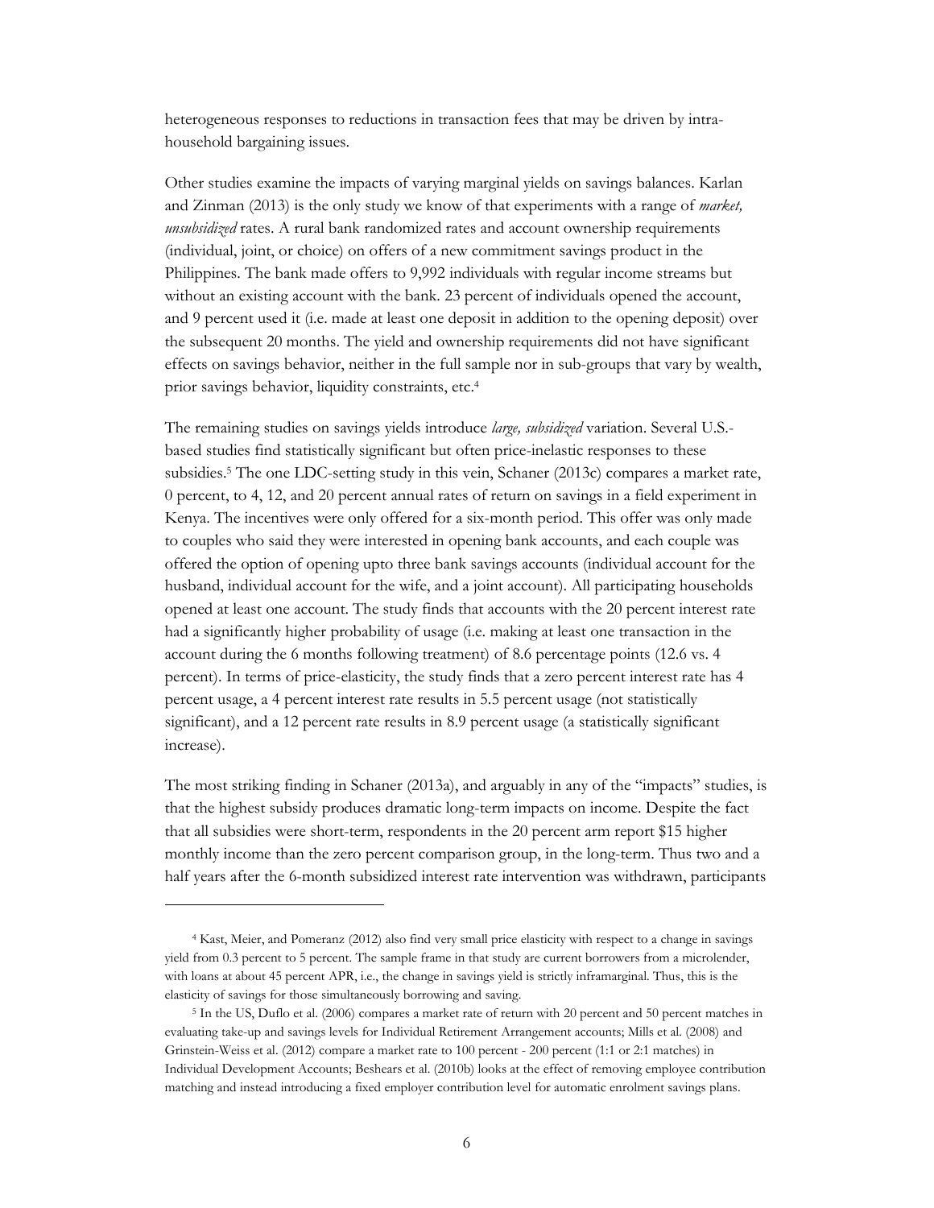heterogeneous responses to reductions in transaction fees that may be driven by intra-household bargaining issues.

Other studies examine the impacts of varying marginal yields on savings balances. Karlan and Zinman (2013) is the only study we know of that experiments with a range of *market, unsubsidized* rates. A rural bank randomized rates and account ownership requirements (individual, joint, or choice) on offers of a new commitment savings product in the Philippines. The bank made offers to 9,992 individuals with regular income streams but without an existing account with the bank. 23 percent of individuals opened the account, and 9 percent used it (i.e. made at least one deposit in addition to the opening deposit) over the subsequent 20 months. The yield and ownership requirements did not have significant effects on savings behavior, neither in the full sample nor in sub-groups that vary by wealth, prior savings behavior, liquidity constraints, etc.[4]

The remaining studies on savings yields introduce *large, subsidized* variation. Several U.S.-based studies find statistically significant but often price-inelastic responses to these subsidies.[5] The one LDC-setting study in this vein, Schaner (2013c) compares a market rate, 0 percent, to 4, 12, and 20 percent annual rates of return on savings in a field experiment in Kenya. The incentives were only offered for a six-month period. This offer was only made to couples who said they were interested in opening bank accounts, and each couple was offered the option of opening upto three bank savings accounts (individual account for the husband, individual account for the wife, and a joint account). All participating households opened at least one account. The study finds that accounts with the 20 percent interest rate had a significantly higher probability of usage (i.e. making at least one transaction in the account during the 6 months following treatment) of 8.6 percentage points (12.6 vs. 4 percent). In terms of price-elasticity, the study finds that a zero percent interest rate has 4 percent usage, a 4 percent interest rate results in 5.5 percent usage (not statistically significant), and a 12 percent rate results in 8.9 percent usage (a statistically significant increase).

The most striking finding in Schaner (2013a), and arguably in any of the "impacts" studies, is that the highest subsidy produces dramatic long-term impacts on income. Despite the fact that all subsidies were short-term, respondents in the 20 percent arm report $15 higher monthly income than the zero percent comparison group, in the long-term. Thus two and a half years after the 6-month subsidized interest rate intervention was withdrawn, participants

---

[4] Kast, Meier, and Pomeranz (2012) also find very small price elasticity with respect to a change in savings yield from 0.3 percent to 5 percent. The sample frame in that study are current borrowers from a microlender, with loans at about 45 percent APR, i.e., the change in savings yield is strictly inframarginal. Thus, this is the elasticity of savings for those simultaneously borrowing and saving.

[5] In the US, Duflo et al. (2006) compares a market rate of return with 20 percent and 50 percent matches in evaluating take-up and savings levels for Individual Retirement Arrangement accounts; Mills et al. (2008) and Grinstein-Weiss et al. (2012) compare a market rate to 100 percent - 200 percent (1:1 or 2:1 matches) in Individual Development Accounts; Beshears et al. (2010b) looks at the effect of removing employee contribution matching and instead introducing a fixed employer contribution level for automatic enrolment savings plans.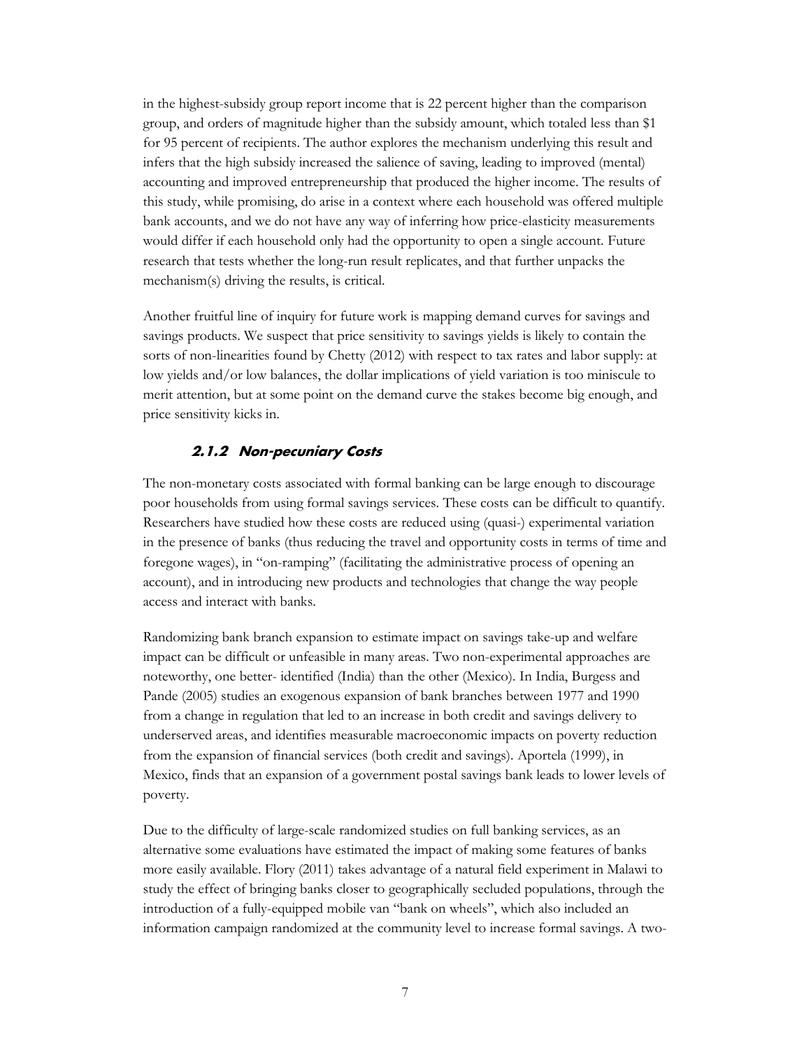in the highest-subsidy group report income that is 22 percent higher than the comparison group, and orders of magnitude higher than the subsidy amount, which totaled less than $1 for 95 percent of recipients. The author explores the mechanism underlying this result and infers that the high subsidy increased the salience of saving, leading to improved (mental) accounting and improved entrepreneurship that produced the higher income. The results of this study, while promising, do arise in a context where each household was offered multiple bank accounts, and we do not have any way of inferring how price-elasticity measurements would differ if each household only had the opportunity to open a single account. Future research that tests whether the long-run result replicates, and that further unpacks the mechanism(s) driving the results, is critical.

Another fruitful line of inquiry for future work is mapping demand curves for savings and savings products. We suspect that price sensitivity to savings yields is likely to contain the sorts of non-linearities found by Chetty (2012) with respect to tax rates and labor supply: at low yields and/or low balances, the dollar implications of yield variation is too miniscule to merit attention, but at some point on the demand curve the stakes become big enough, and price sensitivity kicks in.

### 2.1.2 Non-pecuniary Costs

The non-monetary costs associated with formal banking can be large enough to discourage poor households from using formal savings services. These costs can be difficult to quantify. Researchers have studied how these costs are reduced using (quasi-) experimental variation in the presence of banks (thus reducing the travel and opportunity costs in terms of time and foregone wages), in "on-ramping" (facilitating the administrative process of opening an account), and in introducing new products and technologies that change the way people access and interact with banks.

Randomizing bank branch expansion to estimate impact on savings take-up and welfare impact can be difficult or unfeasible in many areas. Two non-experimental approaches are noteworthy, one better- identified (India) than the other (Mexico). In India, Burgess and Pande (2005) studies an exogenous expansion of bank branches between 1977 and 1990 from a change in regulation that led to an increase in both credit and savings delivery to underserved areas, and identifies measurable macroeconomic impacts on poverty reduction from the expansion of financial services (both credit and savings). Aportela (1999), in Mexico, finds that an expansion of a government postal savings bank leads to lower levels of poverty.

Due to the difficulty of large-scale randomized studies on full banking services, as an alternative some evaluations have estimated the impact of making some features of banks more easily available. Flory (2011) takes advantage of a natural field experiment in Malawi to study the effect of bringing banks closer to geographically secluded populations, through the introduction of a fully-equipped mobile van "bank on wheels", which also included an information campaign randomized at the community level to increase formal savings. A two-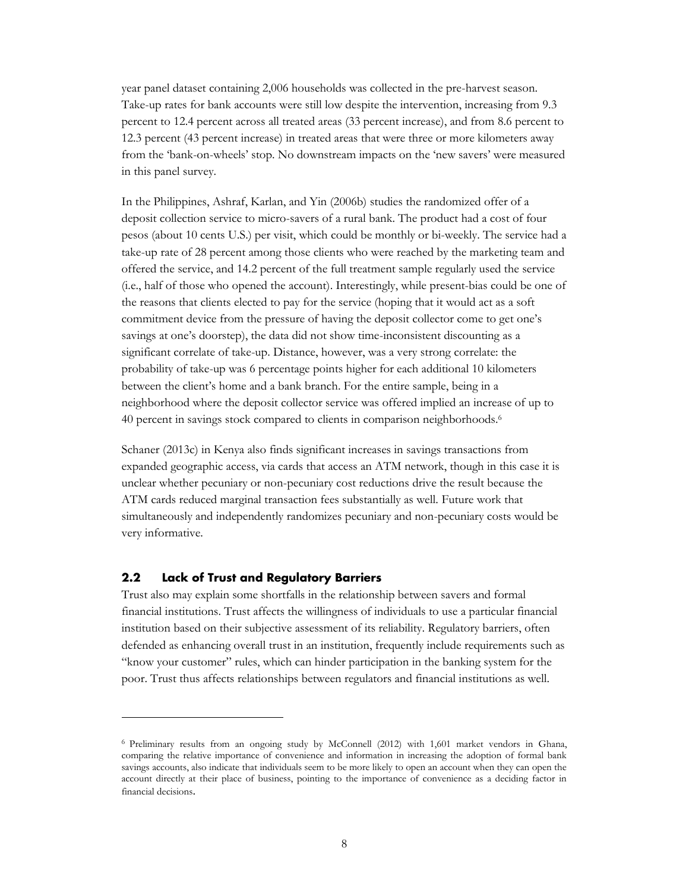year panel dataset containing 2,006 households was collected in the pre-harvest season. Take-up rates for bank accounts were still low despite the intervention, increasing from 9.3 percent to 12.4 percent across all treated areas (33 percent increase), and from 8.6 percent to 12.3 percent (43 percent increase) in treated areas that were three or more kilometers away from the 'bank-on-wheels' stop. No downstream impacts on the 'new savers' were measured in this panel survey.

In the Philippines, Ashraf, Karlan, and Yin (2006b) studies the randomized offer of a deposit collection service to micro-savers of a rural bank. The product had a cost of four pesos (about 10 cents U.S.) per visit, which could be monthly or bi-weekly. The service had a take-up rate of 28 percent among those clients who were reached by the marketing team and offered the service, and 14.2 percent of the full treatment sample regularly used the service (i.e., half of those who opened the account). Interestingly, while present-bias could be one of the reasons that clients elected to pay for the service (hoping that it would act as a soft commitment device from the pressure of having the deposit collector come to get one's savings at one's doorstep), the data did not show time-inconsistent discounting as a significant correlate of take-up. Distance, however, was a very strong correlate: the probability of take-up was 6 percentage points higher for each additional 10 kilometers between the client's home and a bank branch. For the entire sample, being in a neighborhood where the deposit collector service was offered implied an increase of up to 40 percent in savings stock compared to clients in comparison neighborhoods.[6]

Schaner (2013c) in Kenya also finds significant increases in savings transactions from expanded geographic access, via cards that access an ATM network, though in this case it is unclear whether pecuniary or non-pecuniary cost reductions drive the result because the ATM cards reduced marginal transaction fees substantially as well. Future work that simultaneously and independently randomizes pecuniary and non-pecuniary costs would be very informative.

### 2.2 Lack of Trust and Regulatory Barriers

Trust also may explain some shortfalls in the relationship between savers and formal financial institutions. Trust affects the willingness of individuals to use a particular financial institution based on their subjective assessment of its reliability. Regulatory barriers, often defended as enhancing overall trust in an institution, frequently include requirements such as "know your customer" rules, which can hinder participation in the banking system for the poor. Trust thus affects relationships between regulators and financial institutions as well.

---

[6] Preliminary results from an ongoing study by McConnell (2012) with 1,601 market vendors in Ghana, comparing the relative importance of convenience and information in increasing the adoption of formal bank savings accounts, also indicate that individuals seem to be more likely to open an account when they can open the account directly at their place of business, pointing to the importance of convenience as a deciding factor in financial decisions.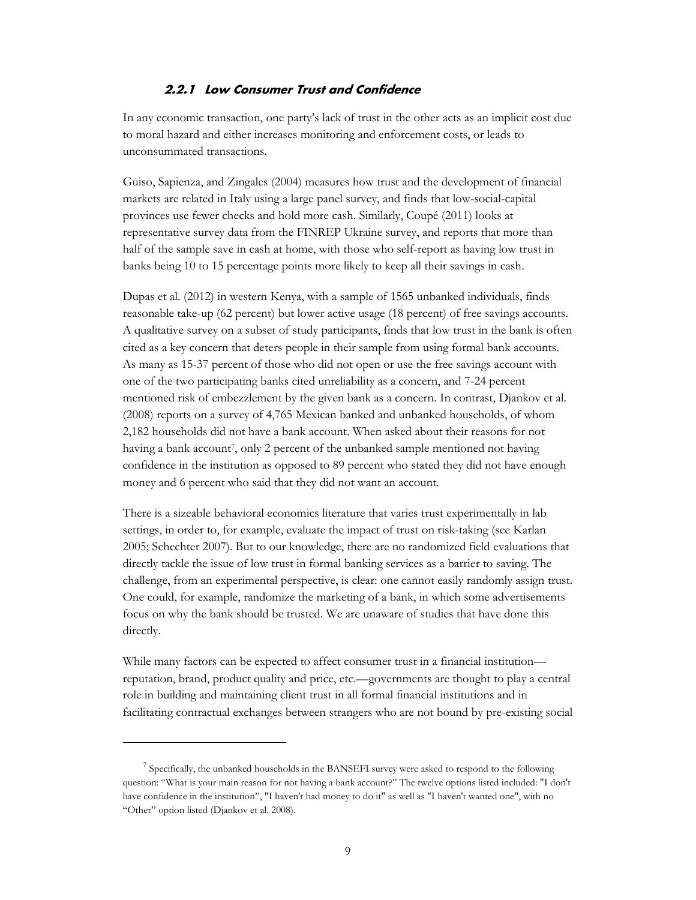### 2.2.1 Low Consumer Trust and Confidence

In any economic transaction, one party's lack of trust in the other acts as an implicit cost due to moral hazard and either increases monitoring and enforcement costs, or leads to unconsummated transactions.

Guiso, Sapienza, and Zingales (2004) measures how trust and the development of financial markets are related in Italy using a large panel survey, and finds that low-social-capital provinces use fewer checks and hold more cash. Similarly, Coupé (2011) looks at representative survey data from the FINREP Ukraine survey, and reports that more than half of the sample save in cash at home, with those who self-report as having low trust in banks being 10 to 15 percentage points more likely to keep all their savings in cash.

Dupas et al. (2012) in western Kenya, with a sample of 1565 unbanked individuals, finds reasonable take-up (62 percent) but lower active usage (18 percent) of free savings accounts. A qualitative survey on a subset of study participants, finds that low trust in the bank is often cited as a key concern that deters people in their sample from using formal bank accounts. As many as 15-37 percent of those who did not open or use the free savings account with one of the two participating banks cited unreliability as a concern, and 7-24 percent mentioned risk of embezzlement by the given bank as a concern. In contrast, Djankov et al. (2008) reports on a survey of 4,765 Mexican banked and unbanked households, of whom 2,182 households did not have a bank account. When asked about their reasons for not having a bank account[7], only 2 percent of the unbanked sample mentioned not having confidence in the institution as opposed to 89 percent who stated they did not have enough money and 6 percent who said that they did not want an account.

There is a sizeable behavioral economics literature that varies trust experimentally in lab settings, in order to, for example, evaluate the impact of trust on risk-taking (see Karlan 2005; Schechter 2007). But to our knowledge, there are no randomized field evaluations that directly tackle the issue of low trust in formal banking services as a barrier to saving. The challenge, from an experimental perspective, is clear: one cannot easily randomly assign trust. One could, for example, randomize the marketing of a bank, in which some advertisements focus on why the bank should be trusted. We are unaware of studies that have done this directly.

While many factors can be expected to affect consumer trust in a financial institution—reputation, brand, product quality and price, etc.—governments are thought to play a central role in building and maintaining client trust in all formal financial institutions and in facilitating contractual exchanges between strangers who are not bound by pre-existing social

[7] Specifically, the unbanked households in the BANSEFI survey were asked to respond to the following question: "What is your main reason for not having a bank account?" The twelve options listed included: "I don't have confidence in the institution", "I haven't had money to do it" as well as "I haven't wanted one", with no "Other" option listed (Djankov et al. 2008).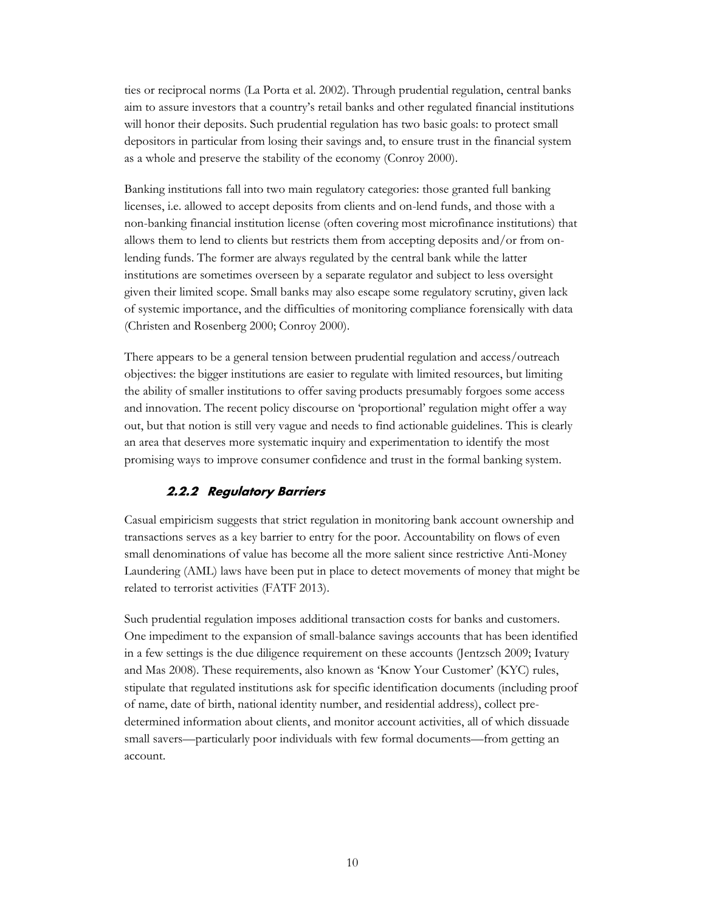ties or reciprocal norms (La Porta et al. 2002). Through prudential regulation, central banks aim to assure investors that a country's retail banks and other regulated financial institutions will honor their deposits. Such prudential regulation has two basic goals: to protect small depositors in particular from losing their savings and, to ensure trust in the financial system as a whole and preserve the stability of the economy (Conroy 2000).

Banking institutions fall into two main regulatory categories: those granted full banking licenses, i.e. allowed to accept deposits from clients and on-lend funds, and those with a non-banking financial institution license (often covering most microfinance institutions) that allows them to lend to clients but restricts them from accepting deposits and/or from on-lending funds. The former are always regulated by the central bank while the latter institutions are sometimes overseen by a separate regulator and subject to less oversight given their limited scope. Small banks may also escape some regulatory scrutiny, given lack of systemic importance, and the difficulties of monitoring compliance forensically with data (Christen and Rosenberg 2000; Conroy 2000).

There appears to be a general tension between prudential regulation and access/outreach objectives: the bigger institutions are easier to regulate with limited resources, but limiting the ability of smaller institutions to offer saving products presumably forgoes some access and innovation. The recent policy discourse on 'proportional' regulation might offer a way out, but that notion is still very vague and needs to find actionable guidelines. This is clearly an area that deserves more systematic inquiry and experimentation to identify the most promising ways to improve consumer confidence and trust in the formal banking system.

### 2.2.2 Regulatory Barriers

Casual empiricism suggests that strict regulation in monitoring bank account ownership and transactions serves as a key barrier to entry for the poor. Accountability on flows of even small denominations of value has become all the more salient since restrictive Anti-Money Laundering (AML) laws have been put in place to detect movements of money that might be related to terrorist activities (FATF 2013).

Such prudential regulation imposes additional transaction costs for banks and customers. One impediment to the expansion of small-balance savings accounts that has been identified in a few settings is the due diligence requirement on these accounts (Jentzsch 2009; Ivatury and Mas 2008). These requirements, also known as 'Know Your Customer' (KYC) rules, stipulate that regulated institutions ask for specific identification documents (including proof of name, date of birth, national identity number, and residential address), collect pre-determined information about clients, and monitor account activities, all of which dissuade small savers—particularly poor individuals with few formal documents—from getting an account.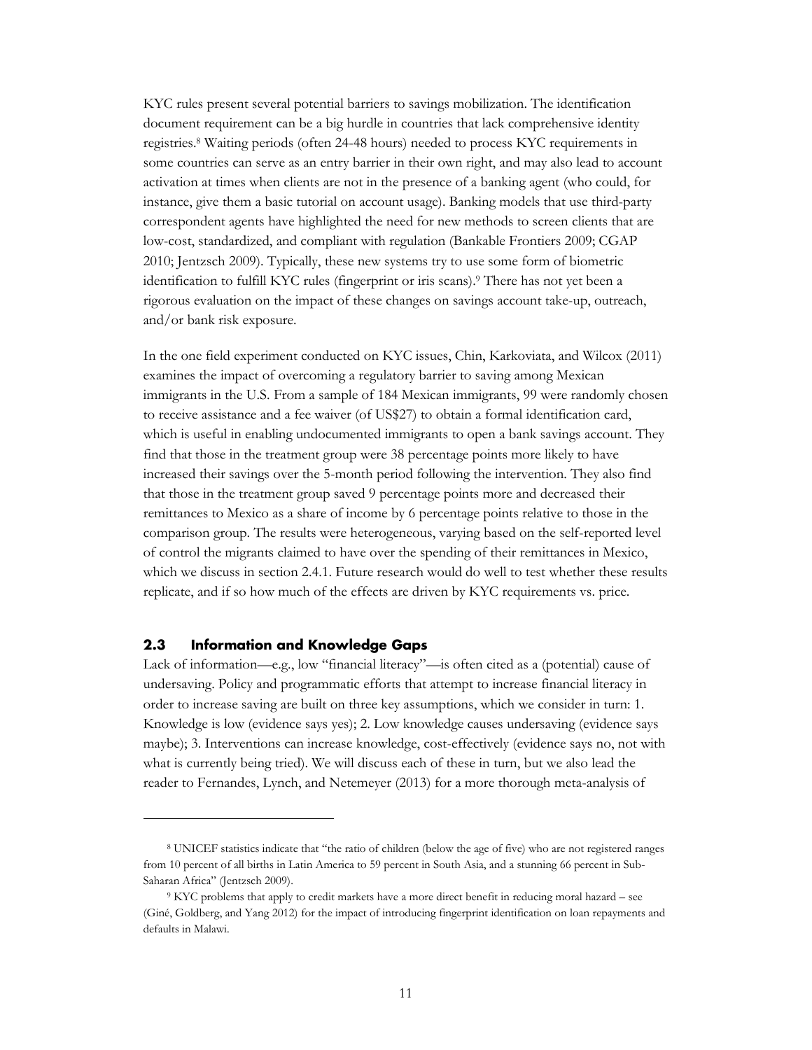KYC rules present several potential barriers to savings mobilization. The identification document requirement can be a big hurdle in countries that lack comprehensive identity registries.[8] Waiting periods (often 24-48 hours) needed to process KYC requirements in some countries can serve as an entry barrier in their own right, and may also lead to account activation at times when clients are not in the presence of a banking agent (who could, for instance, give them a basic tutorial on account usage). Banking models that use third-party correspondent agents have highlighted the need for new methods to screen clients that are low-cost, standardized, and compliant with regulation (Bankable Frontiers 2009; CGAP 2010; Jentzsch 2009). Typically, these new systems try to use some form of biometric identification to fulfill KYC rules (fingerprint or iris scans).[9] There has not yet been a rigorous evaluation on the impact of these changes on savings account take-up, outreach, and/or bank risk exposure.

In the one field experiment conducted on KYC issues, Chin, Karkoviata, and Wilcox (2011) examines the impact of overcoming a regulatory barrier to saving among Mexican immigrants in the U.S. From a sample of 184 Mexican immigrants, 99 were randomly chosen to receive assistance and a fee waiver (of US$27) to obtain a formal identification card, which is useful in enabling undocumented immigrants to open a bank savings account. They find that those in the treatment group were 38 percentage points more likely to have increased their savings over the 5-month period following the intervention. They also find that those in the treatment group saved 9 percentage points more and decreased their remittances to Mexico as a share of income by 6 percentage points relative to those in the comparison group. The results were heterogeneous, varying based on the self-reported level of control the migrants claimed to have over the spending of their remittances in Mexico, which we discuss in section 2.4.1. Future research would do well to test whether these results replicate, and if so how much of the effects are driven by KYC requirements vs. price.

### 2.3 Information and Knowledge Gaps

Lack of information—e.g., low "financial literacy"—is often cited as a (potential) cause of undersaving. Policy and programmatic efforts that attempt to increase financial literacy in order to increase saving are built on three key assumptions, which we consider in turn: 1. Knowledge is low (evidence says yes); 2. Low knowledge causes undersaving (evidence says maybe); 3. Interventions can increase knowledge, cost-effectively (evidence says no, not with what is currently being tried). We will discuss each of these in turn, but we also lead the reader to Fernandes, Lynch, and Netemeyer (2013) for a more thorough meta-analysis of

---

[8] UNICEF statistics indicate that "the ratio of children (below the age of five) who are not registered ranges from 10 percent of all births in Latin America to 59 percent in South Asia, and a stunning 66 percent in Sub-Saharan Africa" (Jentzsch 2009).

[9] KYC problems that apply to credit markets have a more direct benefit in reducing moral hazard – see (Giné, Goldberg, and Yang 2012) for the impact of introducing fingerprint identification on loan repayments and defaults in Malawi.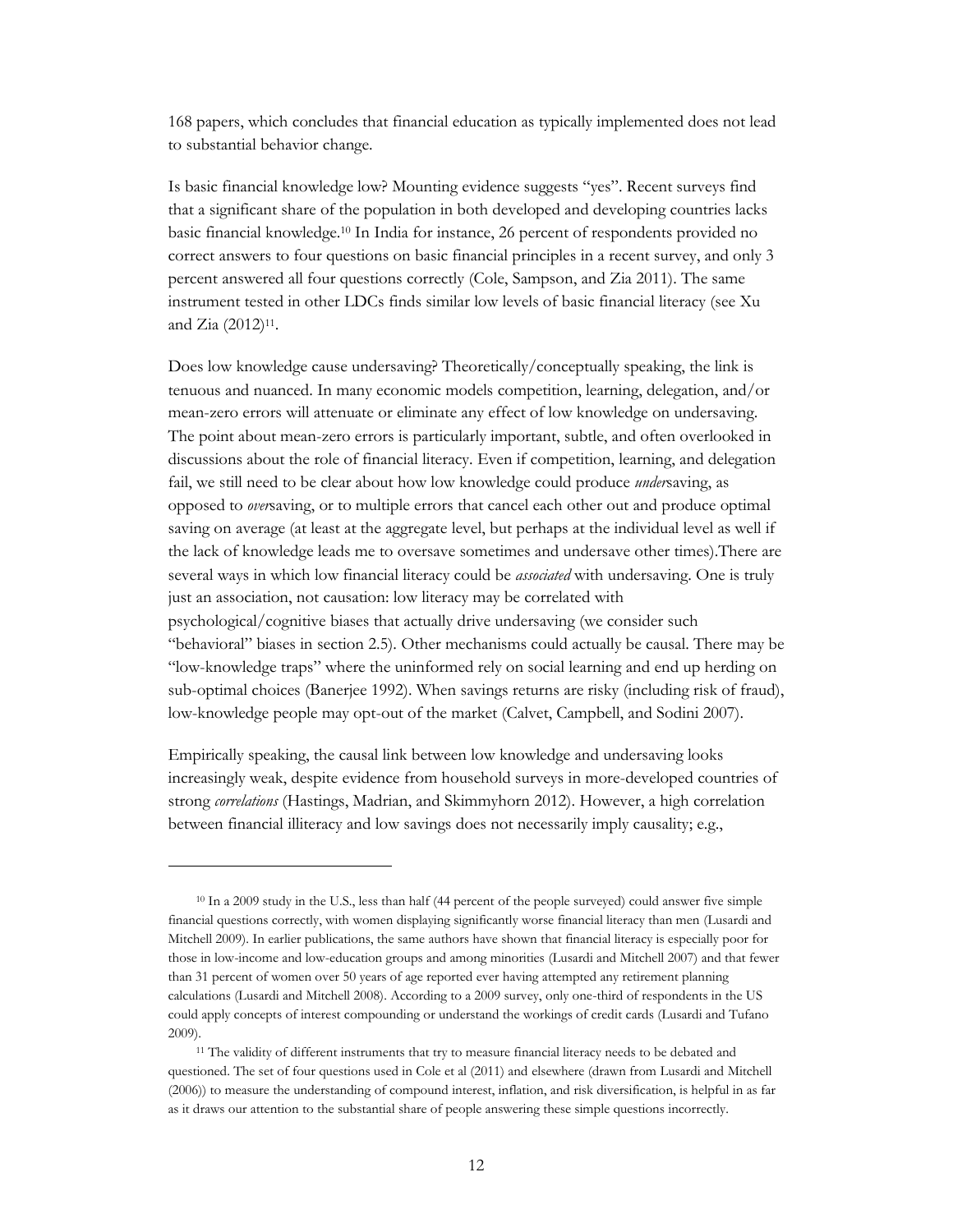168 papers, which concludes that financial education as typically implemented does not lead to substantial behavior change.

Is basic financial knowledge low? Mounting evidence suggests "yes". Recent surveys find that a significant share of the population in both developed and developing countries lacks basic financial knowledge.[10] In India for instance, 26 percent of respondents provided no correct answers to four questions on basic financial principles in a recent survey, and only 3 percent answered all four questions correctly (Cole, Sampson, and Zia 2011). The same instrument tested in other LDCs finds similar low levels of basic financial literacy (see Xu and Zia (2012)[11].

Does low knowledge cause undersaving? Theoretically/conceptually speaking, the link is tenuous and nuanced. In many economic models competition, learning, delegation, and/or mean-zero errors will attenuate or eliminate any effect of low knowledge on undersaving. The point about mean-zero errors is particularly important, subtle, and often overlooked in discussions about the role of financial literacy. Even if competition, learning, and delegation fail, we still need to be clear about how low knowledge could produce *under*saving, as opposed to *over*saving, or to multiple errors that cancel each other out and produce optimal saving on average (at least at the aggregate level, but perhaps at the individual level as well if the lack of knowledge leads me to oversave sometimes and undersave other times).There are several ways in which low financial literacy could be *associated* with undersaving. One is truly just an association, not causation: low literacy may be correlated with psychological/cognitive biases that actually drive undersaving (we consider such "behavioral" biases in section 2.5). Other mechanisms could actually be causal. There may be "low-knowledge traps" where the uninformed rely on social learning and end up herding on sub-optimal choices (Banerjee 1992). When savings returns are risky (including risk of fraud), low-knowledge people may opt-out of the market (Calvet, Campbell, and Sodini 2007).

Empirically speaking, the causal link between low knowledge and undersaving looks increasingly weak, despite evidence from household surveys in more-developed countries of strong *correlations* (Hastings, Madrian, and Skimmyhorn 2012). However, a high correlation between financial illiteracy and low savings does not necessarily imply causality; e.g.,

---

[10] In a 2009 study in the U.S., less than half (44 percent of the people surveyed) could answer five simple financial questions correctly, with women displaying significantly worse financial literacy than men (Lusardi and Mitchell 2009). In earlier publications, the same authors have shown that financial literacy is especially poor for those in low-income and low-education groups and among minorities (Lusardi and Mitchell 2007) and that fewer than 31 percent of women over 50 years of age reported ever having attempted any retirement planning calculations (Lusardi and Mitchell 2008). According to a 2009 survey, only one-third of respondents in the US could apply concepts of interest compounding or understand the workings of credit cards (Lusardi and Tufano 2009).

[11] The validity of different instruments that try to measure financial literacy needs to be debated and questioned. The set of four questions used in Cole et al (2011) and elsewhere (drawn from Lusardi and Mitchell (2006)) to measure the understanding of compound interest, inflation, and risk diversification, is helpful in as far as it draws our attention to the substantial share of people answering these simple questions incorrectly.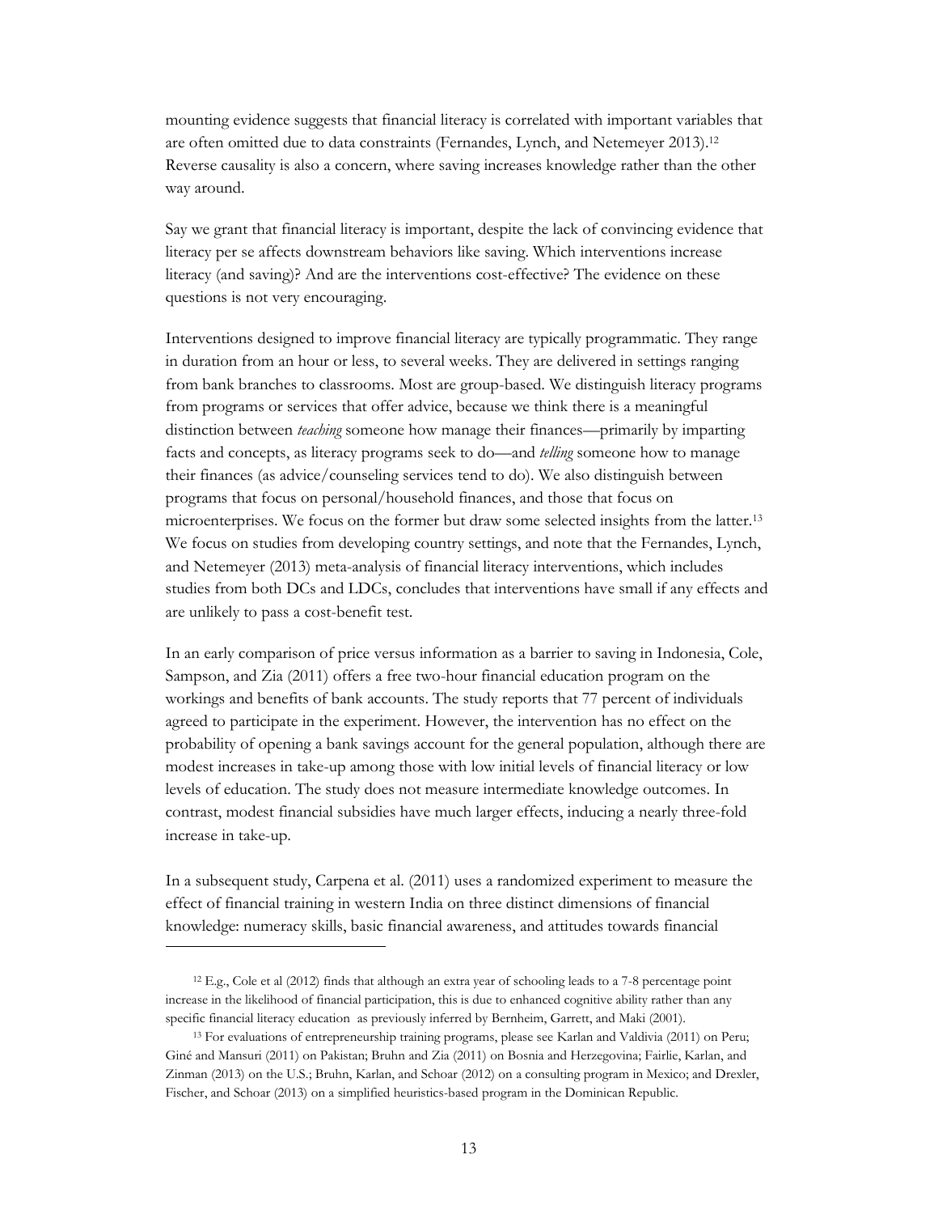mounting evidence suggests that financial literacy is correlated with important variables that are often omitted due to data constraints (Fernandes, Lynch, and Netemeyer 2013).[12] Reverse causality is also a concern, where saving increases knowledge rather than the other way around.

Say we grant that financial literacy is important, despite the lack of convincing evidence that literacy per se affects downstream behaviors like saving. Which interventions increase literacy (and saving)? And are the interventions cost-effective? The evidence on these questions is not very encouraging.

Interventions designed to improve financial literacy are typically programmatic. They range in duration from an hour or less, to several weeks. They are delivered in settings ranging from bank branches to classrooms. Most are group-based. We distinguish literacy programs from programs or services that offer advice, because we think there is a meaningful distinction between *teaching* someone how manage their finances—primarily by imparting facts and concepts, as literacy programs seek to do—and *telling* someone how to manage their finances (as advice/counseling services tend to do). We also distinguish between programs that focus on personal/household finances, and those that focus on microenterprises. We focus on the former but draw some selected insights from the latter.[13] We focus on studies from developing country settings, and note that the Fernandes, Lynch, and Netemeyer (2013) meta-analysis of financial literacy interventions, which includes studies from both DCs and LDCs, concludes that interventions have small if any effects and are unlikely to pass a cost-benefit test.

In an early comparison of price versus information as a barrier to saving in Indonesia, Cole, Sampson, and Zia (2011) offers a free two-hour financial education program on the workings and benefits of bank accounts. The study reports that 77 percent of individuals agreed to participate in the experiment. However, the intervention has no effect on the probability of opening a bank savings account for the general population, although there are modest increases in take-up among those with low initial levels of financial literacy or low levels of education. The study does not measure intermediate knowledge outcomes. In contrast, modest financial subsidies have much larger effects, inducing a nearly three-fold increase in take-up.

In a subsequent study, Carpena et al. (2011) uses a randomized experiment to measure the effect of financial training in western India on three distinct dimensions of financial knowledge: numeracy skills, basic financial awareness, and attitudes towards financial

[12] E.g., Cole et al (2012) finds that although an extra year of schooling leads to a 7-8 percentage point increase in the likelihood of financial participation, this is due to enhanced cognitive ability rather than any specific financial literacy education as previously inferred by Bernheim, Garrett, and Maki (2001).

[13] For evaluations of entrepreneurship training programs, please see Karlan and Valdivia (2011) on Peru; Giné and Mansuri (2011) on Pakistan; Bruhn and Zia (2011) on Bosnia and Herzegovina; Fairlie, Karlan, and Zinman (2013) on the U.S.; Bruhn, Karlan, and Schoar (2012) on a consulting program in Mexico; and Drexler, Fischer, and Schoar (2013) on a simplified heuristics-based program in the Dominican Republic.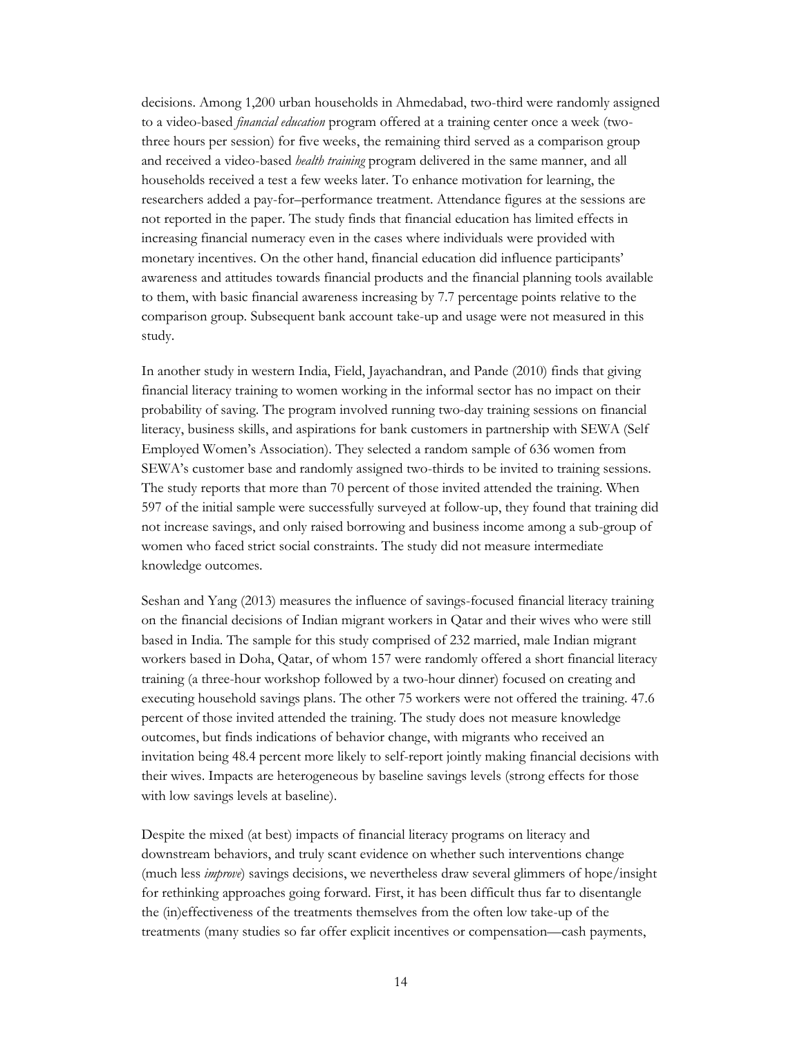decisions. Among 1,200 urban households in Ahmedabad, two-third were randomly assigned to a video-based *financial education* program offered at a training center once a week (two-three hours per session) for five weeks, the remaining third served as a comparison group and received a video-based *health training* program delivered in the same manner, and all households received a test a few weeks later. To enhance motivation for learning, the researchers added a pay-for–performance treatment. Attendance figures at the sessions are not reported in the paper. The study finds that financial education has limited effects in increasing financial numeracy even in the cases where individuals were provided with monetary incentives. On the other hand, financial education did influence participants' awareness and attitudes towards financial products and the financial planning tools available to them, with basic financial awareness increasing by 7.7 percentage points relative to the comparison group. Subsequent bank account take-up and usage were not measured in this study.

In another study in western India, Field, Jayachandran, and Pande (2010) finds that giving financial literacy training to women working in the informal sector has no impact on their probability of saving. The program involved running two-day training sessions on financial literacy, business skills, and aspirations for bank customers in partnership with SEWA (Self Employed Women's Association). They selected a random sample of 636 women from SEWA's customer base and randomly assigned two-thirds to be invited to training sessions. The study reports that more than 70 percent of those invited attended the training. When 597 of the initial sample were successfully surveyed at follow-up, they found that training did not increase savings, and only raised borrowing and business income among a sub-group of women who faced strict social constraints. The study did not measure intermediate knowledge outcomes.

Seshan and Yang (2013) measures the influence of savings-focused financial literacy training on the financial decisions of Indian migrant workers in Qatar and their wives who were still based in India. The sample for this study comprised of 232 married, male Indian migrant workers based in Doha, Qatar, of whom 157 were randomly offered a short financial literacy training (a three-hour workshop followed by a two-hour dinner) focused on creating and executing household savings plans. The other 75 workers were not offered the training. 47.6 percent of those invited attended the training. The study does not measure knowledge outcomes, but finds indications of behavior change, with migrants who received an invitation being 48.4 percent more likely to self-report jointly making financial decisions with their wives. Impacts are heterogeneous by baseline savings levels (strong effects for those with low savings levels at baseline).

Despite the mixed (at best) impacts of financial literacy programs on literacy and downstream behaviors, and truly scant evidence on whether such interventions change (much less *improve*) savings decisions, we nevertheless draw several glimmers of hope/insight for rethinking approaches going forward. First, it has been difficult thus far to disentangle the (in)effectiveness of the treatments themselves from the often low take-up of the treatments (many studies so far offer explicit incentives or compensation—cash payments,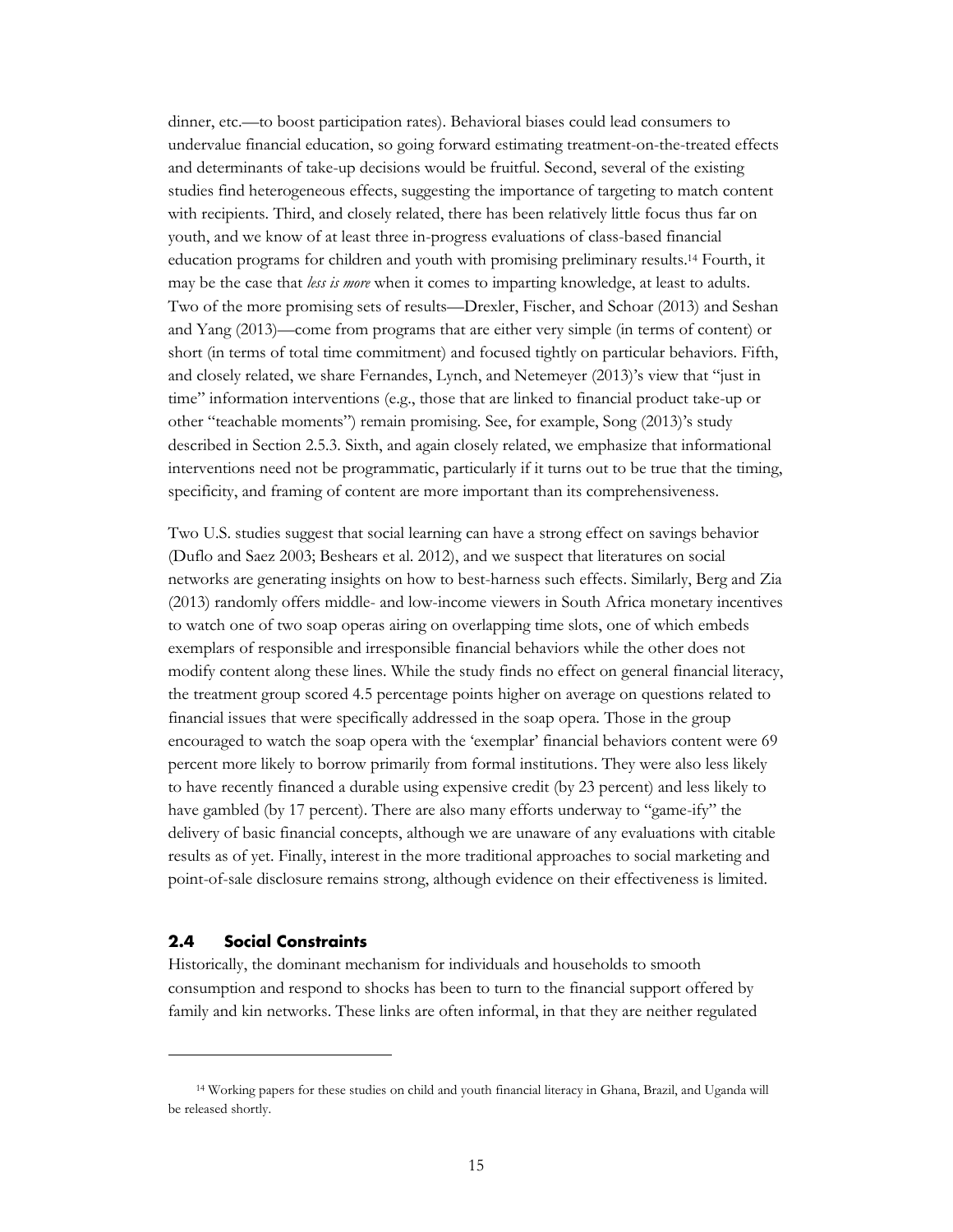dinner, etc.—to boost participation rates). Behavioral biases could lead consumers to undervalue financial education, so going forward estimating treatment-on-the-treated effects and determinants of take-up decisions would be fruitful. Second, several of the existing studies find heterogeneous effects, suggesting the importance of targeting to match content with recipients. Third, and closely related, there has been relatively little focus thus far on youth, and we know of at least three in-progress evaluations of class-based financial education programs for children and youth with promising preliminary results.[14] Fourth, it may be the case that *less is more* when it comes to imparting knowledge, at least to adults. Two of the more promising sets of results—Drexler, Fischer, and Schoar (2013) and Seshan and Yang (2013)—come from programs that are either very simple (in terms of content) or short (in terms of total time commitment) and focused tightly on particular behaviors. Fifth, and closely related, we share Fernandes, Lynch, and Netemeyer (2013)'s view that "just in time" information interventions (e.g., those that are linked to financial product take-up or other "teachable moments") remain promising. See, for example, Song (2013)'s study described in Section 2.5.3. Sixth, and again closely related, we emphasize that informational interventions need not be programmatic, particularly if it turns out to be true that the timing, specificity, and framing of content are more important than its comprehensiveness.

Two U.S. studies suggest that social learning can have a strong effect on savings behavior (Duflo and Saez 2003; Beshears et al. 2012), and we suspect that literatures on social networks are generating insights on how to best-harness such effects. Similarly, Berg and Zia (2013) randomly offers middle- and low-income viewers in South Africa monetary incentives to watch one of two soap operas airing on overlapping time slots, one of which embeds exemplars of responsible and irresponsible financial behaviors while the other does not modify content along these lines. While the study finds no effect on general financial literacy, the treatment group scored 4.5 percentage points higher on average on questions related to financial issues that were specifically addressed in the soap opera. Those in the group encouraged to watch the soap opera with the 'exemplar' financial behaviors content were 69 percent more likely to borrow primarily from formal institutions. They were also less likely to have recently financed a durable using expensive credit (by 23 percent) and less likely to have gambled (by 17 percent). There are also many efforts underway to "game-ify" the delivery of basic financial concepts, although we are unaware of any evaluations with citable results as of yet. Finally, interest in the more traditional approaches to social marketing and point-of-sale disclosure remains strong, although evidence on their effectiveness is limited.

## 2.4 Social Constraints

Historically, the dominant mechanism for individuals and households to smooth consumption and respond to shocks has been to turn to the financial support offered by family and kin networks. These links are often informal, in that they are neither regulated

[14] Working papers for these studies on child and youth financial literacy in Ghana, Brazil, and Uganda will be released shortly.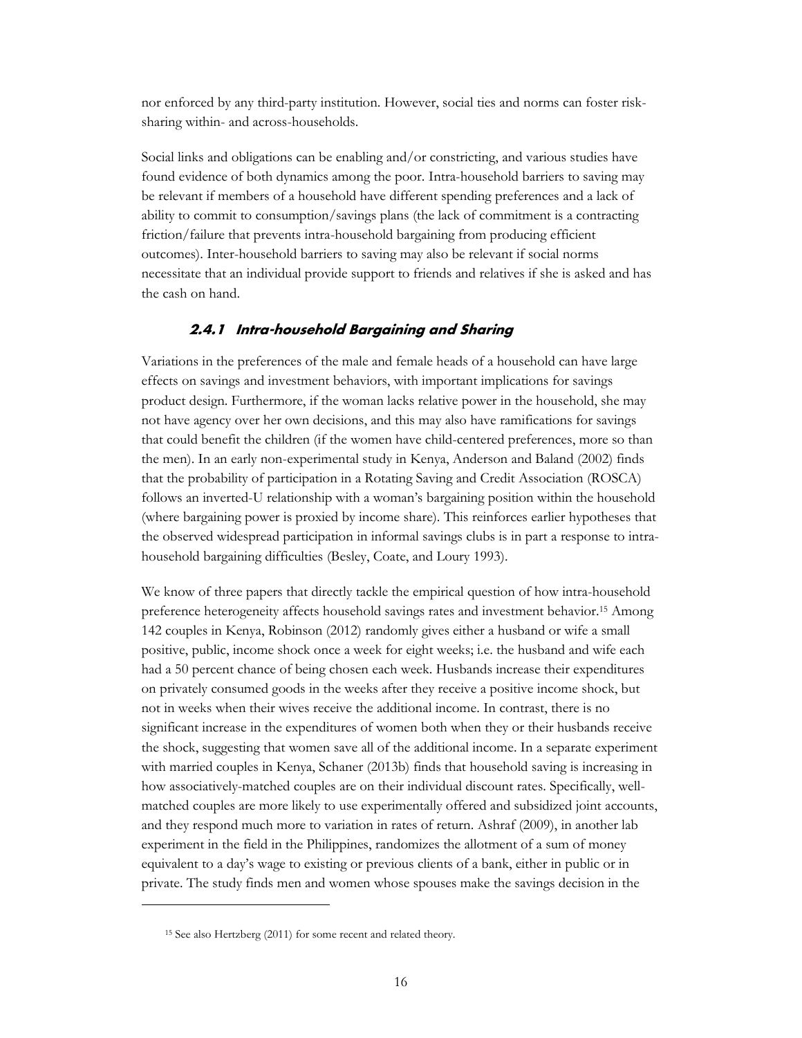nor enforced by any third-party institution. However, social ties and norms can foster risk-sharing within- and across-households.

Social links and obligations can be enabling and/or constricting, and various studies have found evidence of both dynamics among the poor. Intra-household barriers to saving may be relevant if members of a household have different spending preferences and a lack of ability to commit to consumption/savings plans (the lack of commitment is a contracting friction/failure that prevents intra-household bargaining from producing efficient outcomes). Inter-household barriers to saving may also be relevant if social norms necessitate that an individual provide support to friends and relatives if she is asked and has the cash on hand.

### 2.4.1 Intra-household Bargaining and Sharing

Variations in the preferences of the male and female heads of a household can have large effects on savings and investment behaviors, with important implications for savings product design. Furthermore, if the woman lacks relative power in the household, she may not have agency over her own decisions, and this may also have ramifications for savings that could benefit the children (if the women have child-centered preferences, more so than the men). In an early non-experimental study in Kenya, Anderson and Baland (2002) finds that the probability of participation in a Rotating Saving and Credit Association (ROSCA) follows an inverted-U relationship with a woman's bargaining position within the household (where bargaining power is proxied by income share). This reinforces earlier hypotheses that the observed widespread participation in informal savings clubs is in part a response to intra-household bargaining difficulties (Besley, Coate, and Loury 1993).

We know of three papers that directly tackle the empirical question of how intra-household preference heterogeneity affects household savings rates and investment behavior.[15] Among 142 couples in Kenya, Robinson (2012) randomly gives either a husband or wife a small positive, public, income shock once a week for eight weeks; i.e. the husband and wife each had a 50 percent chance of being chosen each week. Husbands increase their expenditures on privately consumed goods in the weeks after they receive a positive income shock, but not in weeks when their wives receive the additional income. In contrast, there is no significant increase in the expenditures of women both when they or their husbands receive the shock, suggesting that women save all of the additional income. In a separate experiment with married couples in Kenya, Schaner (2013b) finds that household saving is increasing in how associatively-matched couples are on their individual discount rates. Specifically, well-matched couples are more likely to use experimentally offered and subsidized joint accounts, and they respond much more to variation in rates of return. Ashraf (2009), in another lab experiment in the field in the Philippines, randomizes the allotment of a sum of money equivalent to a day's wage to existing or previous clients of a bank, either in public or in private. The study finds men and women whose spouses make the savings decision in the

[15] See also Hertzberg (2011) for some recent and related theory.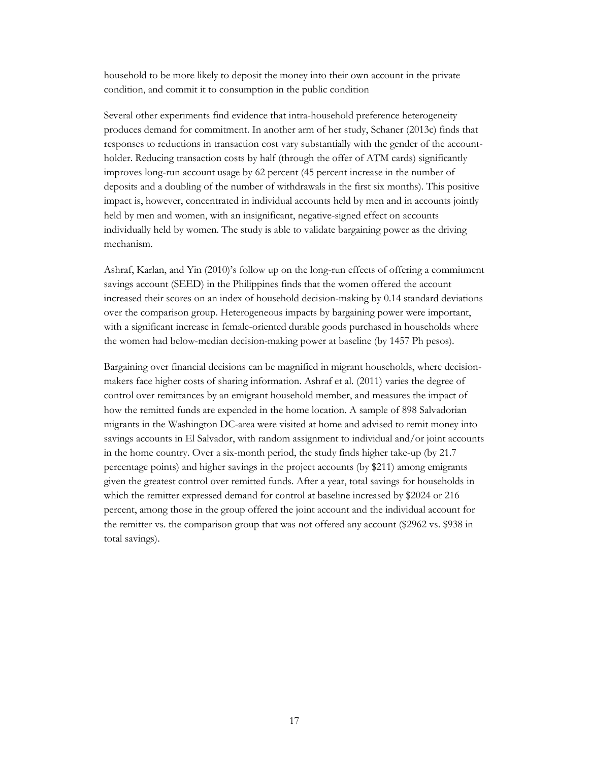household to be more likely to deposit the money into their own account in the private condition, and commit it to consumption in the public condition

Several other experiments find evidence that intra-household preference heterogeneity produces demand for commitment. In another arm of her study, Schaner (2013c) finds that responses to reductions in transaction cost vary substantially with the gender of the account-holder. Reducing transaction costs by half (through the offer of ATM cards) significantly improves long-run account usage by 62 percent (45 percent increase in the number of deposits and a doubling of the number of withdrawals in the first six months). This positive impact is, however, concentrated in individual accounts held by men and in accounts jointly held by men and women, with an insignificant, negative-signed effect on accounts individually held by women. The study is able to validate bargaining power as the driving mechanism.

Ashraf, Karlan, and Yin (2010)'s follow up on the long-run effects of offering a commitment savings account (SEED) in the Philippines finds that the women offered the account increased their scores on an index of household decision-making by 0.14 standard deviations over the comparison group. Heterogeneous impacts by bargaining power were important, with a significant increase in female-oriented durable goods purchased in households where the women had below-median decision-making power at baseline (by 1457 Ph pesos).

Bargaining over financial decisions can be magnified in migrant households, where decision-makers face higher costs of sharing information. Ashraf et al. (2011) varies the degree of control over remittances by an emigrant household member, and measures the impact of how the remitted funds are expended in the home location. A sample of 898 Salvadorian migrants in the Washington DC-area were visited at home and advised to remit money into savings accounts in El Salvador, with random assignment to individual and/or joint accounts in the home country. Over a six-month period, the study finds higher take-up (by 21.7 percentage points) and higher savings in the project accounts (by $211) among emigrants given the greatest control over remitted funds. After a year, total savings for households in which the remitter expressed demand for control at baseline increased by $2024 or 216 percent, among those in the group offered the joint account and the individual account for the remitter vs. the comparison group that was not offered any account ($2962 vs. $938 in total savings).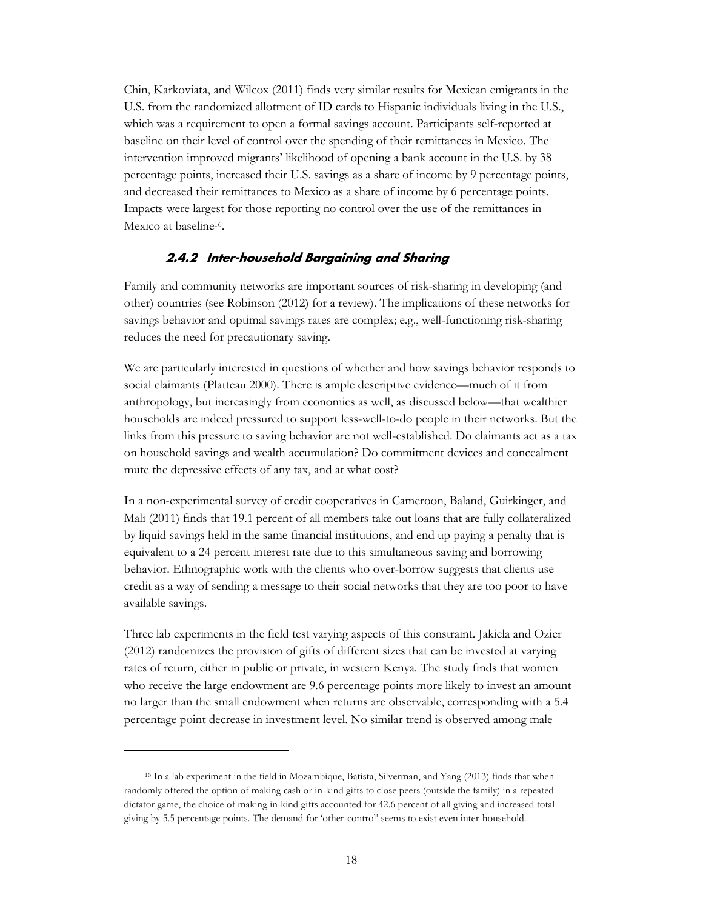Chin, Karkoviata, and Wilcox (2011) finds very similar results for Mexican emigrants in the U.S. from the randomized allotment of ID cards to Hispanic individuals living in the U.S., which was a requirement to open a formal savings account. Participants self-reported at baseline on their level of control over the spending of their remittances in Mexico. The intervention improved migrants' likelihood of opening a bank account in the U.S. by 38 percentage points, increased their U.S. savings as a share of income by 9 percentage points, and decreased their remittances to Mexico as a share of income by 6 percentage points. Impacts were largest for those reporting no control over the use of the remittances in Mexico at baseline[16].

### 2.4.2 Inter-household Bargaining and Sharing

Family and community networks are important sources of risk-sharing in developing (and other) countries (see Robinson (2012) for a review). The implications of these networks for savings behavior and optimal savings rates are complex; e.g., well-functioning risk-sharing reduces the need for precautionary saving.

We are particularly interested in questions of whether and how savings behavior responds to social claimants (Platteau 2000). There is ample descriptive evidence—much of it from anthropology, but increasingly from economics as well, as discussed below—that wealthier households are indeed pressured to support less-well-to-do people in their networks. But the links from this pressure to saving behavior are not well-established. Do claimants act as a tax on household savings and wealth accumulation? Do commitment devices and concealment mute the depressive effects of any tax, and at what cost?

In a non-experimental survey of credit cooperatives in Cameroon, Baland, Guirkinger, and Mali (2011) finds that 19.1 percent of all members take out loans that are fully collateralized by liquid savings held in the same financial institutions, and end up paying a penalty that is equivalent to a 24 percent interest rate due to this simultaneous saving and borrowing behavior. Ethnographic work with the clients who over-borrow suggests that clients use credit as a way of sending a message to their social networks that they are too poor to have available savings.

Three lab experiments in the field test varying aspects of this constraint. Jakiela and Ozier (2012) randomizes the provision of gifts of different sizes that can be invested at varying rates of return, either in public or private, in western Kenya. The study finds that women who receive the large endowment are 9.6 percentage points more likely to invest an amount no larger than the small endowment when returns are observable, corresponding with a 5.4 percentage point decrease in investment level. No similar trend is observed among male

---

[16] In a lab experiment in the field in Mozambique, Batista, Silverman, and Yang (2013) finds that when randomly offered the option of making cash or in-kind gifts to close peers (outside the family) in a repeated dictator game, the choice of making in-kind gifts accounted for 42.6 percent of all giving and increased total giving by 5.5 percentage points. The demand for 'other-control' seems to exist even inter-household.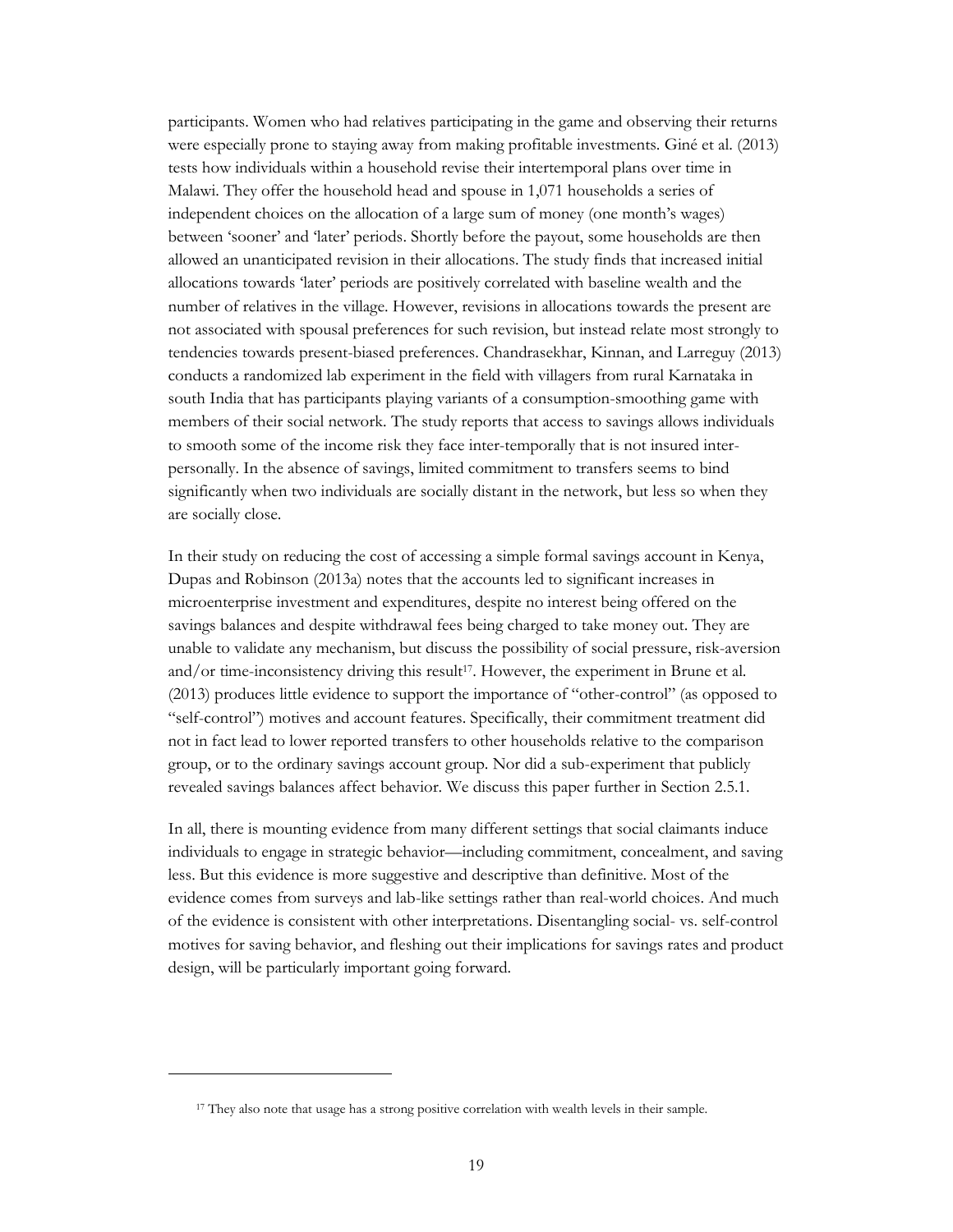participants. Women who had relatives participating in the game and observing their returns were especially prone to staying away from making profitable investments. Giné et al. (2013) tests how individuals within a household revise their intertemporal plans over time in Malawi. They offer the household head and spouse in 1,071 households a series of independent choices on the allocation of a large sum of money (one month's wages) between 'sooner' and 'later' periods. Shortly before the payout, some households are then allowed an unanticipated revision in their allocations. The study finds that increased initial allocations towards 'later' periods are positively correlated with baseline wealth and the number of relatives in the village. However, revisions in allocations towards the present are not associated with spousal preferences for such revision, but instead relate most strongly to tendencies towards present-biased preferences. Chandrasekhar, Kinnan, and Larreguy (2013) conducts a randomized lab experiment in the field with villagers from rural Karnataka in south India that has participants playing variants of a consumption-smoothing game with members of their social network. The study reports that access to savings allows individuals to smooth some of the income risk they face inter-temporally that is not insured inter-personally. In the absence of savings, limited commitment to transfers seems to bind significantly when two individuals are socially distant in the network, but less so when they are socially close.

In their study on reducing the cost of accessing a simple formal savings account in Kenya, Dupas and Robinson (2013a) notes that the accounts led to significant increases in microenterprise investment and expenditures, despite no interest being offered on the savings balances and despite withdrawal fees being charged to take money out. They are unable to validate any mechanism, but discuss the possibility of social pressure, risk-aversion and/or time-inconsistency driving this result[17]. However, the experiment in Brune et al. (2013) produces little evidence to support the importance of "other-control" (as opposed to "self-control") motives and account features. Specifically, their commitment treatment did not in fact lead to lower reported transfers to other households relative to the comparison group, or to the ordinary savings account group. Nor did a sub-experiment that publicly revealed savings balances affect behavior. We discuss this paper further in Section 2.5.1.

In all, there is mounting evidence from many different settings that social claimants induce individuals to engage in strategic behavior—including commitment, concealment, and saving less. But this evidence is more suggestive and descriptive than definitive. Most of the evidence comes from surveys and lab-like settings rather than real-world choices. And much of the evidence is consistent with other interpretations. Disentangling social- vs. self-control motives for saving behavior, and fleshing out their implications for savings rates and product design, will be particularly important going forward.

[17] They also note that usage has a strong positive correlation with wealth levels in their sample.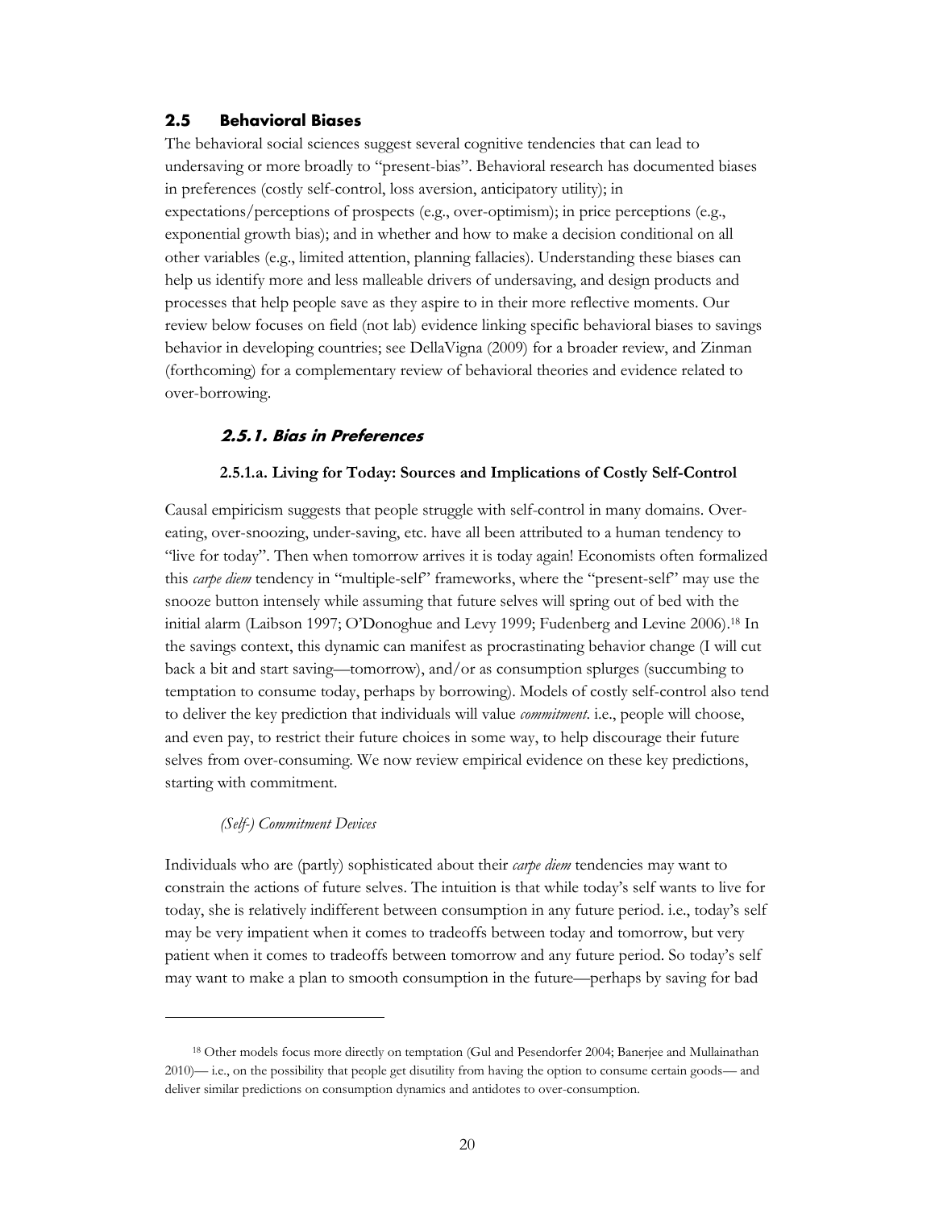## 2.5 Behavioral Biases

The behavioral social sciences suggest several cognitive tendencies that can lead to undersaving or more broadly to "present-bias". Behavioral research has documented biases in preferences (costly self-control, loss aversion, anticipatory utility); in expectations/perceptions of prospects (e.g., over-optimism); in price perceptions (e.g., exponential growth bias); and in whether and how to make a decision conditional on all other variables (e.g., limited attention, planning fallacies). Understanding these biases can help us identify more and less malleable drivers of undersaving, and design products and processes that help people save as they aspire to in their more reflective moments. Our review below focuses on field (not lab) evidence linking specific behavioral biases to savings behavior in developing countries; see DellaVigna (2009) for a broader review, and Zinman (forthcoming) for a complementary review of behavioral theories and evidence related to over-borrowing.

### *2.5.1. Bias in Preferences*

#### 2.5.1.a. Living for Today: Sources and Implications of Costly Self-Control

Causal empiricism suggests that people struggle with self-control in many domains. Over-eating, over-snoozing, under-saving, etc. have all been attributed to a human tendency to "live for today". Then when tomorrow arrives it is today again! Economists often formalized this *carpe diem* tendency in "multiple-self" frameworks, where the "present-self" may use the snooze button intensely while assuming that future selves will spring out of bed with the initial alarm (Laibson 1997; O'Donoghue and Levy 1999; Fudenberg and Levine 2006).[18] In the savings context, this dynamic can manifest as procrastinating behavior change (I will cut back a bit and start saving—tomorrow), and/or as consumption splurges (succumbing to temptation to consume today, perhaps by borrowing). Models of costly self-control also tend to deliver the key prediction that individuals will value *commitment*. i.e., people will choose, and even pay, to restrict their future choices in some way, to help discourage their future selves from over-consuming. We now review empirical evidence on these key predictions, starting with commitment.

*(Self-) Commitment Devices*

Individuals who are (partly) sophisticated about their *carpe diem* tendencies may want to constrain the actions of future selves. The intuition is that while today's self wants to live for today, she is relatively indifferent between consumption in any future period. i.e., today's self may be very impatient when it comes to tradeoffs between today and tomorrow, but very patient when it comes to tradeoffs between tomorrow and any future period. So today's self may want to make a plan to smooth consumption in the future—perhaps by saving for bad

---

[18] Other models focus more directly on temptation (Gul and Pesendorfer 2004; Banerjee and Mullainathan 2010)— i.e., on the possibility that people get disutility from having the option to consume certain goods— and deliver similar predictions on consumption dynamics and antidotes to over-consumption.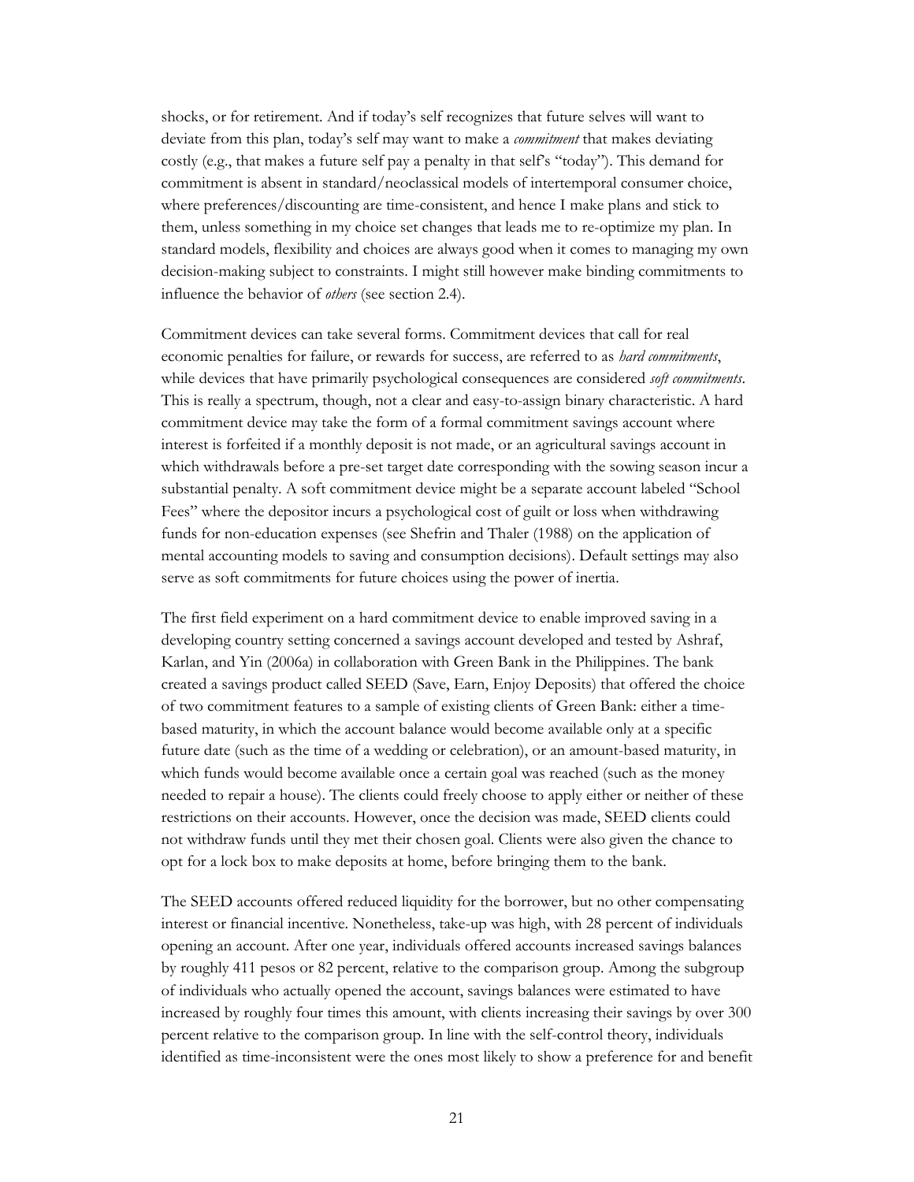shocks, or for retirement. And if today's self recognizes that future selves will want to deviate from this plan, today's self may want to make a *commitment* that makes deviating costly (e.g., that makes a future self pay a penalty in that self's "today"). This demand for commitment is absent in standard/neoclassical models of intertemporal consumer choice, where preferences/discounting are time-consistent, and hence I make plans and stick to them, unless something in my choice set changes that leads me to re-optimize my plan. In standard models, flexibility and choices are always good when it comes to managing my own decision-making subject to constraints. I might still however make binding commitments to influence the behavior of *others* (see section 2.4).

Commitment devices can take several forms. Commitment devices that call for real economic penalties for failure, or rewards for success, are referred to as *hard commitments*, while devices that have primarily psychological consequences are considered *soft commitments*. This is really a spectrum, though, not a clear and easy-to-assign binary characteristic. A hard commitment device may take the form of a formal commitment savings account where interest is forfeited if a monthly deposit is not made, or an agricultural savings account in which withdrawals before a pre-set target date corresponding with the sowing season incur a substantial penalty. A soft commitment device might be a separate account labeled "School Fees" where the depositor incurs a psychological cost of guilt or loss when withdrawing funds for non-education expenses (see Shefrin and Thaler (1988) on the application of mental accounting models to saving and consumption decisions). Default settings may also serve as soft commitments for future choices using the power of inertia.

The first field experiment on a hard commitment device to enable improved saving in a developing country setting concerned a savings account developed and tested by Ashraf, Karlan, and Yin (2006a) in collaboration with Green Bank in the Philippines. The bank created a savings product called SEED (Save, Earn, Enjoy Deposits) that offered the choice of two commitment features to a sample of existing clients of Green Bank: either a time-based maturity, in which the account balance would become available only at a specific future date (such as the time of a wedding or celebration), or an amount-based maturity, in which funds would become available once a certain goal was reached (such as the money needed to repair a house). The clients could freely choose to apply either or neither of these restrictions on their accounts. However, once the decision was made, SEED clients could not withdraw funds until they met their chosen goal. Clients were also given the chance to opt for a lock box to make deposits at home, before bringing them to the bank.

The SEED accounts offered reduced liquidity for the borrower, but no other compensating interest or financial incentive. Nonetheless, take-up was high, with 28 percent of individuals opening an account. After one year, individuals offered accounts increased savings balances by roughly 411 pesos or 82 percent, relative to the comparison group. Among the subgroup of individuals who actually opened the account, savings balances were estimated to have increased by roughly four times this amount, with clients increasing their savings by over 300 percent relative to the comparison group. In line with the self-control theory, individuals identified as time-inconsistent were the ones most likely to show a preference for and benefit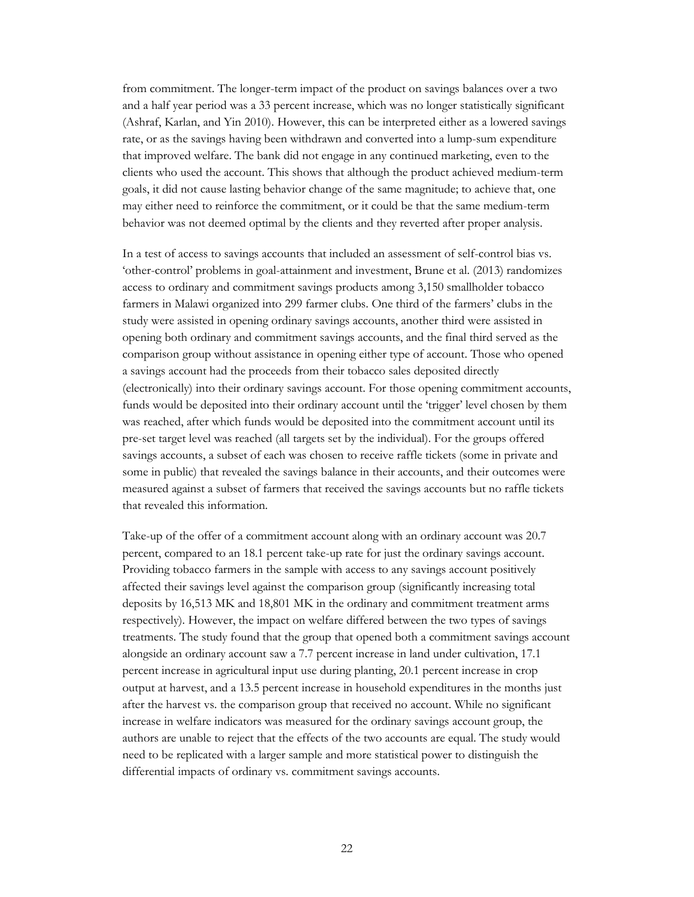from commitment. The longer-term impact of the product on savings balances over a two and a half year period was a 33 percent increase, which was no longer statistically significant (Ashraf, Karlan, and Yin 2010). However, this can be interpreted either as a lowered savings rate, or as the savings having been withdrawn and converted into a lump-sum expenditure that improved welfare. The bank did not engage in any continued marketing, even to the clients who used the account. This shows that although the product achieved medium-term goals, it did not cause lasting behavior change of the same magnitude; to achieve that, one may either need to reinforce the commitment, or it could be that the same medium-term behavior was not deemed optimal by the clients and they reverted after proper analysis.

In a test of access to savings accounts that included an assessment of self-control bias vs. 'other-control' problems in goal-attainment and investment, Brune et al. (2013) randomizes access to ordinary and commitment savings products among 3,150 smallholder tobacco farmers in Malawi organized into 299 farmer clubs. One third of the farmers' clubs in the study were assisted in opening ordinary savings accounts, another third were assisted in opening both ordinary and commitment savings accounts, and the final third served as the comparison group without assistance in opening either type of account. Those who opened a savings account had the proceeds from their tobacco sales deposited directly (electronically) into their ordinary savings account. For those opening commitment accounts, funds would be deposited into their ordinary account until the 'trigger' level chosen by them was reached, after which funds would be deposited into the commitment account until its pre-set target level was reached (all targets set by the individual). For the groups offered savings accounts, a subset of each was chosen to receive raffle tickets (some in private and some in public) that revealed the savings balance in their accounts, and their outcomes were measured against a subset of farmers that received the savings accounts but no raffle tickets that revealed this information.

Take-up of the offer of a commitment account along with an ordinary account was 20.7 percent, compared to an 18.1 percent take-up rate for just the ordinary savings account. Providing tobacco farmers in the sample with access to any savings account positively affected their savings level against the comparison group (significantly increasing total deposits by 16,513 MK and 18,801 MK in the ordinary and commitment treatment arms respectively). However, the impact on welfare differed between the two types of savings treatments. The study found that the group that opened both a commitment savings account alongside an ordinary account saw a 7.7 percent increase in land under cultivation, 17.1 percent increase in agricultural input use during planting, 20.1 percent increase in crop output at harvest, and a 13.5 percent increase in household expenditures in the months just after the harvest vs. the comparison group that received no account. While no significant increase in welfare indicators was measured for the ordinary savings account group, the authors are unable to reject that the effects of the two accounts are equal. The study would need to be replicated with a larger sample and more statistical power to distinguish the differential impacts of ordinary vs. commitment savings accounts.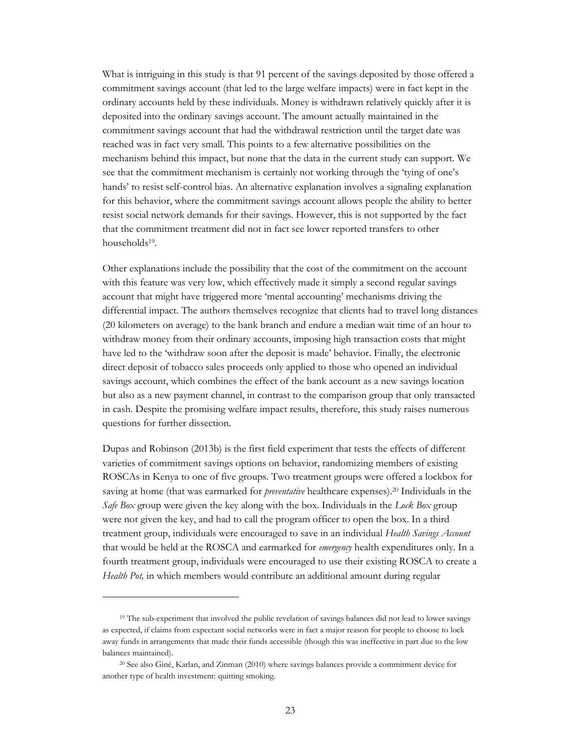What is intriguing in this study is that 91 percent of the savings deposited by those offered a commitment savings account (that led to the large welfare impacts) were in fact kept in the ordinary accounts held by these individuals. Money is withdrawn relatively quickly after it is deposited into the ordinary savings account. The amount actually maintained in the commitment savings account that had the withdrawal restriction until the target date was reached was in fact very small. This points to a few alternative possibilities on the mechanism behind this impact, but none that the data in the current study can support. We see that the commitment mechanism is certainly not working through the 'tying of one's hands' to resist self-control bias. An alternative explanation involves a signaling explanation for this behavior, where the commitment savings account allows people the ability to better resist social network demands for their savings. However, this is not supported by the fact that the commitment treatment did not in fact see lower reported transfers to other households[19].

Other explanations include the possibility that the cost of the commitment on the account with this feature was very low, which effectively made it simply a second regular savings account that might have triggered more 'mental accounting' mechanisms driving the differential impact. The authors themselves recognize that clients had to travel long distances (20 kilometers on average) to the bank branch and endure a median wait time of an hour to withdraw money from their ordinary accounts, imposing high transaction costs that might have led to the 'withdraw soon after the deposit is made' behavior. Finally, the electronic direct deposit of tobacco sales proceeds only applied to those who opened an individual savings account, which combines the effect of the bank account as a new savings location but also as a new payment channel, in contrast to the comparison group that only transacted in cash. Despite the promising welfare impact results, therefore, this study raises numerous questions for further dissection.

Dupas and Robinson (2013b) is the first field experiment that tests the effects of different varieties of commitment savings options on behavior, randomizing members of existing ROSCAs in Kenya to one of five groups. Two treatment groups were offered a lockbox for saving at home (that was earmarked for *preventative* healthcare expenses).[20] Individuals in the *Safe Box* group were given the key along with the box. Individuals in the *Lock Box* group were not given the key, and had to call the program officer to open the box. In a third treatment group, individuals were encouraged to save in an individual *Health Savings Account* that would be held at the ROSCA and earmarked for *emergency* health expenditures only. In a fourth treatment group, individuals were encouraged to use their existing ROSCA to create a *Health Pot,* in which members would contribute an additional amount during regular

---

[19] The sub-experiment that involved the public revelation of savings balances did not lead to lower savings as expected, if claims from expectant social networks were in fact a major reason for people to choose to lock away funds in arrangements that made their funds accessible (though this was ineffective in part due to the low balances maintained).

[20] See also Giné, Karlan, and Zinman (2010) where savings balances provide a commitment device for another type of health investment: quitting smoking.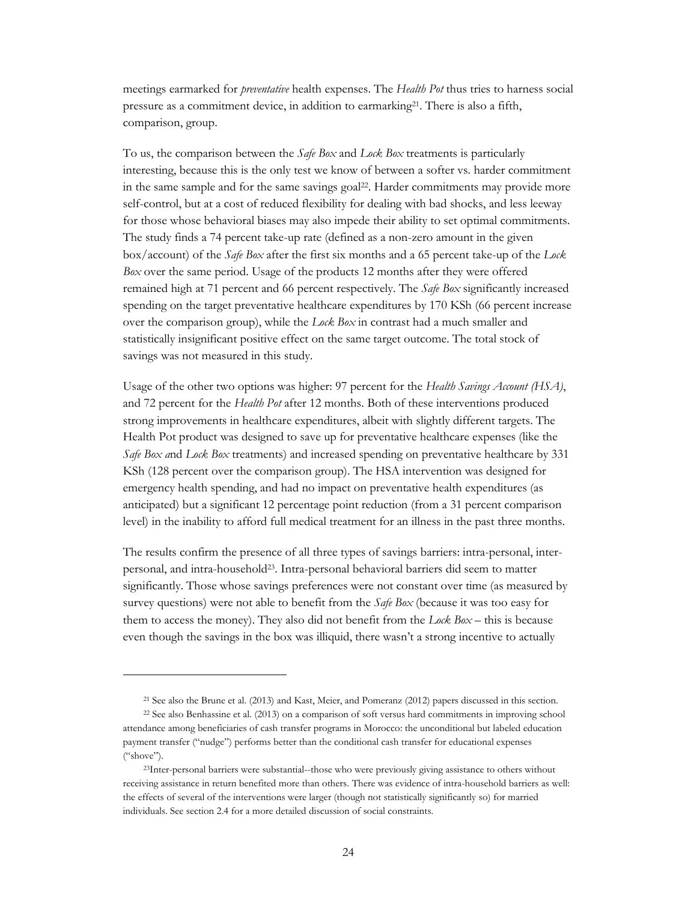meetings earmarked for *preventative* health expenses. The *Health Pot* thus tries to harness social pressure as a commitment device, in addition to earmarking[21]. There is also a fifth, comparison, group.

To us, the comparison between the *Safe Box* and *Lock Box* treatments is particularly interesting, because this is the only test we know of between a softer vs. harder commitment in the same sample and for the same savings goal[22]. Harder commitments may provide more self-control, but at a cost of reduced flexibility for dealing with bad shocks, and less leeway for those whose behavioral biases may also impede their ability to set optimal commitments. The study finds a 74 percent take-up rate (defined as a non-zero amount in the given box/account) of the *Safe Box* after the first six months and a 65 percent take-up of the *Lock Box* over the same period. Usage of the products 12 months after they were offered remained high at 71 percent and 66 percent respectively. The *Safe Box* significantly increased spending on the target preventative healthcare expenditures by 170 KSh (66 percent increase over the comparison group), while the *Lock Box* in contrast had a much smaller and statistically insignificant positive effect on the same target outcome. The total stock of savings was not measured in this study.

Usage of the other two options was higher: 97 percent for the *Health Savings Account (HSA)*, and 72 percent for the *Health Pot* after 12 months. Both of these interventions produced strong improvements in healthcare expenditures, albeit with slightly different targets. The Health Pot product was designed to save up for preventative healthcare expenses (like the *Safe Box a*nd *Lock Box* treatments) and increased spending on preventative healthcare by 331 KSh (128 percent over the comparison group). The HSA intervention was designed for emergency health spending, and had no impact on preventative health expenditures (as anticipated) but a significant 12 percentage point reduction (from a 31 percent comparison level) in the inability to afford full medical treatment for an illness in the past three months.

The results confirm the presence of all three types of savings barriers: intra-personal, inter-personal, and intra-household[23]. Intra-personal behavioral barriers did seem to matter significantly. Those whose savings preferences were not constant over time (as measured by survey questions) were not able to benefit from the *Safe Box* (because it was too easy for them to access the money). They also did not benefit from the *Lock Box* – this is because even though the savings in the box was illiquid, there wasn't a strong incentive to actually

---

[21] See also the Brune et al. (2013) and Kast, Meier, and Pomeranz (2012) papers discussed in this section.

[22] See also Benhassine et al. (2013) on a comparison of soft versus hard commitments in improving school attendance among beneficiaries of cash transfer programs in Morocco: the unconditional but labeled education payment transfer ("nudge") performs better than the conditional cash transfer for educational expenses ("shove").

[23] Inter-personal barriers were substantial--those who were previously giving assistance to others without receiving assistance in return benefited more than others. There was evidence of intra-household barriers as well: the effects of several of the interventions were larger (though not statistically significantly so) for married individuals. See section 2.4 for a more detailed discussion of social constraints.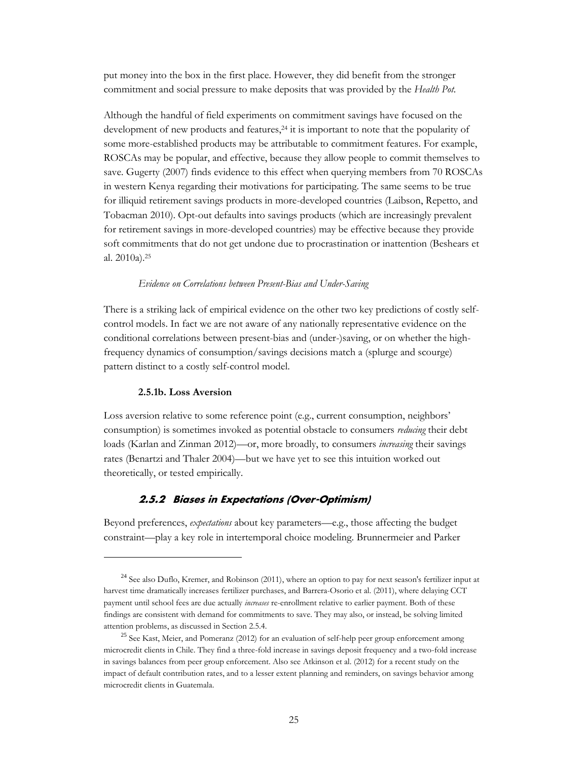put money into the box in the first place. However, they did benefit from the stronger commitment and social pressure to make deposits that was provided by the *Health Pot*.

Although the handful of field experiments on commitment savings have focused on the development of new products and features,[24] it is important to note that the popularity of some more-established products may be attributable to commitment features. For example, ROSCAs may be popular, and effective, because they allow people to commit themselves to save. Gugerty (2007) finds evidence to this effect when querying members from 70 ROSCAs in western Kenya regarding their motivations for participating. The same seems to be true for illiquid retirement savings products in more-developed countries (Laibson, Repetto, and Tobacman 2010). Opt-out defaults into savings products (which are increasingly prevalent for retirement savings in more-developed countries) may be effective because they provide soft commitments that do not get undone due to procrastination or inattention (Beshears et al. 2010a).[25]

*Evidence on Correlations between Present-Bias and Under-Saving*

There is a striking lack of empirical evidence on the other two key predictions of costly self-control models. In fact we are not aware of any nationally representative evidence on the conditional correlations between present-bias and (under-)saving, or on whether the high-frequency dynamics of consumption/savings decisions match a (splurge and scourge) pattern distinct to a costly self-control model.

**2.5.1b. Loss Aversion**

Loss aversion relative to some reference point (e.g., current consumption, neighbors' consumption) is sometimes invoked as potential obstacle to consumers *reducing* their debt loads (Karlan and Zinman 2012)—or, more broadly, to consumers *increasing* their savings rates (Benartzi and Thaler 2004)—but we have yet to see this intuition worked out theoretically, or tested empirically.

### 2.5.2 Biases in Expectations (Over-Optimism)

Beyond preferences, *expectations* about key parameters—e.g., those affecting the budget constraint—play a key role in intertemporal choice modeling. Brunnermeier and Parker

---

[24] See also Duflo, Kremer, and Robinson (2011), where an option to pay for next season's fertilizer input at harvest time dramatically increases fertilizer purchases, and Barrera-Osorio et al. (2011), where delaying CCT payment until school fees are due actually *increases* re-enrollment relative to earlier payment. Both of these findings are consistent with demand for commitments to save. They may also, or instead, be solving limited attention problems, as discussed in Section 2.5.4.

[25] See Kast, Meier, and Pomeranz (2012) for an evaluation of self-help peer group enforcement among microcredit clients in Chile. They find a three-fold increase in savings deposit frequency and a two-fold increase in savings balances from peer group enforcement. Also see Atkinson et al. (2012) for a recent study on the impact of default contribution rates, and to a lesser extent planning and reminders, on savings behavior among microcredit clients in Guatemala.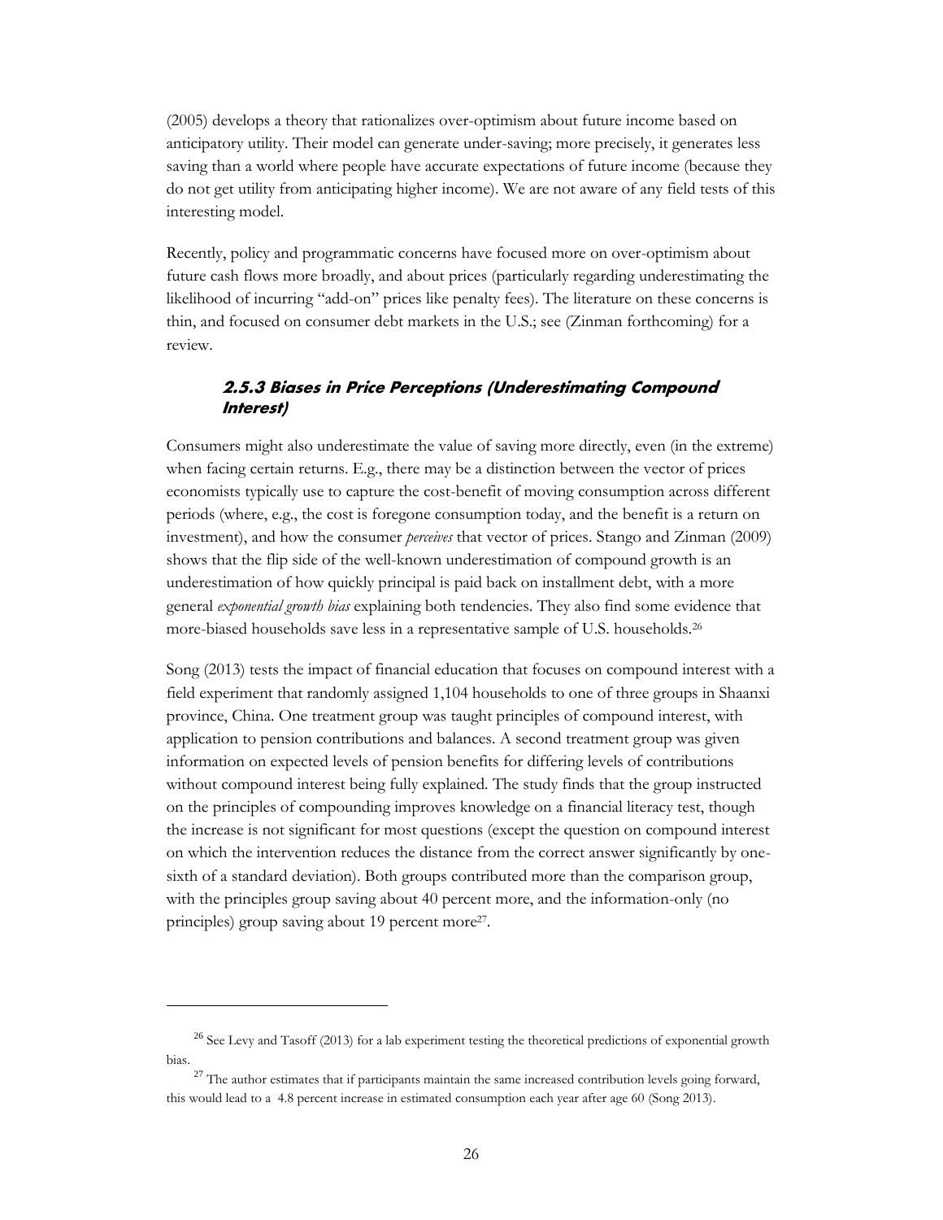(2005) develops a theory that rationalizes over-optimism about future income based on anticipatory utility. Their model can generate under-saving; more precisely, it generates less saving than a world where people have accurate expectations of future income (because they do not get utility from anticipating higher income). We are not aware of any field tests of this interesting model.

Recently, policy and programmatic concerns have focused more on over-optimism about future cash flows more broadly, and about prices (particularly regarding underestimating the likelihood of incurring "add-on" prices like penalty fees). The literature on these concerns is thin, and focused on consumer debt markets in the U.S.; see (Zinman forthcoming) for a review.

### 2.5.3 Biases in Price Perceptions (Underestimating Compound Interest)

Consumers might also underestimate the value of saving more directly, even (in the extreme) when facing certain returns. E.g., there may be a distinction between the vector of prices economists typically use to capture the cost-benefit of moving consumption across different periods (where, e.g., the cost is foregone consumption today, and the benefit is a return on investment), and how the consumer *perceives* that vector of prices. Stango and Zinman (2009) shows that the flip side of the well-known underestimation of compound growth is an underestimation of how quickly principal is paid back on installment debt, with a more general *exponential growth bias* explaining both tendencies. They also find some evidence that more-biased households save less in a representative sample of U.S. households.[26]

Song (2013) tests the impact of financial education that focuses on compound interest with a field experiment that randomly assigned 1,104 households to one of three groups in Shaanxi province, China. One treatment group was taught principles of compound interest, with application to pension contributions and balances. A second treatment group was given information on expected levels of pension benefits for differing levels of contributions without compound interest being fully explained. The study finds that the group instructed on the principles of compounding improves knowledge on a financial literacy test, though the increase is not significant for most questions (except the question on compound interest on which the intervention reduces the distance from the correct answer significantly by one-sixth of a standard deviation). Both groups contributed more than the comparison group, with the principles group saving about 40 percent more, and the information-only (no principles) group saving about 19 percent more[27].

[26] See Levy and Tasoff (2013) for a lab experiment testing the theoretical predictions of exponential growth bias.

[27] The author estimates that if participants maintain the same increased contribution levels going forward, this would lead to a 4.8 percent increase in estimated consumption each year after age 60 (Song 2013).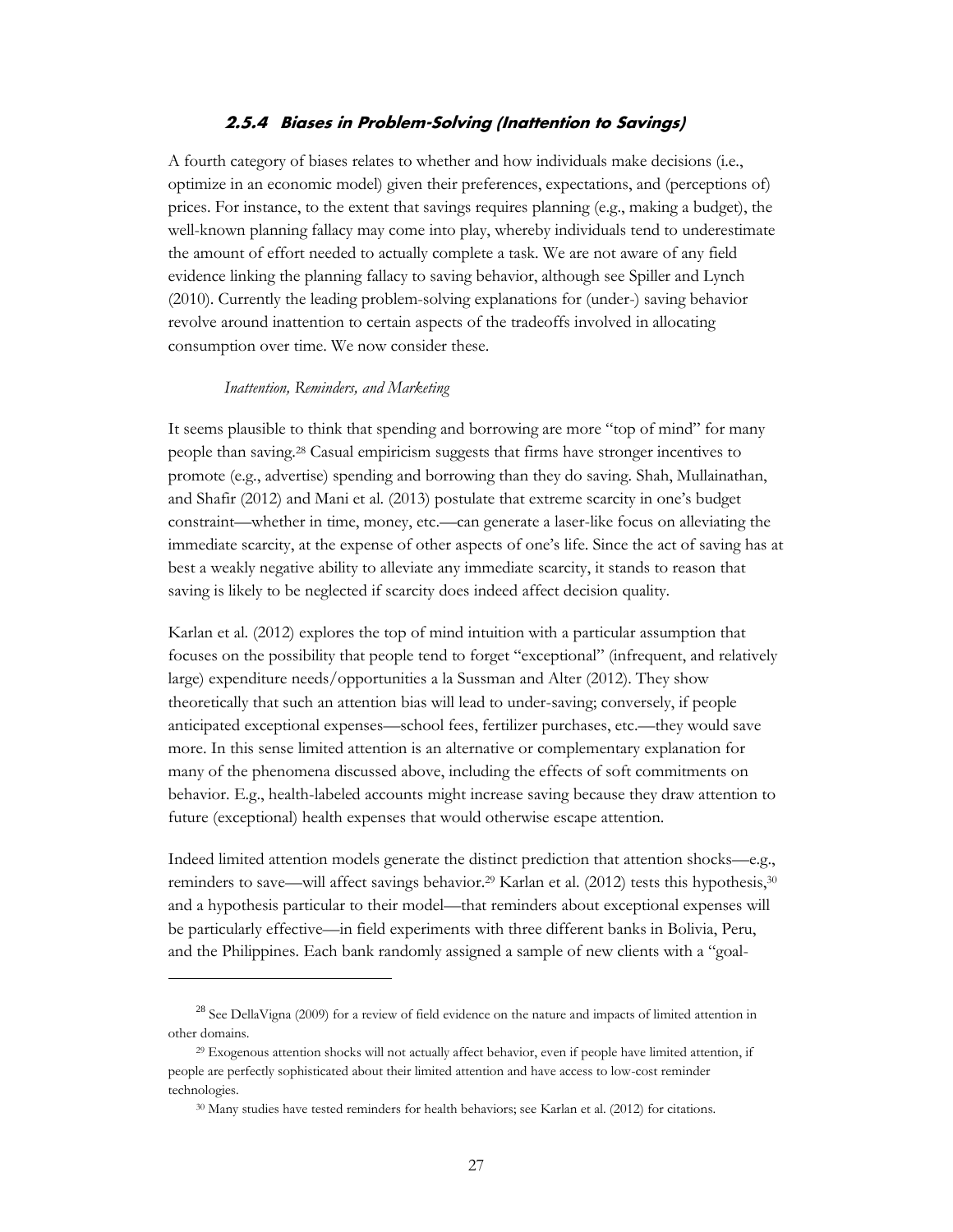### 2.5.4 Biases in Problem-Solving (Inattention to Savings)

A fourth category of biases relates to whether and how individuals make decisions (i.e., optimize in an economic model) given their preferences, expectations, and (perceptions of) prices. For instance, to the extent that savings requires planning (e.g., making a budget), the well-known planning fallacy may come into play, whereby individuals tend to underestimate the amount of effort needed to actually complete a task. We are not aware of any field evidence linking the planning fallacy to saving behavior, although see Spiller and Lynch (2010). Currently the leading problem-solving explanations for (under-) saving behavior revolve around inattention to certain aspects of the tradeoffs involved in allocating consumption over time. We now consider these.

*Inattention, Reminders, and Marketing*

It seems plausible to think that spending and borrowing are more "top of mind" for many people than saving.[28] Casual empiricism suggests that firms have stronger incentives to promote (e.g., advertise) spending and borrowing than they do saving. Shah, Mullainathan, and Shafir (2012) and Mani et al. (2013) postulate that extreme scarcity in one's budget constraint—whether in time, money, etc.—can generate a laser-like focus on alleviating the immediate scarcity, at the expense of other aspects of one's life. Since the act of saving has at best a weakly negative ability to alleviate any immediate scarcity, it stands to reason that saving is likely to be neglected if scarcity does indeed affect decision quality.

Karlan et al. (2012) explores the top of mind intuition with a particular assumption that focuses on the possibility that people tend to forget "exceptional" (infrequent, and relatively large) expenditure needs/opportunities a la Sussman and Alter (2012). They show theoretically that such an attention bias will lead to under-saving; conversely, if people anticipated exceptional expenses—school fees, fertilizer purchases, etc.—they would save more. In this sense limited attention is an alternative or complementary explanation for many of the phenomena discussed above, including the effects of soft commitments on behavior. E.g., health-labeled accounts might increase saving because they draw attention to future (exceptional) health expenses that would otherwise escape attention.

Indeed limited attention models generate the distinct prediction that attention shocks—e.g., reminders to save—will affect savings behavior.[29] Karlan et al. (2012) tests this hypothesis,[30] and a hypothesis particular to their model—that reminders about exceptional expenses will be particularly effective—in field experiments with three different banks in Bolivia, Peru, and the Philippines. Each bank randomly assigned a sample of new clients with a "goal-

[28] See DellaVigna (2009) for a review of field evidence on the nature and impacts of limited attention in other domains.

[29] Exogenous attention shocks will not actually affect behavior, even if people have limited attention, if people are perfectly sophisticated about their limited attention and have access to low-cost reminder technologies.

[30] Many studies have tested reminders for health behaviors; see Karlan et al. (2012) for citations.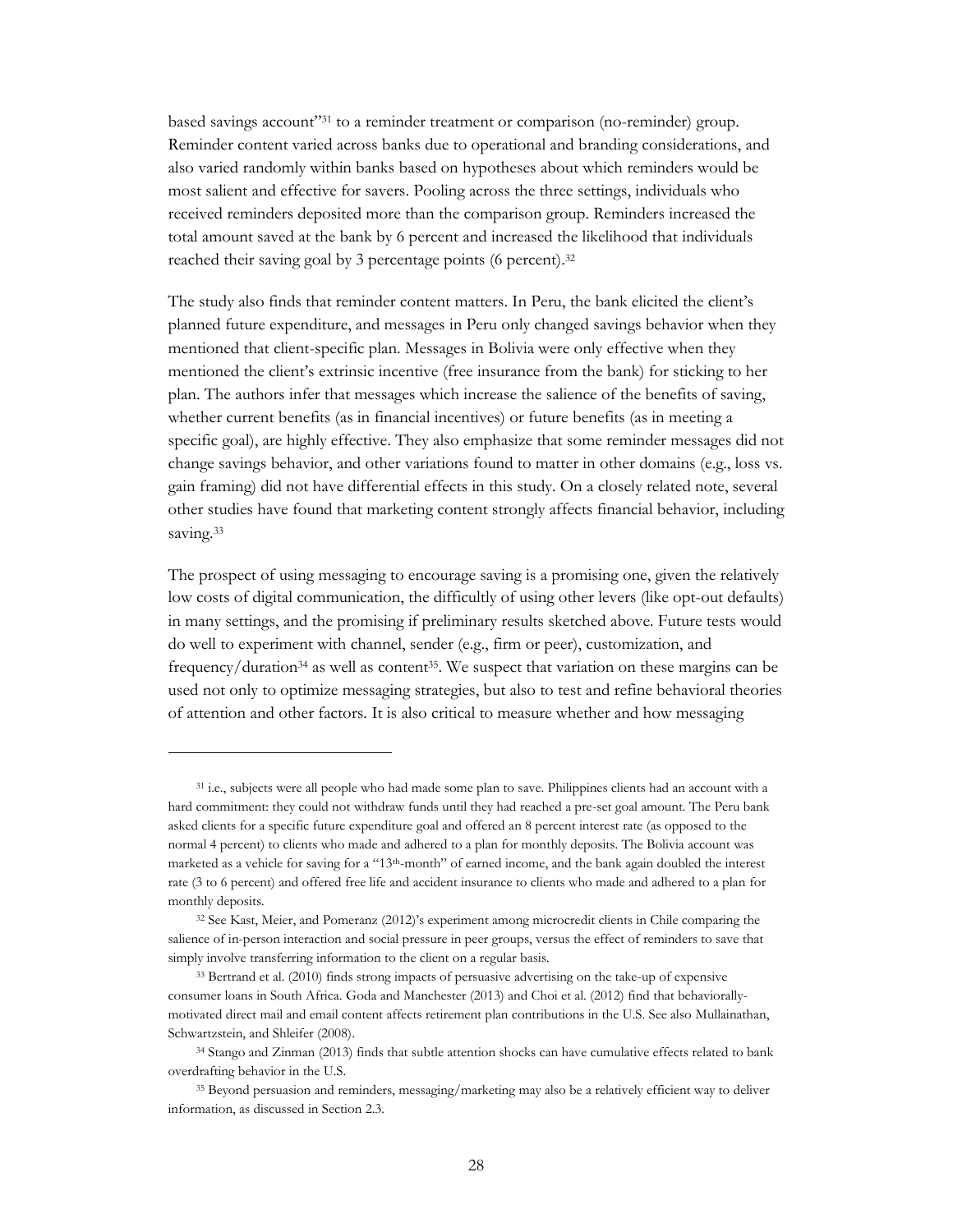based savings account"[31] to a reminder treatment or comparison (no-reminder) group. Reminder content varied across banks due to operational and branding considerations, and also varied randomly within banks based on hypotheses about which reminders would be most salient and effective for savers. Pooling across the three settings, individuals who received reminders deposited more than the comparison group. Reminders increased the total amount saved at the bank by 6 percent and increased the likelihood that individuals reached their saving goal by 3 percentage points (6 percent).[32]

The study also finds that reminder content matters. In Peru, the bank elicited the client's planned future expenditure, and messages in Peru only changed savings behavior when they mentioned that client-specific plan. Messages in Bolivia were only effective when they mentioned the client's extrinsic incentive (free insurance from the bank) for sticking to her plan. The authors infer that messages which increase the salience of the benefits of saving, whether current benefits (as in financial incentives) or future benefits (as in meeting a specific goal), are highly effective. They also emphasize that some reminder messages did not change savings behavior, and other variations found to matter in other domains (e.g., loss vs. gain framing) did not have differential effects in this study. On a closely related note, several other studies have found that marketing content strongly affects financial behavior, including saving.[33]

The prospect of using messaging to encourage saving is a promising one, given the relatively low costs of digital communication, the difficultly of using other levers (like opt-out defaults) in many settings, and the promising if preliminary results sketched above. Future tests would do well to experiment with channel, sender (e.g., firm or peer), customization, and frequency/duration[34] as well as content[35]. We suspect that variation on these margins can be used not only to optimize messaging strategies, but also to test and refine behavioral theories of attention and other factors. It is also critical to measure whether and how messaging

---

[31] i.e., subjects were all people who had made some plan to save. Philippines clients had an account with a hard commitment: they could not withdraw funds until they had reached a pre-set goal amount. The Peru bank asked clients for a specific future expenditure goal and offered an 8 percent interest rate (as opposed to the normal 4 percent) to clients who made and adhered to a plan for monthly deposits. The Bolivia account was marketed as a vehicle for saving for a "13th-month" of earned income, and the bank again doubled the interest rate (3 to 6 percent) and offered free life and accident insurance to clients who made and adhered to a plan for monthly deposits.

[32] See Kast, Meier, and Pomeranz (2012)'s experiment among microcredit clients in Chile comparing the salience of in-person interaction and social pressure in peer groups, versus the effect of reminders to save that simply involve transferring information to the client on a regular basis.

[33] Bertrand et al. (2010) finds strong impacts of persuasive advertising on the take-up of expensive consumer loans in South Africa. Goda and Manchester (2013) and Choi et al. (2012) find that behaviorally-motivated direct mail and email content affects retirement plan contributions in the U.S. See also Mullainathan, Schwartzstein, and Shleifer (2008).

[34] Stango and Zinman (2013) finds that subtle attention shocks can have cumulative effects related to bank overdrafting behavior in the U.S.

[35] Beyond persuasion and reminders, messaging/marketing may also be a relatively efficient way to deliver information, as discussed in Section 2.3.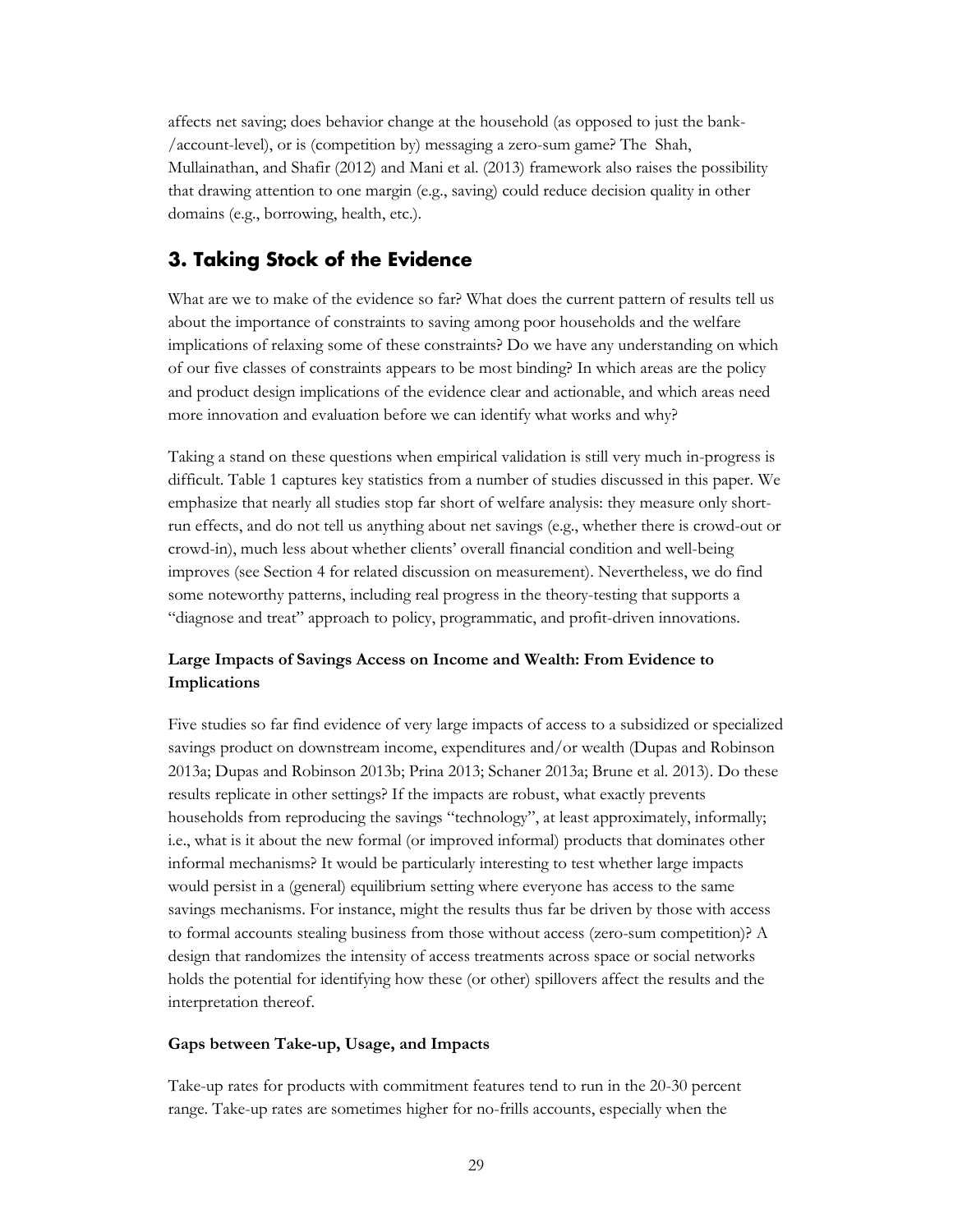affects net saving; does behavior change at the household (as opposed to just the bank-/account-level), or is (competition by) messaging a zero-sum game? The Shah, Mullainathan, and Shafir (2012) and Mani et al. (2013) framework also raises the possibility that drawing attention to one margin (e.g., saving) could reduce decision quality in other domains (e.g., borrowing, health, etc.).

## 3. Taking Stock of the Evidence

What are we to make of the evidence so far? What does the current pattern of results tell us about the importance of constraints to saving among poor households and the welfare implications of relaxing some of these constraints? Do we have any understanding on which of our five classes of constraints appears to be most binding? In which areas are the policy and product design implications of the evidence clear and actionable, and which areas need more innovation and evaluation before we can identify what works and why?

Taking a stand on these questions when empirical validation is still very much in-progress is difficult. Table 1 captures key statistics from a number of studies discussed in this paper. We emphasize that nearly all studies stop far short of welfare analysis: they measure only short-run effects, and do not tell us anything about net savings (e.g., whether there is crowd-out or crowd-in), much less about whether clients' overall financial condition and well-being improves (see Section 4 for related discussion on measurement). Nevertheless, we do find some noteworthy patterns, including real progress in the theory-testing that supports a "diagnose and treat" approach to policy, programmatic, and profit-driven innovations.

### Large Impacts of Savings Access on Income and Wealth: From Evidence to Implications

Five studies so far find evidence of very large impacts of access to a subsidized or specialized savings product on downstream income, expenditures and/or wealth (Dupas and Robinson 2013a; Dupas and Robinson 2013b; Prina 2013; Schaner 2013a; Brune et al. 2013). Do these results replicate in other settings? If the impacts are robust, what exactly prevents households from reproducing the savings "technology", at least approximately, informally; i.e., what is it about the new formal (or improved informal) products that dominates other informal mechanisms? It would be particularly interesting to test whether large impacts would persist in a (general) equilibrium setting where everyone has access to the same savings mechanisms. For instance, might the results thus far be driven by those with access to formal accounts stealing business from those without access (zero-sum competition)? A design that randomizes the intensity of access treatments across space or social networks holds the potential for identifying how these (or other) spillovers affect the results and the interpretation thereof.

### Gaps between Take-up, Usage, and Impacts

Take-up rates for products with commitment features tend to run in the 20-30 percent range. Take-up rates are sometimes higher for no-frills accounts, especially when the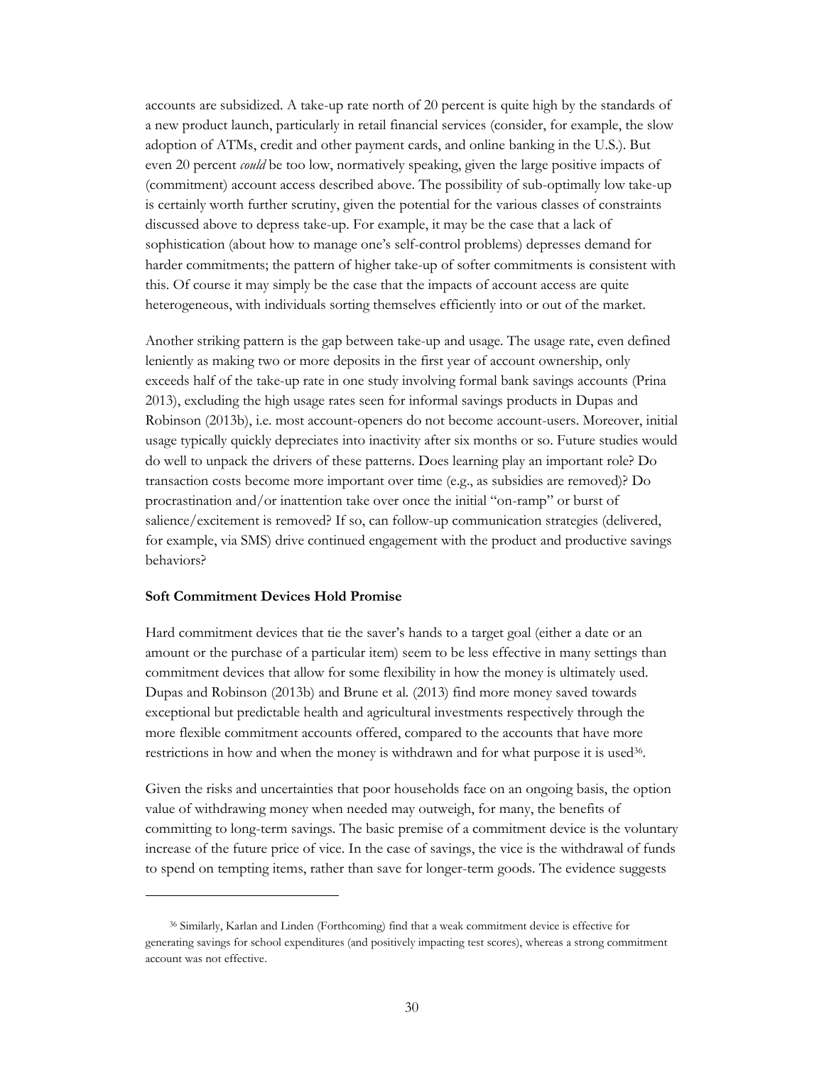accounts are subsidized. A take-up rate north of 20 percent is quite high by the standards of a new product launch, particularly in retail financial services (consider, for example, the slow adoption of ATMs, credit and other payment cards, and online banking in the U.S.). But even 20 percent *could* be too low, normatively speaking, given the large positive impacts of (commitment) account access described above. The possibility of sub-optimally low take-up is certainly worth further scrutiny, given the potential for the various classes of constraints discussed above to depress take-up. For example, it may be the case that a lack of sophistication (about how to manage one's self-control problems) depresses demand for harder commitments; the pattern of higher take-up of softer commitments is consistent with this. Of course it may simply be the case that the impacts of account access are quite heterogeneous, with individuals sorting themselves efficiently into or out of the market.

Another striking pattern is the gap between take-up and usage. The usage rate, even defined leniently as making two or more deposits in the first year of account ownership, only exceeds half of the take-up rate in one study involving formal bank savings accounts (Prina 2013), excluding the high usage rates seen for informal savings products in Dupas and Robinson (2013b), i.e. most account-openers do not become account-users. Moreover, initial usage typically quickly depreciates into inactivity after six months or so. Future studies would do well to unpack the drivers of these patterns. Does learning play an important role? Do transaction costs become more important over time (e.g., as subsidies are removed)? Do procrastination and/or inattention take over once the initial "on-ramp" or burst of salience/excitement is removed? If so, can follow-up communication strategies (delivered, for example, via SMS) drive continued engagement with the product and productive savings behaviors?

**Soft Commitment Devices Hold Promise**

Hard commitment devices that tie the saver's hands to a target goal (either a date or an amount or the purchase of a particular item) seem to be less effective in many settings than commitment devices that allow for some flexibility in how the money is ultimately used. Dupas and Robinson (2013b) and Brune et al. (2013) find more money saved towards exceptional but predictable health and agricultural investments respectively through the more flexible commitment accounts offered, compared to the accounts that have more restrictions in how and when the money is withdrawn and for what purpose it is used[36].

Given the risks and uncertainties that poor households face on an ongoing basis, the option value of withdrawing money when needed may outweigh, for many, the benefits of committing to long-term savings. The basic premise of a commitment device is the voluntary increase of the future price of vice. In the case of savings, the vice is the withdrawal of funds to spend on tempting items, rather than save for longer-term goods. The evidence suggests

[36] Similarly, Karlan and Linden (Forthcoming) find that a weak commitment device is effective for generating savings for school expenditures (and positively impacting test scores), whereas a strong commitment account was not effective.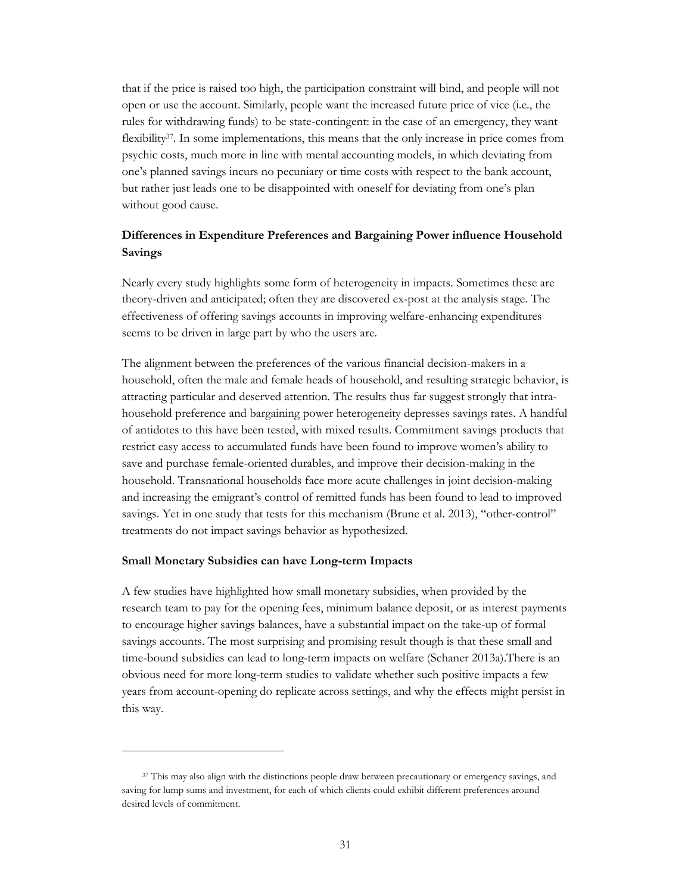that if the price is raised too high, the participation constraint will bind, and people will not open or use the account. Similarly, people want the increased future price of vice (i.e., the rules for withdrawing funds) to be state-contingent: in the case of an emergency, they want flexibility[37]. In some implementations, this means that the only increase in price comes from psychic costs, much more in line with mental accounting models, in which deviating from one's planned savings incurs no pecuniary or time costs with respect to the bank account, but rather just leads one to be disappointed with oneself for deviating from one's plan without good cause.

### Differences in Expenditure Preferences and Bargaining Power influence Household Savings

Nearly every study highlights some form of heterogeneity in impacts. Sometimes these are theory-driven and anticipated; often they are discovered ex-post at the analysis stage. The effectiveness of offering savings accounts in improving welfare-enhancing expenditures seems to be driven in large part by who the users are.

The alignment between the preferences of the various financial decision-makers in a household, often the male and female heads of household, and resulting strategic behavior, is attracting particular and deserved attention. The results thus far suggest strongly that intra-household preference and bargaining power heterogeneity depresses savings rates. A handful of antidotes to this have been tested, with mixed results. Commitment savings products that restrict easy access to accumulated funds have been found to improve women's ability to save and purchase female-oriented durables, and improve their decision-making in the household. Transnational households face more acute challenges in joint decision-making and increasing the emigrant's control of remitted funds has been found to lead to improved savings. Yet in one study that tests for this mechanism (Brune et al. 2013), "other-control" treatments do not impact savings behavior as hypothesized.

### Small Monetary Subsidies can have Long-term Impacts

A few studies have highlighted how small monetary subsidies, when provided by the research team to pay for the opening fees, minimum balance deposit, or as interest payments to encourage higher savings balances, have a substantial impact on the take-up of formal savings accounts. The most surprising and promising result though is that these small and time-bound subsidies can lead to long-term impacts on welfare (Schaner 2013a).There is an obvious need for more long-term studies to validate whether such positive impacts a few years from account-opening do replicate across settings, and why the effects might persist in this way.

[37] This may also align with the distinctions people draw between precautionary or emergency savings, and saving for lump sums and investment, for each of which clients could exhibit different preferences around desired levels of commitment.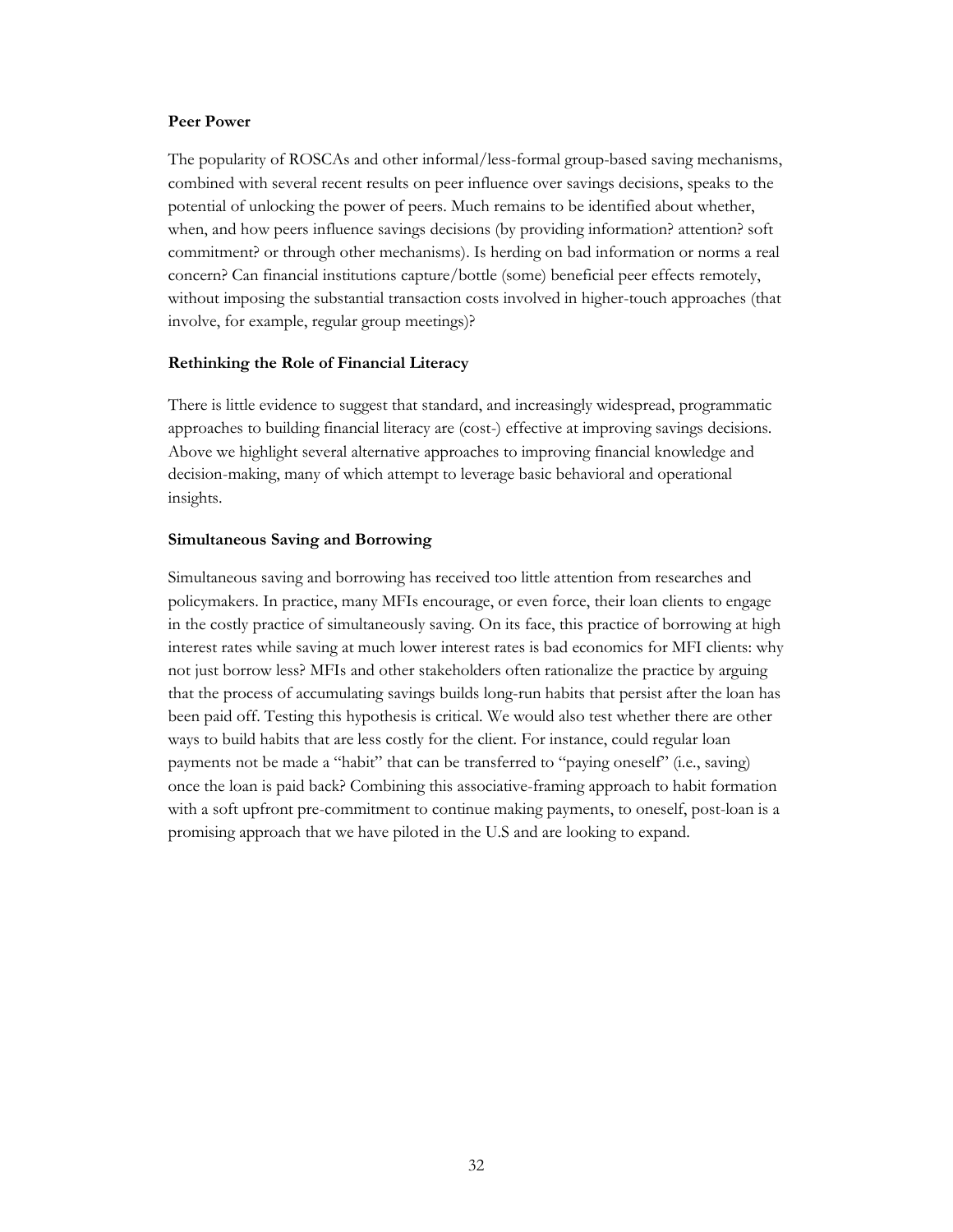**Peer Power**

The popularity of ROSCAs and other informal/less-formal group-based saving mechanisms, combined with several recent results on peer influence over savings decisions, speaks to the potential of unlocking the power of peers. Much remains to be identified about whether, when, and how peers influence savings decisions (by providing information? attention? soft commitment? or through other mechanisms). Is herding on bad information or norms a real concern? Can financial institutions capture/bottle (some) beneficial peer effects remotely, without imposing the substantial transaction costs involved in higher-touch approaches (that involve, for example, regular group meetings)?

**Rethinking the Role of Financial Literacy**

There is little evidence to suggest that standard, and increasingly widespread, programmatic approaches to building financial literacy are (cost-) effective at improving savings decisions. Above we highlight several alternative approaches to improving financial knowledge and decision-making, many of which attempt to leverage basic behavioral and operational insights.

**Simultaneous Saving and Borrowing**

Simultaneous saving and borrowing has received too little attention from researches and policymakers. In practice, many MFIs encourage, or even force, their loan clients to engage in the costly practice of simultaneously saving. On its face, this practice of borrowing at high interest rates while saving at much lower interest rates is bad economics for MFI clients: why not just borrow less? MFIs and other stakeholders often rationalize the practice by arguing that the process of accumulating savings builds long-run habits that persist after the loan has been paid off. Testing this hypothesis is critical. We would also test whether there are other ways to build habits that are less costly for the client. For instance, could regular loan payments not be made a "habit" that can be transferred to "paying oneself" (i.e., saving) once the loan is paid back? Combining this associative-framing approach to habit formation with a soft upfront pre-commitment to continue making payments, to oneself, post-loan is a promising approach that we have piloted in the U.S and are looking to expand.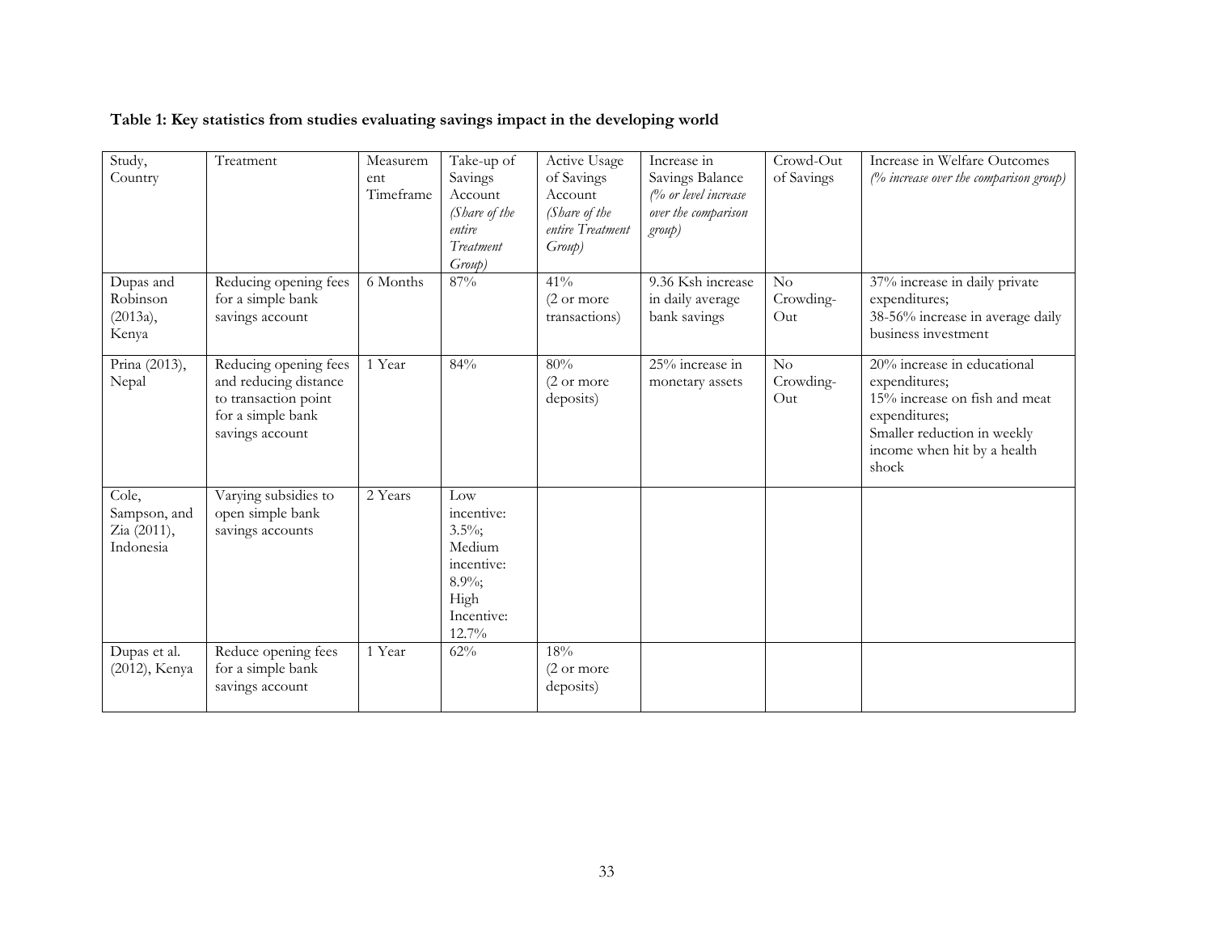**Table 1: Key statistics from studies evaluating savings impact in the developing world**

| Study, Country | Treatment | Measurement Timeframe | Take-up of Savings Account *(Share of the entire Treatment Group)* | Active Usage of Savings Account *(Share of the entire Treatment Group)* | Increase in Savings Balance *(% or level increase over the comparison group)* | Crowd-Out of Savings | Increase in Welfare Outcomes *(% increase over the comparison group)* |
|---|---|---|---|---|---|---|---|
| Dupas and Robinson (2013a), Kenya | Reducing opening fees for a simple bank savings account | 6 Months | 87% | 41% (2 or more transactions) | 9.36 Ksh increase in daily average bank savings | No Crowding-Out | 37% increase in daily private expenditures; 38-56% increase in average daily business investment |
| Prina (2013), Nepal | Reducing opening fees and reducing distance to transaction point for a simple bank savings account | 1 Year | 84% | 80% (2 or more deposits) | 25% increase in monetary assets | No Crowding-Out | 20% increase in educational expenditures; 15% increase on fish and meat expenditures; Smaller reduction in weekly income when hit by a health shock |
| Cole, Sampson, and Zia (2011), Indonesia | Varying subsidies to open simple bank savings accounts | 2 Years | Low incentive: 3.5%; Medium incentive: 8.9%; High Incentive: 12.7% | | | | |
| Dupas et al. (2012), Kenya | Reduce opening fees for a simple bank savings account | 1 Year | 62% | 18% (2 or more deposits) | | | |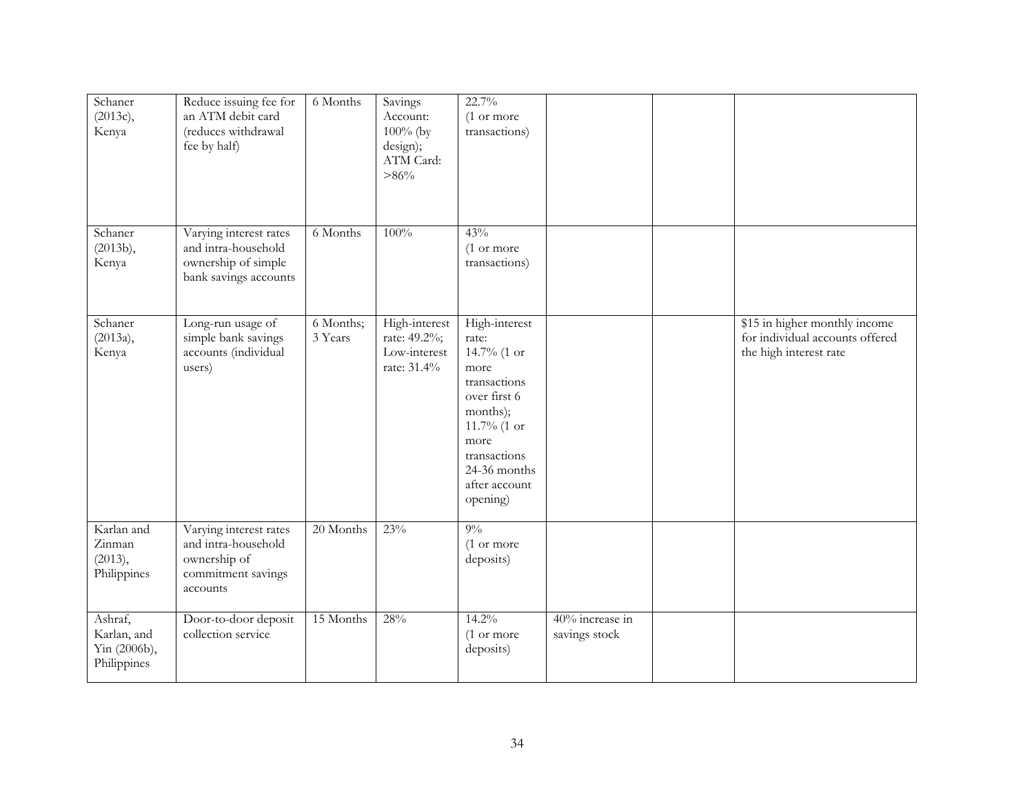| | | | | | | | |
|---|---|---|---|---|---|---|---|
| Schaner (2013c), Kenya | Reduce issuing fee for an ATM debit card (reduces withdrawal fee by half) | 6 Months | Savings Account: 100% (by design); ATM Card: >86% | 22.7% (1 or more transactions) | | | |
| Schaner (2013b), Kenya | Varying interest rates and intra-household ownership of simple bank savings accounts | 6 Months | 100% | 43% (1 or more transactions) | | | |
| Schaner (2013a), Kenya | Long-run usage of simple bank savings accounts (individual users) | 6 Months; 3 Years | High-interest rate: 49.2%; Low-interest rate: 31.4% | High-interest rate: 14.7% (1 or more transactions over first 6 months); 11.7% (1 or more transactions 24-36 months after account opening) | | | $15 in higher monthly income for individual accounts offered the high interest rate |
| Karlan and Zinman (2013), Philippines | Varying interest rates and intra-household ownership of commitment savings accounts | 20 Months | 23% | 9% (1 or more deposits) | | | |
| Ashraf, Karlan, and Yin (2006b), Philippines | Door-to-door deposit collection service | 15 Months | 28% | 14.2% (1 or more deposits) | 40% increase in savings stock | | |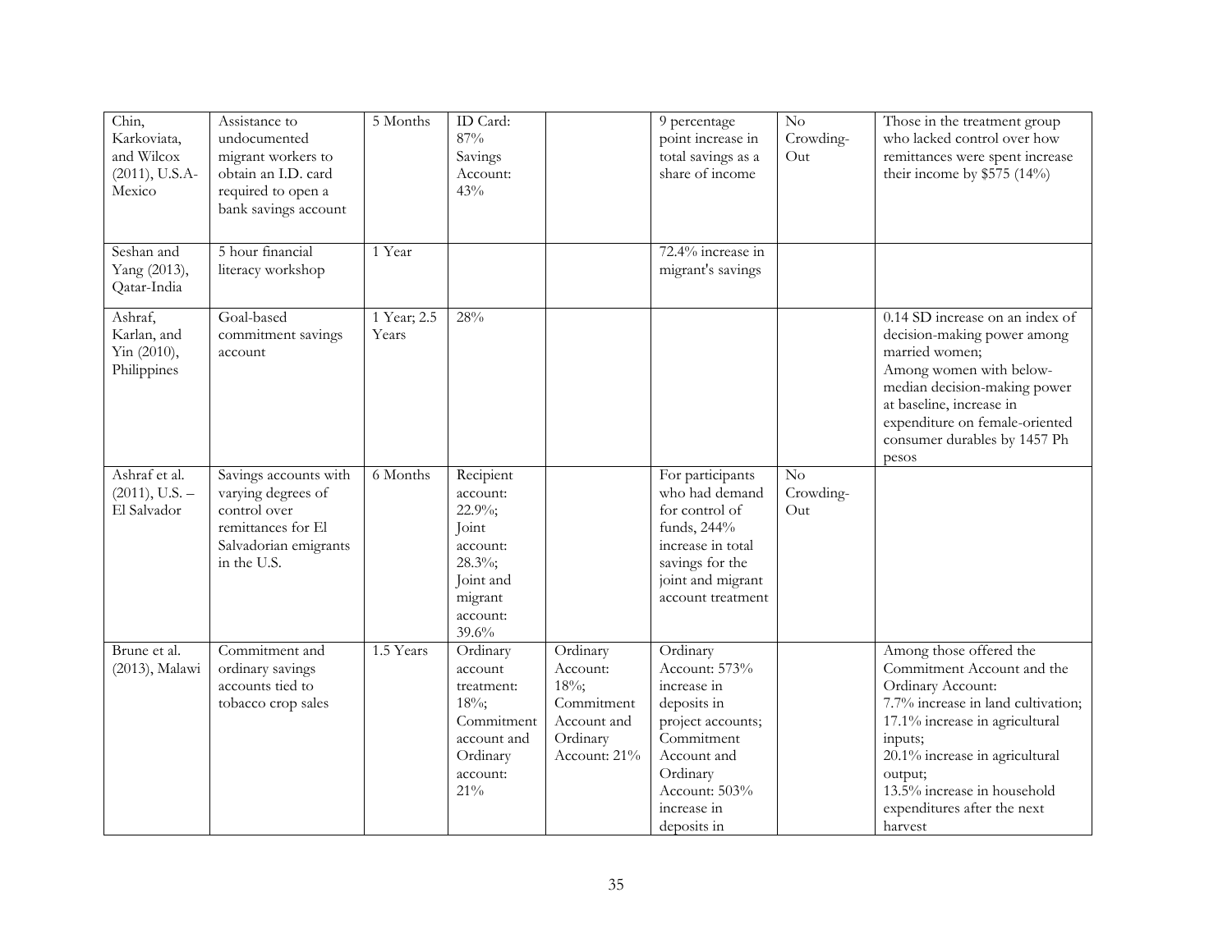| | | | | | | | |
|---|---|---|---|---|---|---|---|
| Chin, Karkoviata, and Wilcox (2011), U.S.A-Mexico | Assistance to undocumented migrant workers to obtain an I.D. card required to open a bank savings account | 5 Months | ID Card: 87% Savings Account: 43% | | 9 percentage point increase in total savings as a share of income | No Crowding-Out | Those in the treatment group who lacked control over how remittances were spent increase their income by $575 (14%) |
| Seshan and Yang (2013), Qatar-India | 5 hour financial literacy workshop | 1 Year | | | 72.4% increase in migrant's savings | | |
| Ashraf, Karlan, and Yin (2010), Philippines | Goal-based commitment savings account | 1 Year; 2.5 Years | 28% | | | | 0.14 SD increase on an index of decision-making power among married women; Among women with below-median decision-making power at baseline, increase in expenditure on female-oriented consumer durables by 1457 Ph pesos |
| Ashraf et al. (2011), U.S. – El Salvador | Savings accounts with varying degrees of control over remittances for El Salvadorian emigrants in the U.S. | 6 Months | Recipient account: 22.9%; Joint account: 28.3%; Joint and migrant account: 39.6% | | For participants who had demand for control of funds, 244% increase in total savings for the joint and migrant account treatment | No Crowding-Out | |
| Brune et al. (2013), Malawi | Commitment and ordinary savings accounts tied to tobacco crop sales | 1.5 Years | Ordinary account treatment: 18%; Commitment account and Ordinary account: 21% | Ordinary Account: 18%; Commitment Account and Ordinary Account: 21% | Ordinary Account: 573% increase in deposits in project accounts; Commitment Account and Ordinary Account: 503% increase in deposits in | | Among those offered the Commitment Account and the Ordinary Account: 7.7% increase in land cultivation; 17.1% increase in agricultural inputs; 20.1% increase in agricultural output; 13.5% increase in household expenditures after the next harvest |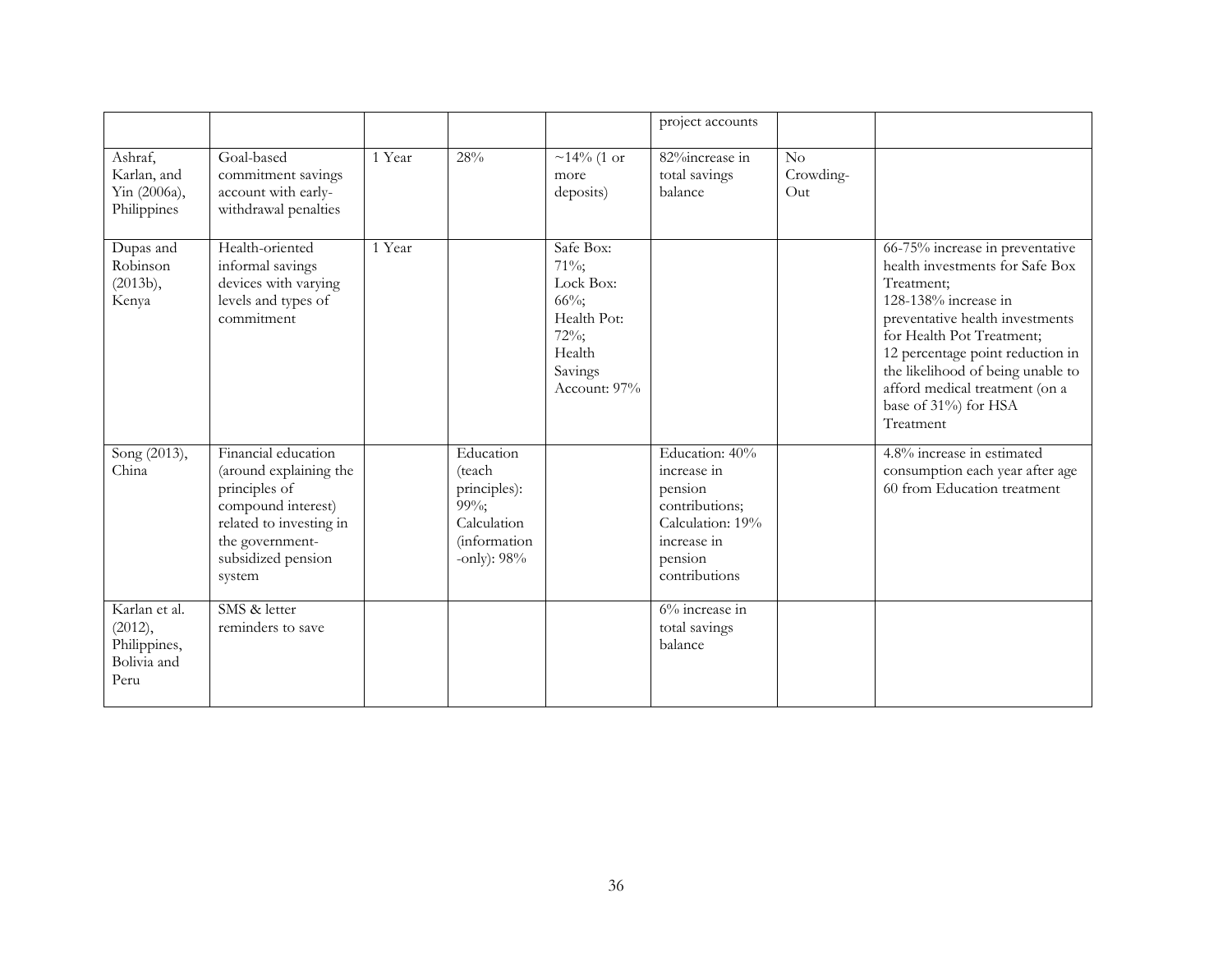| | | | | | project accounts | | |
|---|---|---|---|---|---|---|---|
| Ashraf, Karlan, and Yin (2006a), Philippines | Goal-based commitment savings account with early-withdrawal penalties | 1 Year | 28% | ~14% (1 or more deposits) | 82%increase in total savings balance | No Crowding-Out | |
| Dupas and Robinson (2013b), Kenya | Health-oriented informal savings devices with varying levels and types of commitment | 1 Year | | Safe Box: 71%; Lock Box: 66%; Health Pot: 72%; Health Savings Account: 97% | | | 66-75% increase in preventative health investments for Safe Box Treatment; 128-138% increase in preventative health investments for Health Pot Treatment; 12 percentage point reduction in the likelihood of being unable to afford medical treatment (on a base of 31%) for HSA Treatment |
| Song (2013), China | Financial education (around explaining the principles of compound interest) related to investing in the government-subsidized pension system | | Education (teach principles): 99%; Calculation (information -only): 98% | | Education: 40% increase in pension contributions; Calculation: 19% increase in pension contributions | | 4.8% increase in estimated consumption each year after age 60 from Education treatment |
| Karlan et al. (2012), Philippines, Bolivia and Peru | SMS & letter reminders to save | | | | 6% increase in total savings balance | | |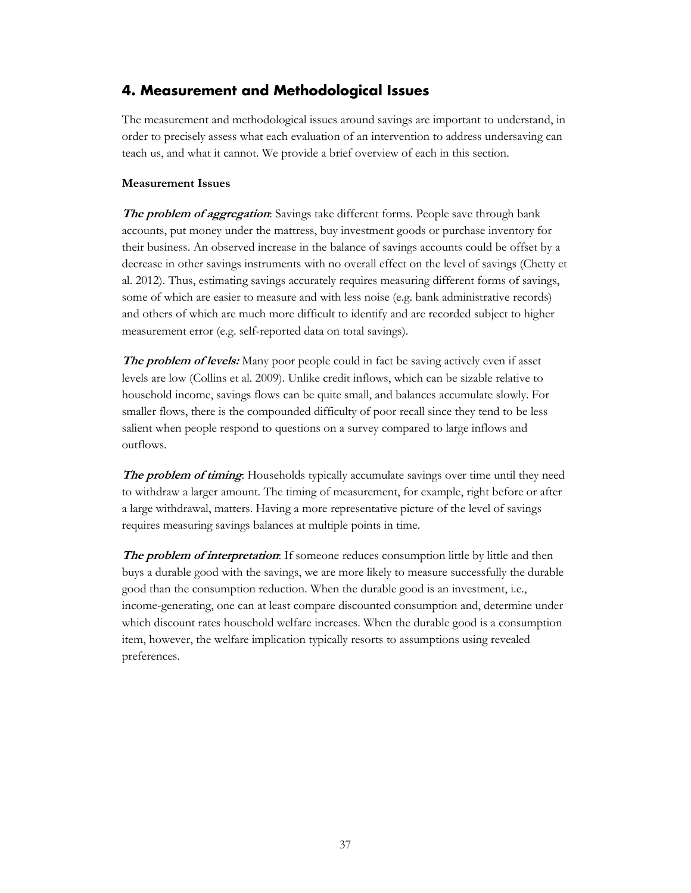## 4. Measurement and Methodological Issues

The measurement and methodological issues around savings are important to understand, in order to precisely assess what each evaluation of an intervention to address undersaving can teach us, and what it cannot. We provide a brief overview of each in this section.

**Measurement Issues**

***The problem of aggregation***: Savings take different forms. People save through bank accounts, put money under the mattress, buy investment goods or purchase inventory for their business. An observed increase in the balance of savings accounts could be offset by a decrease in other savings instruments with no overall effect on the level of savings (Chetty et al. 2012). Thus, estimating savings accurately requires measuring different forms of savings, some of which are easier to measure and with less noise (e.g. bank administrative records) and others of which are much more difficult to identify and are recorded subject to higher measurement error (e.g. self-reported data on total savings).

***The problem of levels:*** Many poor people could in fact be saving actively even if asset levels are low (Collins et al. 2009). Unlike credit inflows, which can be sizable relative to household income, savings flows can be quite small, and balances accumulate slowly. For smaller flows, there is the compounded difficulty of poor recall since they tend to be less salient when people respond to questions on a survey compared to large inflows and outflows.

***The problem of timing***: Households typically accumulate savings over time until they need to withdraw a larger amount. The timing of measurement, for example, right before or after a large withdrawal, matters. Having a more representative picture of the level of savings requires measuring savings balances at multiple points in time.

***The problem of interpretation***: If someone reduces consumption little by little and then buys a durable good with the savings, we are more likely to measure successfully the durable good than the consumption reduction. When the durable good is an investment, i.e., income-generating, one can at least compare discounted consumption and, determine under which discount rates household welfare increases. When the durable good is a consumption item, however, the welfare implication typically resorts to assumptions using revealed preferences.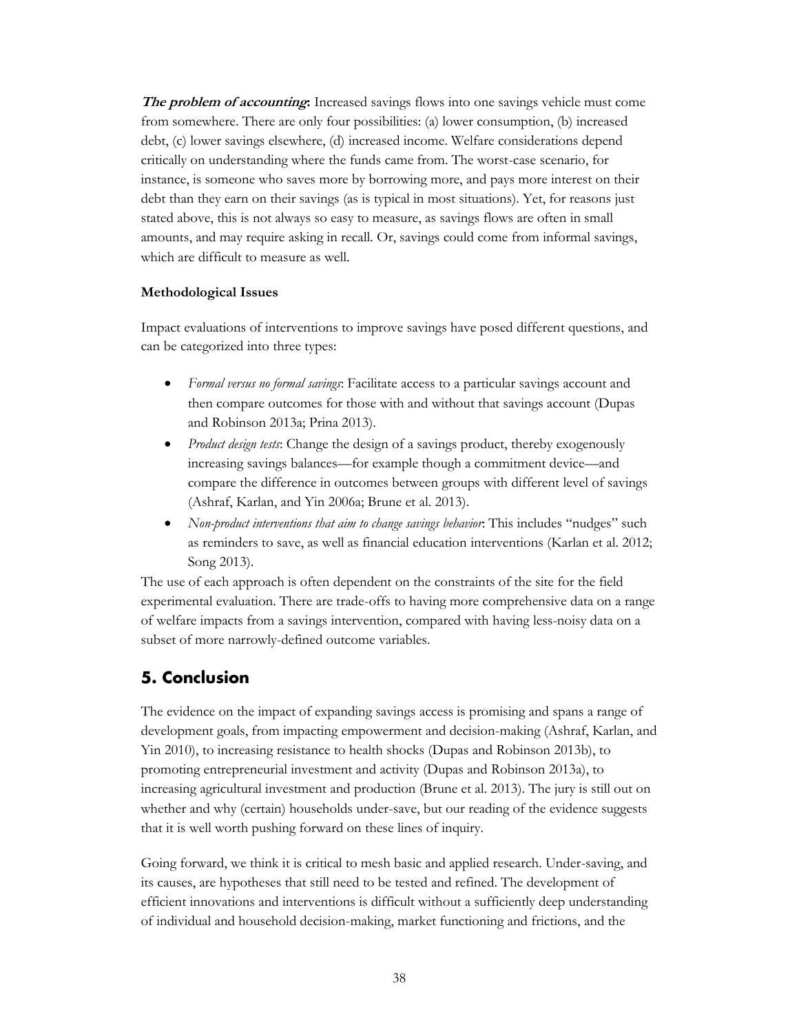***The problem of accounting*:** Increased savings flows into one savings vehicle must come from somewhere. There are only four possibilities: (a) lower consumption, (b) increased debt, (c) lower savings elsewhere, (d) increased income. Welfare considerations depend critically on understanding where the funds came from. The worst-case scenario, for instance, is someone who saves more by borrowing more, and pays more interest on their debt than they earn on their savings (as is typical in most situations). Yet, for reasons just stated above, this is not always so easy to measure, as savings flows are often in small amounts, and may require asking in recall. Or, savings could come from informal savings, which are difficult to measure as well.

**Methodological Issues**

Impact evaluations of interventions to improve savings have posed different questions, and can be categorized into three types:

- *Formal versus no formal savings*: Facilitate access to a particular savings account and then compare outcomes for those with and without that savings account (Dupas and Robinson 2013a; Prina 2013).
- *Product design tests*: Change the design of a savings product, thereby exogenously increasing savings balances—for example though a commitment device—and compare the difference in outcomes between groups with different level of savings (Ashraf, Karlan, and Yin 2006a; Brune et al. 2013).
- *Non-product interventions that aim to change savings behavior*: This includes "nudges" such as reminders to save, as well as financial education interventions (Karlan et al. 2012; Song 2013).

The use of each approach is often dependent on the constraints of the site for the field experimental evaluation. There are trade-offs to having more comprehensive data on a range of welfare impacts from a savings intervention, compared with having less-noisy data on a subset of more narrowly-defined outcome variables.

## 5. Conclusion

The evidence on the impact of expanding savings access is promising and spans a range of development goals, from impacting empowerment and decision-making (Ashraf, Karlan, and Yin 2010), to increasing resistance to health shocks (Dupas and Robinson 2013b), to promoting entrepreneurial investment and activity (Dupas and Robinson 2013a), to increasing agricultural investment and production (Brune et al. 2013). The jury is still out on whether and why (certain) households under-save, but our reading of the evidence suggests that it is well worth pushing forward on these lines of inquiry.

Going forward, we think it is critical to mesh basic and applied research. Under-saving, and its causes, are hypotheses that still need to be tested and refined. The development of efficient innovations and interventions is difficult without a sufficiently deep understanding of individual and household decision-making, market functioning and frictions, and the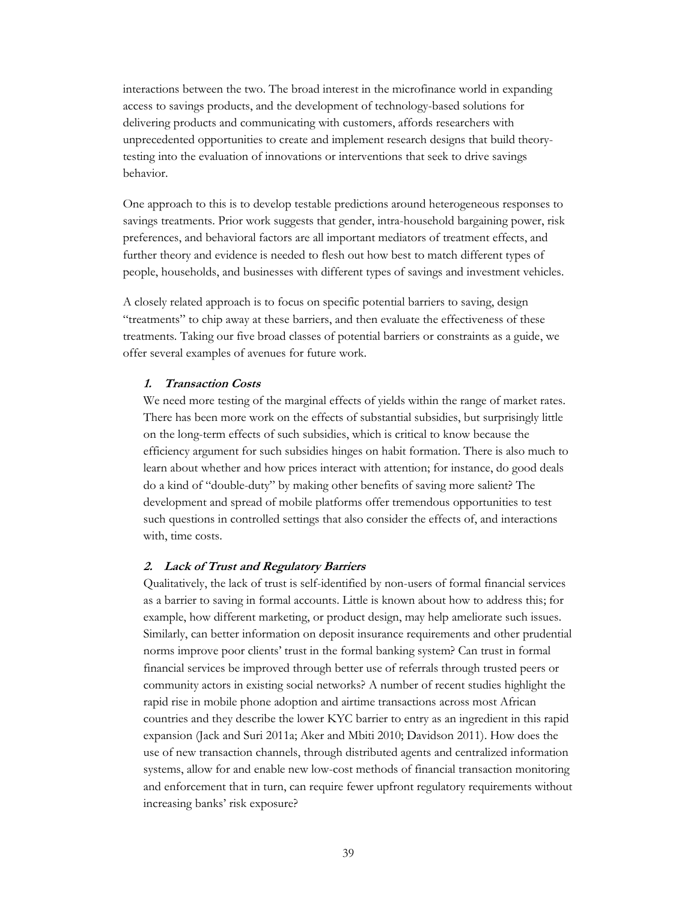interactions between the two. The broad interest in the microfinance world in expanding access to savings products, and the development of technology-based solutions for delivering products and communicating with customers, affords researchers with unprecedented opportunities to create and implement research designs that build theory-testing into the evaluation of innovations or interventions that seek to drive savings behavior.

One approach to this is to develop testable predictions around heterogeneous responses to savings treatments. Prior work suggests that gender, intra-household bargaining power, risk preferences, and behavioral factors are all important mediators of treatment effects, and further theory and evidence is needed to flesh out how best to match different types of people, households, and businesses with different types of savings and investment vehicles.

A closely related approach is to focus on specific potential barriers to saving, design "treatments" to chip away at these barriers, and then evaluate the effectiveness of these treatments. Taking our five broad classes of potential barriers or constraints as a guide, we offer several examples of avenues for future work.

### 1. *Transaction Costs*

We need more testing of the marginal effects of yields within the range of market rates. There has been more work on the effects of substantial subsidies, but surprisingly little on the long-term effects of such subsidies, which is critical to know because the efficiency argument for such subsidies hinges on habit formation. There is also much to learn about whether and how prices interact with attention; for instance, do good deals do a kind of "double-duty" by making other benefits of saving more salient? The development and spread of mobile platforms offer tremendous opportunities to test such questions in controlled settings that also consider the effects of, and interactions with, time costs.

### 2. *Lack of Trust and Regulatory Barriers*

Qualitatively, the lack of trust is self-identified by non-users of formal financial services as a barrier to saving in formal accounts. Little is known about how to address this; for example, how different marketing, or product design, may help ameliorate such issues. Similarly, can better information on deposit insurance requirements and other prudential norms improve poor clients' trust in the formal banking system? Can trust in formal financial services be improved through better use of referrals through trusted peers or community actors in existing social networks? A number of recent studies highlight the rapid rise in mobile phone adoption and airtime transactions across most African countries and they describe the lower KYC barrier to entry as an ingredient in this rapid expansion (Jack and Suri 2011a; Aker and Mbiti 2010; Davidson 2011). How does the use of new transaction channels, through distributed agents and centralized information systems, allow for and enable new low-cost methods of financial transaction monitoring and enforcement that in turn, can require fewer upfront regulatory requirements without increasing banks' risk exposure?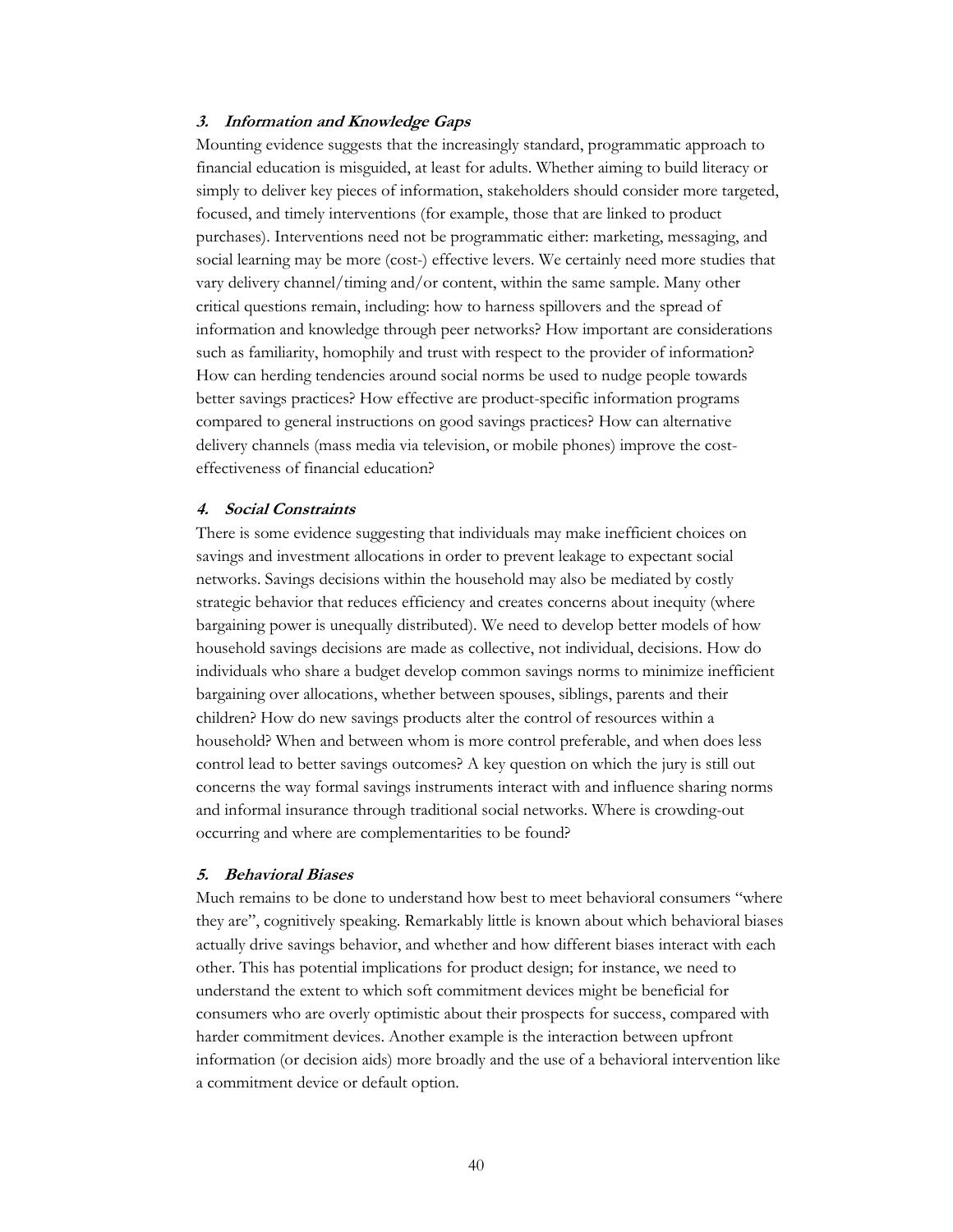### *3. Information and Knowledge Gaps*

Mounting evidence suggests that the increasingly standard, programmatic approach to financial education is misguided, at least for adults. Whether aiming to build literacy or simply to deliver key pieces of information, stakeholders should consider more targeted, focused, and timely interventions (for example, those that are linked to product purchases). Interventions need not be programmatic either: marketing, messaging, and social learning may be more (cost-) effective levers. We certainly need more studies that vary delivery channel/timing and/or content, within the same sample. Many other critical questions remain, including: how to harness spillovers and the spread of information and knowledge through peer networks? How important are considerations such as familiarity, homophily and trust with respect to the provider of information? How can herding tendencies around social norms be used to nudge people towards better savings practices? How effective are product-specific information programs compared to general instructions on good savings practices? How can alternative delivery channels (mass media via television, or mobile phones) improve the cost-effectiveness of financial education?

### *4. Social Constraints*

There is some evidence suggesting that individuals may make inefficient choices on savings and investment allocations in order to prevent leakage to expectant social networks. Savings decisions within the household may also be mediated by costly strategic behavior that reduces efficiency and creates concerns about inequity (where bargaining power is unequally distributed). We need to develop better models of how household savings decisions are made as collective, not individual, decisions. How do individuals who share a budget develop common savings norms to minimize inefficient bargaining over allocations, whether between spouses, siblings, parents and their children? How do new savings products alter the control of resources within a household? When and between whom is more control preferable, and when does less control lead to better savings outcomes? A key question on which the jury is still out concerns the way formal savings instruments interact with and influence sharing norms and informal insurance through traditional social networks. Where is crowding-out occurring and where are complementarities to be found?

### *5. Behavioral Biases*

Much remains to be done to understand how best to meet behavioral consumers "where they are", cognitively speaking. Remarkably little is known about which behavioral biases actually drive savings behavior, and whether and how different biases interact with each other. This has potential implications for product design; for instance, we need to understand the extent to which soft commitment devices might be beneficial for consumers who are overly optimistic about their prospects for success, compared with harder commitment devices. Another example is the interaction between upfront information (or decision aids) more broadly and the use of a behavioral intervention like a commitment device or default option.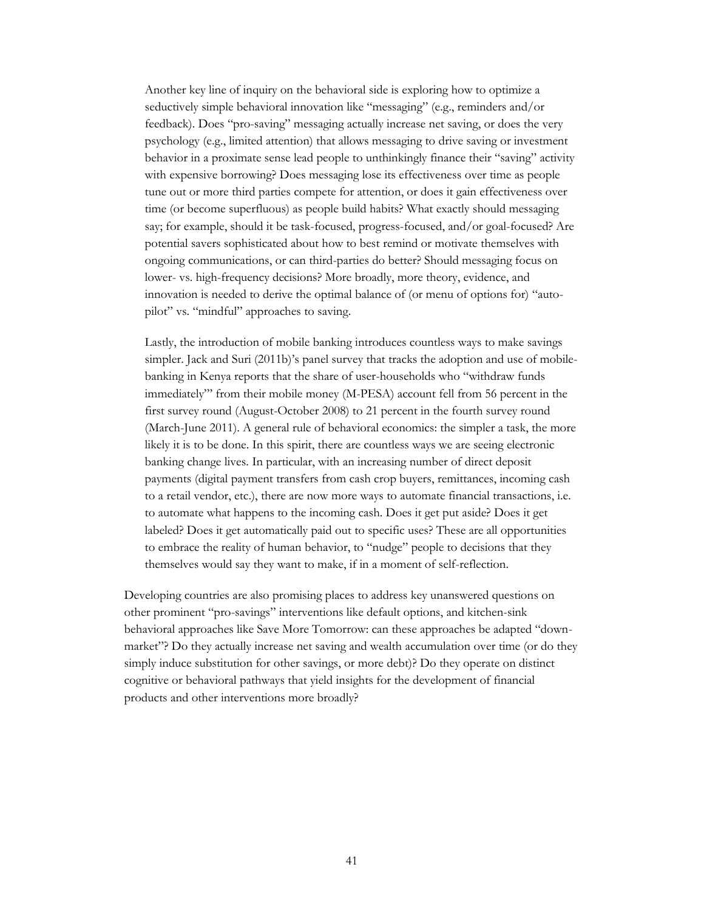> Another key line of inquiry on the behavioral side is exploring how to optimize a seductively simple behavioral innovation like "messaging" (e.g., reminders and/or feedback). Does "pro-saving" messaging actually increase net saving, or does the very psychology (e.g., limited attention) that allows messaging to drive saving or investment behavior in a proximate sense lead people to unthinkingly finance their "saving" activity with expensive borrowing? Does messaging lose its effectiveness over time as people tune out or more third parties compete for attention, or does it gain effectiveness over time (or become superfluous) as people build habits? What exactly should messaging say; for example, should it be task-focused, progress-focused, and/or goal-focused? Are potential savers sophisticated about how to best remind or motivate themselves with ongoing communications, or can third-parties do better? Should messaging focus on lower- vs. high-frequency decisions? More broadly, more theory, evidence, and innovation is needed to derive the optimal balance of (or menu of options for) "auto-pilot" vs. "mindful" approaches to saving.
>
> Lastly, the introduction of mobile banking introduces countless ways to make savings simpler. Jack and Suri (2011b)'s panel survey that tracks the adoption and use of mobile-banking in Kenya reports that the share of user-households who "withdraw funds immediately'" from their mobile money (M-PESA) account fell from 56 percent in the first survey round (August-October 2008) to 21 percent in the fourth survey round (March-June 2011). A general rule of behavioral economics: the simpler a task, the more likely it is to be done. In this spirit, there are countless ways we are seeing electronic banking change lives. In particular, with an increasing number of direct deposit payments (digital payment transfers from cash crop buyers, remittances, incoming cash to a retail vendor, etc.), there are now more ways to automate financial transactions, i.e. to automate what happens to the incoming cash. Does it get put aside? Does it get labeled? Does it get automatically paid out to specific uses? These are all opportunities to embrace the reality of human behavior, to "nudge" people to decisions that they themselves would say they want to make, if in a moment of self-reflection.

Developing countries are also promising places to address key unanswered questions on other prominent "pro-savings" interventions like default options, and kitchen-sink behavioral approaches like Save More Tomorrow: can these approaches be adapted "down-market"? Do they actually increase net saving and wealth accumulation over time (or do they simply induce substitution for other savings, or more debt)? Do they operate on distinct cognitive or behavioral pathways that yield insights for the development of financial products and other interventions more broadly?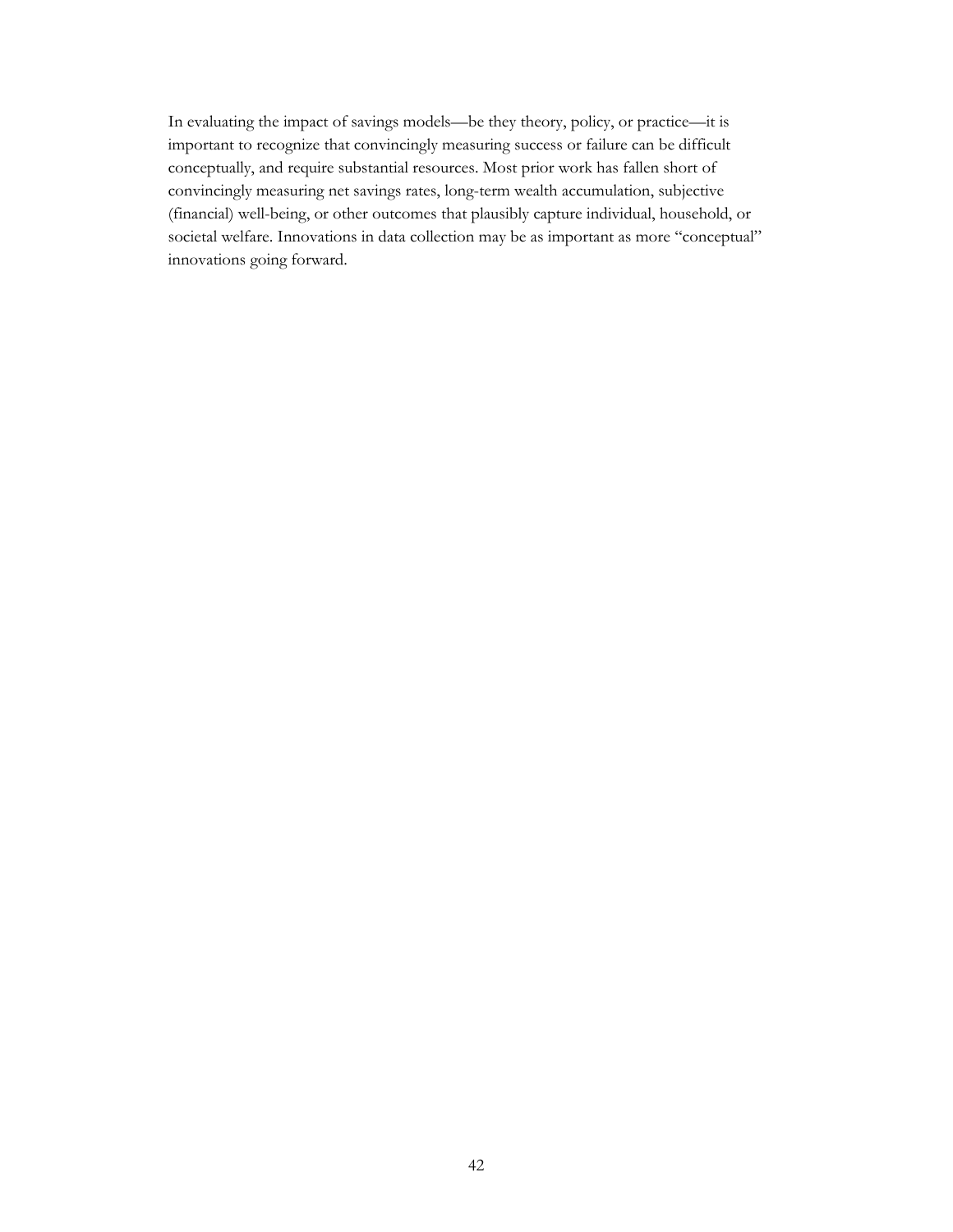In evaluating the impact of savings models—be they theory, policy, or practice—it is important to recognize that convincingly measuring success or failure can be difficult conceptually, and require substantial resources. Most prior work has fallen short of convincingly measuring net savings rates, long-term wealth accumulation, subjective (financial) well-being, or other outcomes that plausibly capture individual, household, or societal welfare. Innovations in data collection may be as important as more "conceptual" innovations going forward.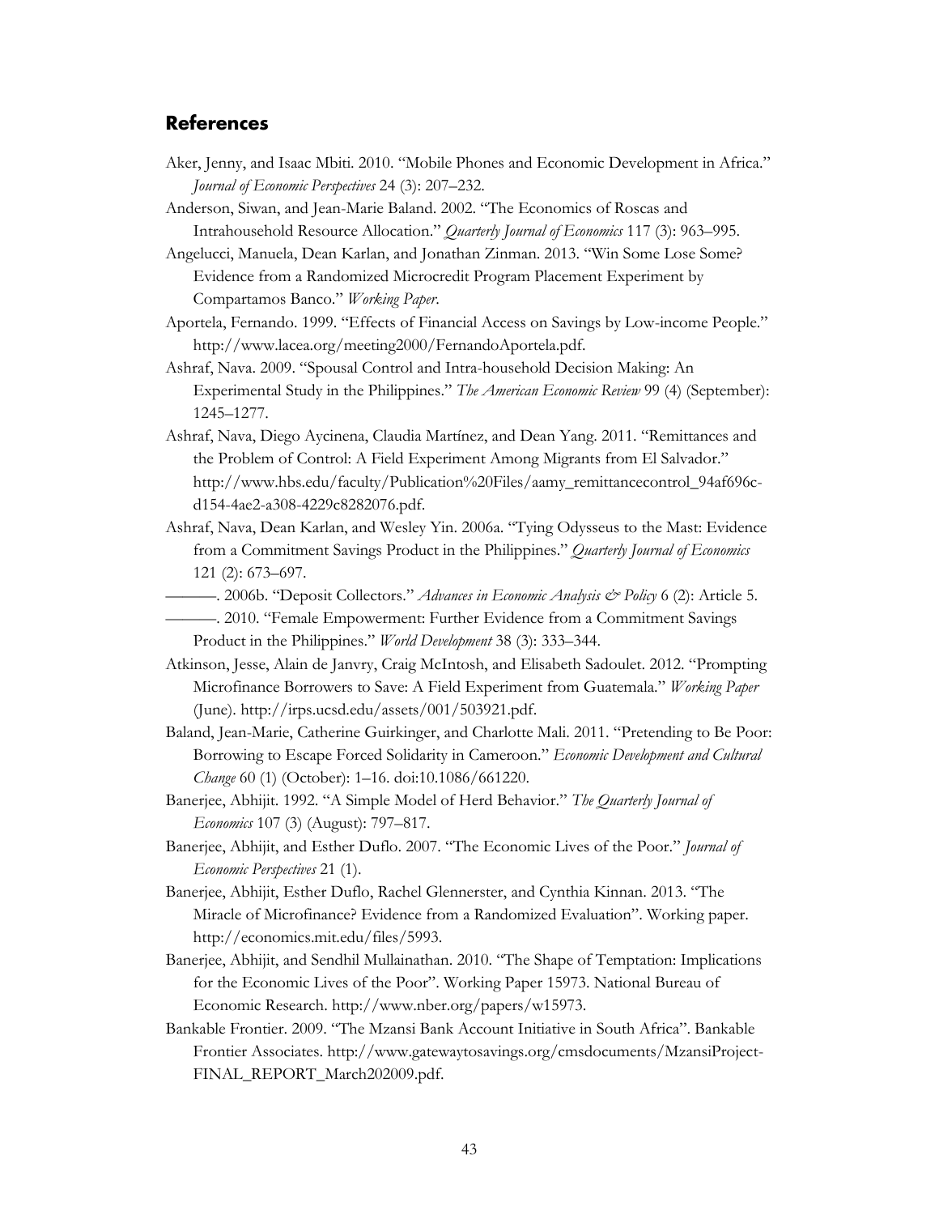## References

Aker, Jenny, and Isaac Mbiti. 2010. "Mobile Phones and Economic Development in Africa." *Journal of Economic Perspectives* 24 (3): 207–232.

Anderson, Siwan, and Jean-Marie Baland. 2002. "The Economics of Roscas and Intrahousehold Resource Allocation." *Quarterly Journal of Economics* 117 (3): 963–995.

Angelucci, Manuela, Dean Karlan, and Jonathan Zinman. 2013. "Win Some Lose Some? Evidence from a Randomized Microcredit Program Placement Experiment by Compartamos Banco." *Working Paper*.

Aportela, Fernando. 1999. "Effects of Financial Access on Savings by Low-income People." http://www.lacea.org/meeting2000/FernandoAportela.pdf.

Ashraf, Nava. 2009. "Spousal Control and Intra-household Decision Making: An Experimental Study in the Philippines." *The American Economic Review* 99 (4) (September): 1245–1277.

Ashraf, Nava, Diego Aycinena, Claudia Martínez, and Dean Yang. 2011. "Remittances and the Problem of Control: A Field Experiment Among Migrants from El Salvador." http://www.hbs.edu/faculty/Publication%20Files/aamy_remittancecontrol_94af696c-d154-4ae2-a308-4229c8282076.pdf.

Ashraf, Nava, Dean Karlan, and Wesley Yin. 2006a. "Tying Odysseus to the Mast: Evidence from a Commitment Savings Product in the Philippines." *Quarterly Journal of Economics* 121 (2): 673–697.

———. 2006b. "Deposit Collectors." *Advances in Economic Analysis & Policy* 6 (2): Article 5.

———. 2010. "Female Empowerment: Further Evidence from a Commitment Savings Product in the Philippines." *World Development* 38 (3): 333–344.

Atkinson, Jesse, Alain de Janvry, Craig McIntosh, and Elisabeth Sadoulet. 2012. "Prompting Microfinance Borrowers to Save: A Field Experiment from Guatemala." *Working Paper* (June). http://irps.ucsd.edu/assets/001/503921.pdf.

Baland, Jean-Marie, Catherine Guirkinger, and Charlotte Mali. 2011. "Pretending to Be Poor: Borrowing to Escape Forced Solidarity in Cameroon." *Economic Development and Cultural Change* 60 (1) (October): 1–16. doi:10.1086/661220.

Banerjee, Abhijit. 1992. "A Simple Model of Herd Behavior." *The Quarterly Journal of Economics* 107 (3) (August): 797–817.

Banerjee, Abhijit, and Esther Duflo. 2007. "The Economic Lives of the Poor." *Journal of Economic Perspectives* 21 (1).

Banerjee, Abhijit, Esther Duflo, Rachel Glennerster, and Cynthia Kinnan. 2013. "The Miracle of Microfinance? Evidence from a Randomized Evaluation". Working paper. http://economics.mit.edu/files/5993.

Banerjee, Abhijit, and Sendhil Mullainathan. 2010. "The Shape of Temptation: Implications for the Economic Lives of the Poor". Working Paper 15973. National Bureau of Economic Research. http://www.nber.org/papers/w15973.

Bankable Frontier. 2009. "The Mzansi Bank Account Initiative in South Africa". Bankable Frontier Associates. http://www.gatewaytosavings.org/cmsdocuments/MzansiProject-FINAL_REPORT_March202009.pdf.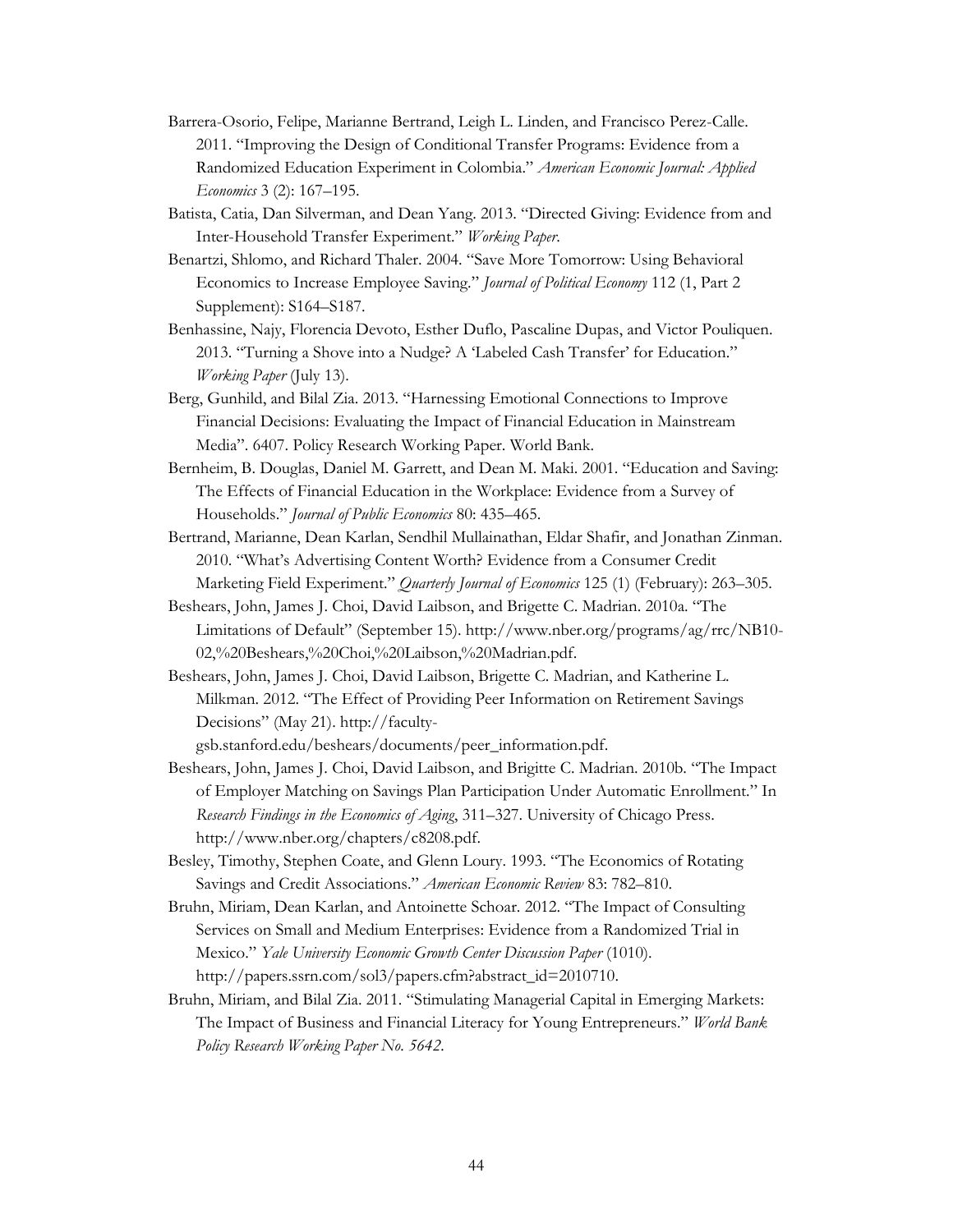Barrera-Osorio, Felipe, Marianne Bertrand, Leigh L. Linden, and Francisco Perez-Calle. 2011. "Improving the Design of Conditional Transfer Programs: Evidence from a Randomized Education Experiment in Colombia." *American Economic Journal: Applied Economics* 3 (2): 167–195.

Batista, Catia, Dan Silverman, and Dean Yang. 2013. "Directed Giving: Evidence from and Inter-Household Transfer Experiment." *Working Paper*.

Benartzi, Shlomo, and Richard Thaler. 2004. "Save More Tomorrow: Using Behavioral Economics to Increase Employee Saving." *Journal of Political Economy* 112 (1, Part 2 Supplement): S164–S187.

Benhassine, Najy, Florencia Devoto, Esther Duflo, Pascaline Dupas, and Victor Pouliquen. 2013. "Turning a Shove into a Nudge? A 'Labeled Cash Transfer' for Education." *Working Paper* (July 13).

Berg, Gunhild, and Bilal Zia. 2013. "Harnessing Emotional Connections to Improve Financial Decisions: Evaluating the Impact of Financial Education in Mainstream Media". 6407. Policy Research Working Paper. World Bank.

Bernheim, B. Douglas, Daniel M. Garrett, and Dean M. Maki. 2001. "Education and Saving: The Effects of Financial Education in the Workplace: Evidence from a Survey of Households." *Journal of Public Economics* 80: 435–465.

Bertrand, Marianne, Dean Karlan, Sendhil Mullainathan, Eldar Shafir, and Jonathan Zinman. 2010. "What's Advertising Content Worth? Evidence from a Consumer Credit Marketing Field Experiment." *Quarterly Journal of Economics* 125 (1) (February): 263–305.

Beshears, John, James J. Choi, David Laibson, and Brigette C. Madrian. 2010a. "The Limitations of Default" (September 15). http://www.nber.org/programs/ag/rrc/NB10-02,%20Beshears,%20Choi,%20Laibson,%20Madrian.pdf.

Beshears, John, James J. Choi, David Laibson, Brigette C. Madrian, and Katherine L. Milkman. 2012. "The Effect of Providing Peer Information on Retirement Savings Decisions" (May 21). http://faculty-gsb.stanford.edu/beshears/documents/peer_information.pdf.

Beshears, John, James J. Choi, David Laibson, and Brigitte C. Madrian. 2010b. "The Impact of Employer Matching on Savings Plan Participation Under Automatic Enrollment." In *Research Findings in the Economics of Aging*, 311–327. University of Chicago Press. http://www.nber.org/chapters/c8208.pdf.

Besley, Timothy, Stephen Coate, and Glenn Loury. 1993. "The Economics of Rotating Savings and Credit Associations." *American Economic Review* 83: 782–810.

Bruhn, Miriam, Dean Karlan, and Antoinette Schoar. 2012. "The Impact of Consulting Services on Small and Medium Enterprises: Evidence from a Randomized Trial in Mexico." *Yale University Economic Growth Center Discussion Paper* (1010). http://papers.ssrn.com/sol3/papers.cfm?abstract_id=2010710.

Bruhn, Miriam, and Bilal Zia. 2011. "Stimulating Managerial Capital in Emerging Markets: The Impact of Business and Financial Literacy for Young Entrepreneurs." *World Bank Policy Research Working Paper No. 5642*.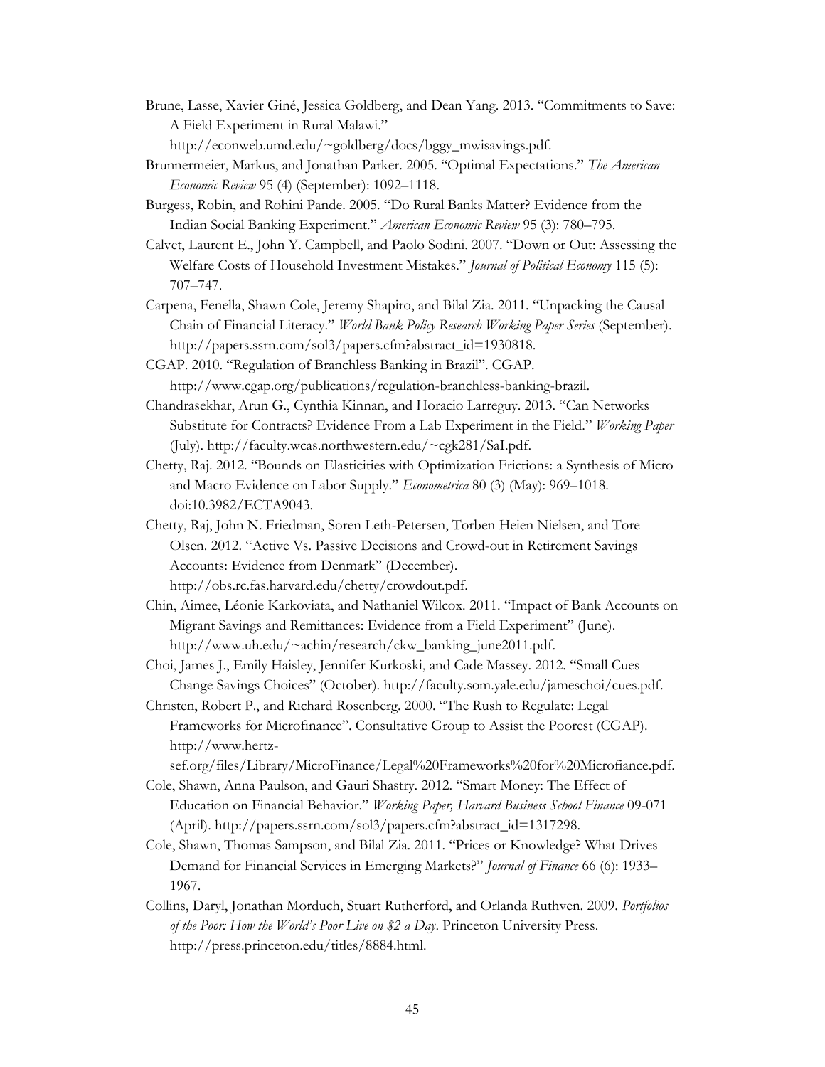Brune, Lasse, Xavier Giné, Jessica Goldberg, and Dean Yang. 2013. "Commitments to Save: A Field Experiment in Rural Malawi." http://econweb.umd.edu/~goldberg/docs/bggy_mwisavings.pdf.

Brunnermeier, Markus, and Jonathan Parker. 2005. "Optimal Expectations." *The American Economic Review* 95 (4) (September): 1092–1118.

Burgess, Robin, and Rohini Pande. 2005. "Do Rural Banks Matter? Evidence from the Indian Social Banking Experiment." *American Economic Review* 95 (3): 780–795.

Calvet, Laurent E., John Y. Campbell, and Paolo Sodini. 2007. "Down or Out: Assessing the Welfare Costs of Household Investment Mistakes." *Journal of Political Economy* 115 (5): 707–747.

Carpena, Fenella, Shawn Cole, Jeremy Shapiro, and Bilal Zia. 2011. "Unpacking the Causal Chain of Financial Literacy." *World Bank Policy Research Working Paper Series* (September). http://papers.ssrn.com/sol3/papers.cfm?abstract_id=1930818.

CGAP. 2010. "Regulation of Branchless Banking in Brazil". CGAP. http://www.cgap.org/publications/regulation-branchless-banking-brazil.

Chandrasekhar, Arun G., Cynthia Kinnan, and Horacio Larreguy. 2013. "Can Networks Substitute for Contracts? Evidence From a Lab Experiment in the Field." *Working Paper* (July). http://faculty.wcas.northwestern.edu/~cgk281/SaI.pdf.

Chetty, Raj. 2012. "Bounds on Elasticities with Optimization Frictions: a Synthesis of Micro and Macro Evidence on Labor Supply." *Econometrica* 80 (3) (May): 969–1018. doi:10.3982/ECTA9043.

Chetty, Raj, John N. Friedman, Soren Leth-Petersen, Torben Heien Nielsen, and Tore Olsen. 2012. "Active Vs. Passive Decisions and Crowd-out in Retirement Savings Accounts: Evidence from Denmark" (December). http://obs.rc.fas.harvard.edu/chetty/crowdout.pdf.

Chin, Aimee, Léonie Karkoviata, and Nathaniel Wilcox. 2011. "Impact of Bank Accounts on Migrant Savings and Remittances: Evidence from a Field Experiment" (June). http://www.uh.edu/~achin/research/ckw_banking_june2011.pdf.

Choi, James J., Emily Haisley, Jennifer Kurkoski, and Cade Massey. 2012. "Small Cues Change Savings Choices" (October). http://faculty.som.yale.edu/jameschoi/cues.pdf.

Christen, Robert P., and Richard Rosenberg. 2000. "The Rush to Regulate: Legal Frameworks for Microfinance". Consultative Group to Assist the Poorest (CGAP). http://www.hertz-sef.org/files/Library/MicroFinance/Legal%20Frameworks%20for%20Microfiance.pdf.

Cole, Shawn, Anna Paulson, and Gauri Shastry. 2012. "Smart Money: The Effect of Education on Financial Behavior." *Working Paper, Harvard Business School Finance* 09-071 (April). http://papers.ssrn.com/sol3/papers.cfm?abstract_id=1317298.

Cole, Shawn, Thomas Sampson, and Bilal Zia. 2011. "Prices or Knowledge? What Drives Demand for Financial Services in Emerging Markets?" *Journal of Finance* 66 (6): 1933–1967.

Collins, Daryl, Jonathan Morduch, Stuart Rutherford, and Orlanda Ruthven. 2009. *Portfolios of the Poor: How the World's Poor Live on $2 a Day*. Princeton University Press. http://press.princeton.edu/titles/8884.html.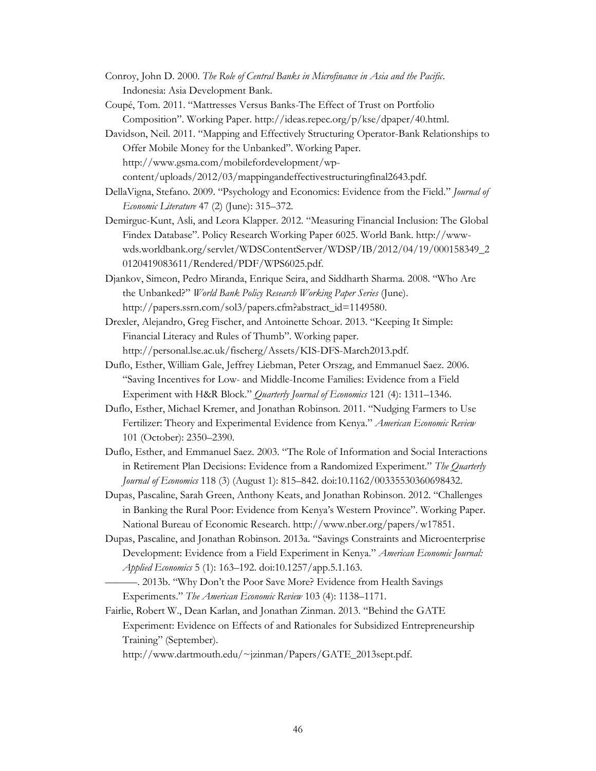Conroy, John D. 2000. *The Role of Central Banks in Microfinance in Asia and the Pacific*. Indonesia: Asia Development Bank.

Coupé, Tom. 2011. "Mattresses Versus Banks-The Effect of Trust on Portfolio Composition". Working Paper. http://ideas.repec.org/p/kse/dpaper/40.html.

Davidson, Neil. 2011. "Mapping and Effectively Structuring Operator-Bank Relationships to Offer Mobile Money for the Unbanked". Working Paper. http://www.gsma.com/mobilefordevelopment/wp-content/uploads/2012/03/mappingandeffectivestructuringfinal2643.pdf.

DellaVigna, Stefano. 2009. "Psychology and Economics: Evidence from the Field." *Journal of Economic Literature* 47 (2) (June): 315–372.

Demirguc-Kunt, Asli, and Leora Klapper. 2012. "Measuring Financial Inclusion: The Global Findex Database". Policy Research Working Paper 6025. World Bank. http://www-wds.worldbank.org/servlet/WDSContentServer/WDSP/IB/2012/04/19/000158349_20120419083611/Rendered/PDF/WPS6025.pdf.

Djankov, Simeon, Pedro Miranda, Enrique Seira, and Siddharth Sharma. 2008. "Who Are the Unbanked?" *World Bank Policy Research Working Paper Series* (June). http://papers.ssrn.com/sol3/papers.cfm?abstract_id=1149580.

Drexler, Alejandro, Greg Fischer, and Antoinette Schoar. 2013. "Keeping It Simple: Financial Literacy and Rules of Thumb". Working paper. http://personal.lse.ac.uk/fischerg/Assets/KIS-DFS-March2013.pdf.

Duflo, Esther, William Gale, Jeffrey Liebman, Peter Orszag, and Emmanuel Saez. 2006. "Saving Incentives for Low- and Middle-Income Families: Evidence from a Field Experiment with H&R Block." *Quarterly Journal of Economics* 121 (4): 1311–1346.

Duflo, Esther, Michael Kremer, and Jonathan Robinson. 2011. "Nudging Farmers to Use Fertilizer: Theory and Experimental Evidence from Kenya." *American Economic Review* 101 (October): 2350–2390.

Duflo, Esther, and Emmanuel Saez. 2003. "The Role of Information and Social Interactions in Retirement Plan Decisions: Evidence from a Randomized Experiment." *The Quarterly Journal of Economics* 118 (3) (August 1): 815–842. doi:10.1162/00335530360698432.

Dupas, Pascaline, Sarah Green, Anthony Keats, and Jonathan Robinson. 2012. "Challenges in Banking the Rural Poor: Evidence from Kenya's Western Province". Working Paper. National Bureau of Economic Research. http://www.nber.org/papers/w17851.

Dupas, Pascaline, and Jonathan Robinson. 2013a. "Savings Constraints and Microenterprise Development: Evidence from a Field Experiment in Kenya." *American Economic Journal: Applied Economics* 5 (1): 163–192. doi:10.1257/app.5.1.163.

———. 2013b. "Why Don't the Poor Save More? Evidence from Health Savings Experiments." *The American Economic Review* 103 (4): 1138–1171.

Fairlie, Robert W., Dean Karlan, and Jonathan Zinman. 2013. "Behind the GATE Experiment: Evidence on Effects of and Rationales for Subsidized Entrepreneurship Training" (September). http://www.dartmouth.edu/~jzinman/Papers/GATE_2013sept.pdf.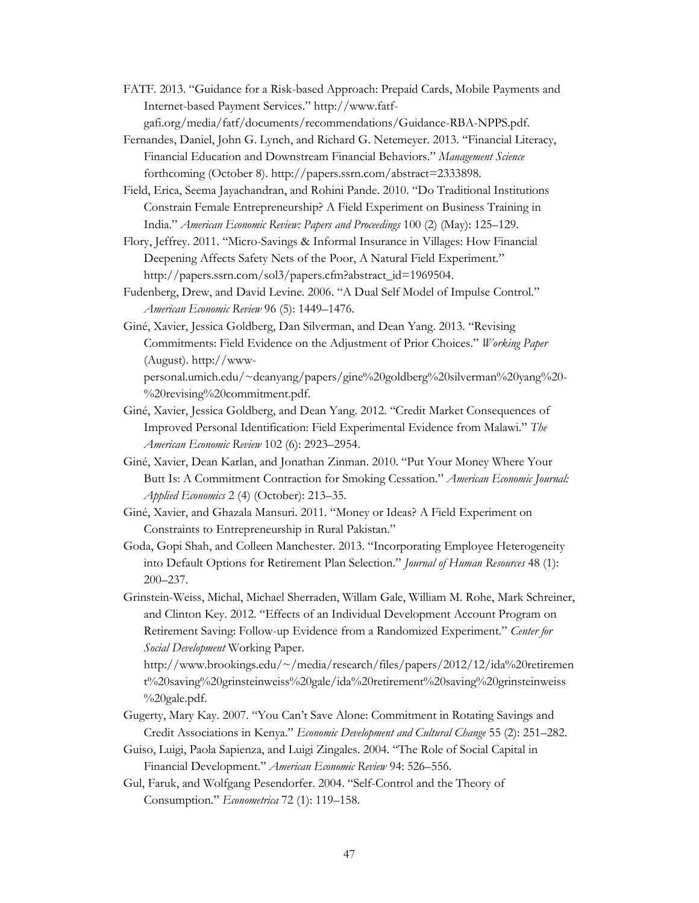FATF. 2013. "Guidance for a Risk-based Approach: Prepaid Cards, Mobile Payments and Internet-based Payment Services." http://www.fatf-gafi.org/media/fatf/documents/recommendations/Guidance-RBA-NPPS.pdf.

Fernandes, Daniel, John G. Lynch, and Richard G. Netemeyer. 2013. "Financial Literacy, Financial Education and Downstream Financial Behaviors." *Management Science* forthcoming (October 8). http://papers.ssrn.com/abstract=2333898.

Field, Erica, Seema Jayachandran, and Rohini Pande. 2010. "Do Traditional Institutions Constrain Female Entrepreneurship? A Field Experiment on Business Training in India." *American Economic Review: Papers and Proceedings* 100 (2) (May): 125–129.

Flory, Jeffrey. 2011. "Micro-Savings & Informal Insurance in Villages: How Financial Deepening Affects Safety Nets of the Poor, A Natural Field Experiment." http://papers.ssrn.com/sol3/papers.cfm?abstract_id=1969504.

Fudenberg, Drew, and David Levine. 2006. "A Dual Self Model of Impulse Control." *American Economic Review* 96 (5): 1449–1476.

Giné, Xavier, Jessica Goldberg, Dan Silverman, and Dean Yang. 2013. "Revising Commitments: Field Evidence on the Adjustment of Prior Choices." *Working Paper* (August). http://www-personal.umich.edu/~deanyang/papers/gine%20goldberg%20silverman%20yang%20-%20revising%20commitment.pdf.

Giné, Xavier, Jessica Goldberg, and Dean Yang. 2012. "Credit Market Consequences of Improved Personal Identification: Field Experimental Evidence from Malawi." *The American Economic Review* 102 (6): 2923–2954.

Giné, Xavier, Dean Karlan, and Jonathan Zinman. 2010. "Put Your Money Where Your Butt Is: A Commitment Contraction for Smoking Cessation." *American Economic Journal: Applied Economics* 2 (4) (October): 213–35.

Giné, Xavier, and Ghazala Mansuri. 2011. "Money or Ideas? A Field Experiment on Constraints to Entrepreneurship in Rural Pakistan."

Goda, Gopi Shah, and Colleen Manchester. 2013. "Incorporating Employee Heterogeneity into Default Options for Retirement Plan Selection." *Journal of Human Resources* 48 (1): 200–237.

Grinstein-Weiss, Michal, Michael Sherraden, Willam Gale, William M. Rohe, Mark Schreiner, and Clinton Key. 2012. "Effects of an Individual Development Account Program on Retirement Saving: Follow-up Evidence from a Randomized Experiment." *Center for Social Development* Working Paper. http://www.brookings.edu/~/media/research/files/papers/2012/12/ida%20retirement%20saving%20grinsteinweiss%20gale/ida%20retirement%20saving%20grinsteinweiss%20gale.pdf.

Gugerty, Mary Kay. 2007. "You Can't Save Alone: Commitment in Rotating Savings and Credit Associations in Kenya." *Economic Development and Cultural Change* 55 (2): 251–282.

Guiso, Luigi, Paola Sapienza, and Luigi Zingales. 2004. "The Role of Social Capital in Financial Development." *American Economic Review* 94: 526–556.

Gul, Faruk, and Wolfgang Pesendorfer. 2004. "Self-Control and the Theory of Consumption." *Econometrica* 72 (1): 119–158.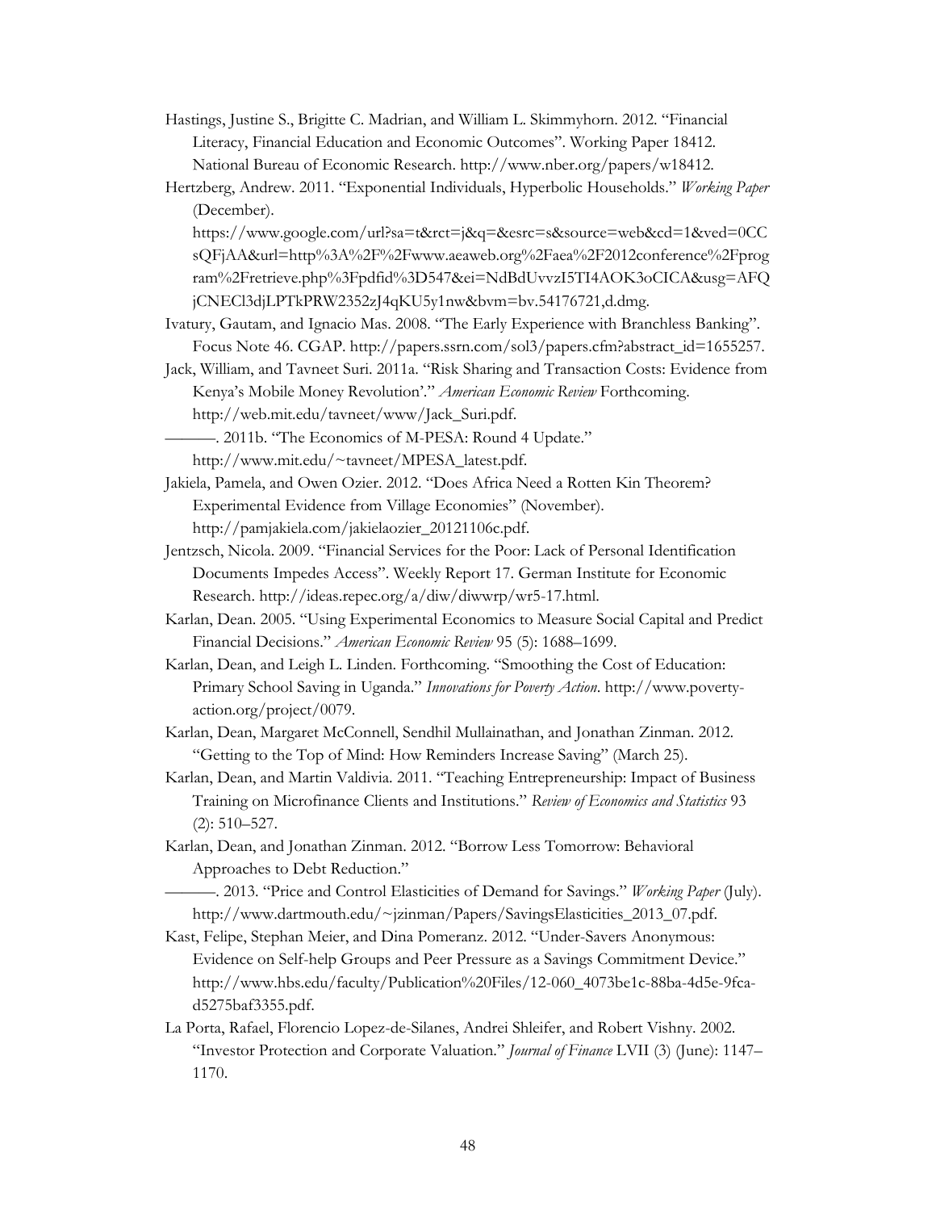Hastings, Justine S., Brigitte C. Madrian, and William L. Skimmyhorn. 2012. "Financial Literacy, Financial Education and Economic Outcomes". Working Paper 18412. National Bureau of Economic Research. http://www.nber.org/papers/w18412.

Hertzberg, Andrew. 2011. "Exponential Individuals, Hyperbolic Households." *Working Paper* (December). https://www.google.com/url?sa=t&rct=j&q=&esrc=s&source=web&cd=1&ved=0CCsQFjAA&url=http%3A%2F%2Fwww.aeaweb.org%2Faea%2F2012conference%2Fprogram%2Fretrieve.php%3Fpdfid%3D547&ei=NdBdUvvzI5TI4AOK3oCICA&usg=AFQjCNECl3djLPTkPRW2352zJ4qKU5y1nw&bvm=bv.54176721,d.dmg.

Ivatury, Gautam, and Ignacio Mas. 2008. "The Early Experience with Branchless Banking". Focus Note 46. CGAP. http://papers.ssrn.com/sol3/papers.cfm?abstract_id=1655257.

Jack, William, and Tavneet Suri. 2011a. "Risk Sharing and Transaction Costs: Evidence from Kenya's Mobile Money Revolution'." *American Economic Review* Forthcoming. http://web.mit.edu/tavneet/www/Jack_Suri.pdf.

———. 2011b. "The Economics of M-PESA: Round 4 Update." http://www.mit.edu/~tavneet/MPESA_latest.pdf.

Jakiela, Pamela, and Owen Ozier. 2012. "Does Africa Need a Rotten Kin Theorem? Experimental Evidence from Village Economies" (November). http://pamjakiela.com/jakielaozier_20121106c.pdf.

Jentzsch, Nicola. 2009. "Financial Services for the Poor: Lack of Personal Identification Documents Impedes Access". Weekly Report 17. German Institute for Economic Research. http://ideas.repec.org/a/diw/diwwrp/wr5-17.html.

Karlan, Dean. 2005. "Using Experimental Economics to Measure Social Capital and Predict Financial Decisions." *American Economic Review* 95 (5): 1688–1699.

Karlan, Dean, and Leigh L. Linden. Forthcoming. "Smoothing the Cost of Education: Primary School Saving in Uganda." *Innovations for Poverty Action*. http://www.poverty-action.org/project/0079.

Karlan, Dean, Margaret McConnell, Sendhil Mullainathan, and Jonathan Zinman. 2012. "Getting to the Top of Mind: How Reminders Increase Saving" (March 25).

Karlan, Dean, and Martin Valdivia. 2011. "Teaching Entrepreneurship: Impact of Business Training on Microfinance Clients and Institutions." *Review of Economics and Statistics* 93 (2): 510–527.

Karlan, Dean, and Jonathan Zinman. 2012. "Borrow Less Tomorrow: Behavioral Approaches to Debt Reduction."

———. 2013. "Price and Control Elasticities of Demand for Savings." *Working Paper* (July). http://www.dartmouth.edu/~jzinman/Papers/SavingsElasticities_2013_07.pdf.

Kast, Felipe, Stephan Meier, and Dina Pomeranz. 2012. "Under-Savers Anonymous: Evidence on Self-help Groups and Peer Pressure as a Savings Commitment Device." http://www.hbs.edu/faculty/Publication%20Files/12-060_4073be1c-88ba-4d5e-9fca-d5275baf3355.pdf.

La Porta, Rafael, Florencio Lopez-de-Silanes, Andrei Shleifer, and Robert Vishny. 2002. "Investor Protection and Corporate Valuation." *Journal of Finance* LVII (3) (June): 1147–1170.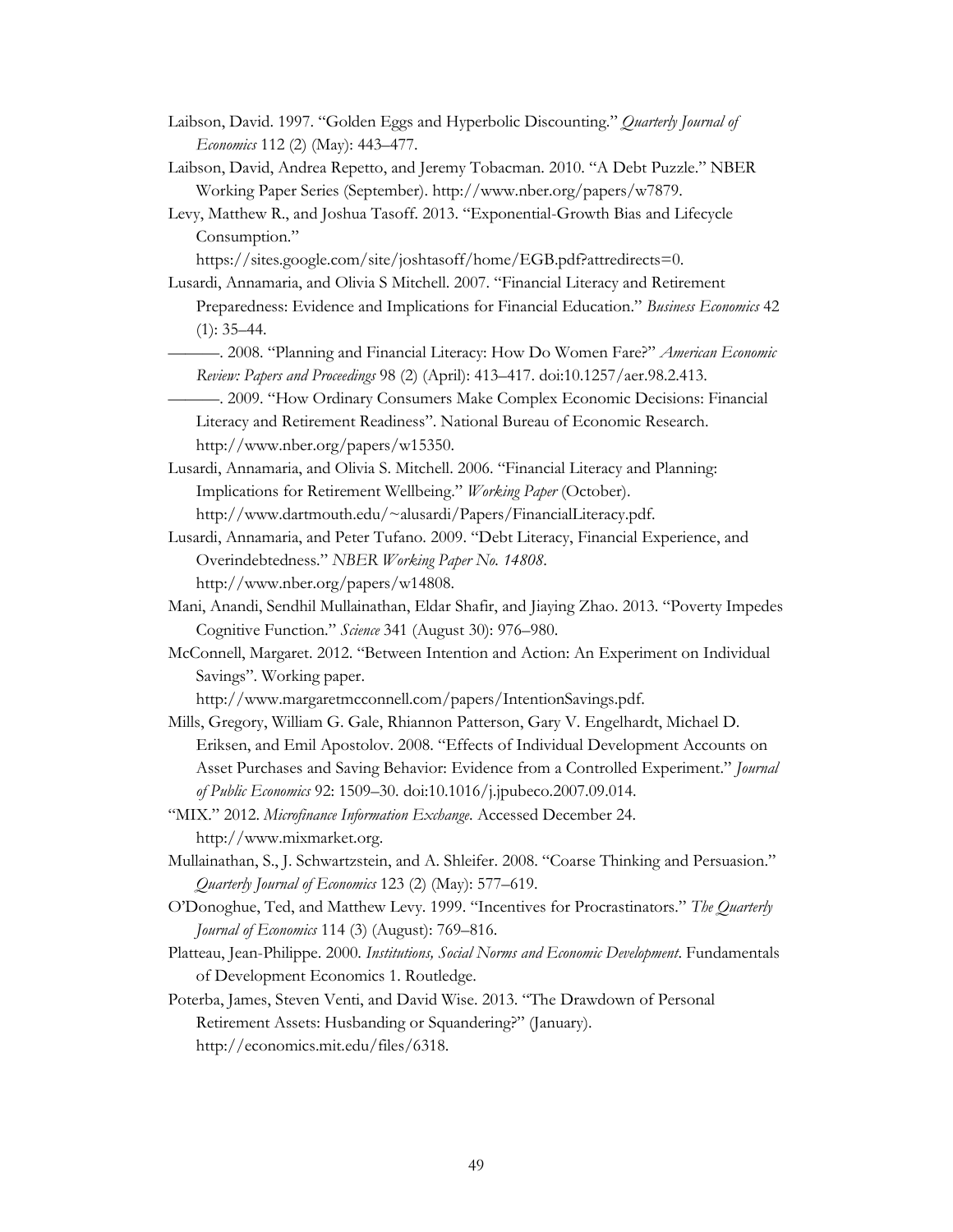Laibson, David. 1997. "Golden Eggs and Hyperbolic Discounting." *Quarterly Journal of Economics* 112 (2) (May): 443–477.

Laibson, David, Andrea Repetto, and Jeremy Tobacman. 2010. "A Debt Puzzle." NBER Working Paper Series (September). http://www.nber.org/papers/w7879.

Levy, Matthew R., and Joshua Tasoff. 2013. "Exponential-Growth Bias and Lifecycle Consumption." https://sites.google.com/site/joshtasoff/home/EGB.pdf?attredirects=0.

Lusardi, Annamaria, and Olivia S Mitchell. 2007. "Financial Literacy and Retirement Preparedness: Evidence and Implications for Financial Education." *Business Economics* 42 (1): 35–44.

———. 2008. "Planning and Financial Literacy: How Do Women Fare?" *American Economic Review: Papers and Proceedings* 98 (2) (April): 413–417. doi:10.1257/aer.98.2.413.

———. 2009. "How Ordinary Consumers Make Complex Economic Decisions: Financial Literacy and Retirement Readiness". National Bureau of Economic Research. http://www.nber.org/papers/w15350.

Lusardi, Annamaria, and Olivia S. Mitchell. 2006. "Financial Literacy and Planning: Implications for Retirement Wellbeing." *Working Paper* (October). http://www.dartmouth.edu/~alusardi/Papers/FinancialLiteracy.pdf.

Lusardi, Annamaria, and Peter Tufano. 2009. "Debt Literacy, Financial Experience, and Overindebtedness." *NBER Working Paper No. 14808*. http://www.nber.org/papers/w14808.

Mani, Anandi, Sendhil Mullainathan, Eldar Shafir, and Jiaying Zhao. 2013. "Poverty Impedes Cognitive Function." *Science* 341 (August 30): 976–980.

McConnell, Margaret. 2012. "Between Intention and Action: An Experiment on Individual Savings". Working paper. http://www.margaretmcconnell.com/papers/IntentionSavings.pdf.

Mills, Gregory, William G. Gale, Rhiannon Patterson, Gary V. Engelhardt, Michael D. Eriksen, and Emil Apostolov. 2008. "Effects of Individual Development Accounts on Asset Purchases and Saving Behavior: Evidence from a Controlled Experiment." *Journal of Public Economics* 92: 1509–30. doi:10.1016/j.jpubeco.2007.09.014.

"MIX." 2012. *Microfinance Information Exchange.* Accessed December 24. http://www.mixmarket.org.

Mullainathan, S., J. Schwartzstein, and A. Shleifer. 2008. "Coarse Thinking and Persuasion." *Quarterly Journal of Economics* 123 (2) (May): 577–619.

O'Donoghue, Ted, and Matthew Levy. 1999. "Incentives for Procrastinators." *The Quarterly Journal of Economics* 114 (3) (August): 769–816.

Platteau, Jean-Philippe. 2000. *Institutions, Social Norms and Economic Development*. Fundamentals of Development Economics 1. Routledge.

Poterba, James, Steven Venti, and David Wise. 2013. "The Drawdown of Personal Retirement Assets: Husbanding or Squandering?" (January). http://economics.mit.edu/files/6318.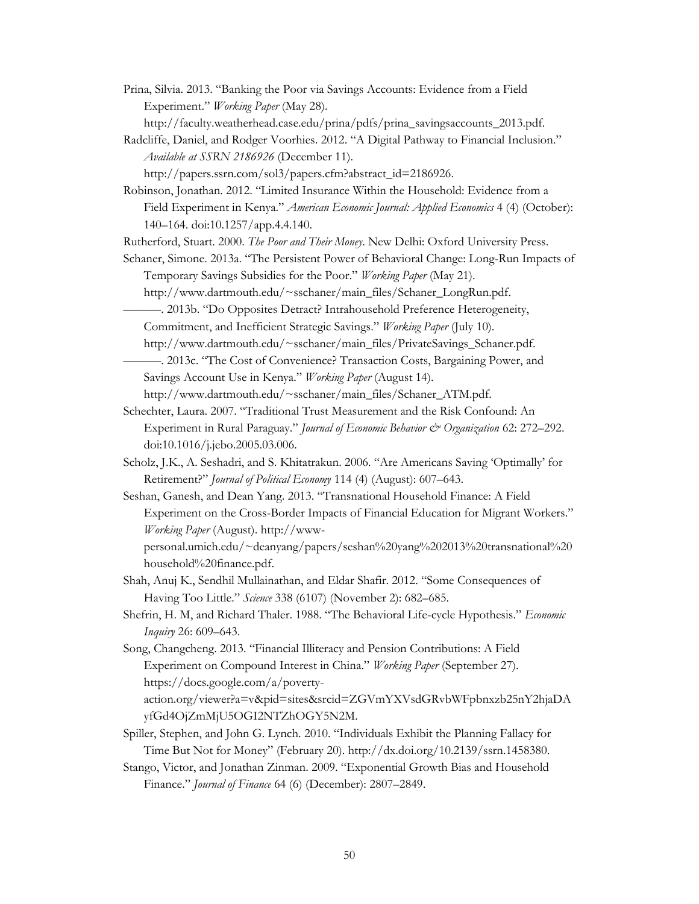Prina, Silvia. 2013. "Banking the Poor via Savings Accounts: Evidence from a Field Experiment." *Working Paper* (May 28). http://faculty.weatherhead.case.edu/prina/pdfs/prina_savingsaccounts_2013.pdf.

Radcliffe, Daniel, and Rodger Voorhies. 2012. "A Digital Pathway to Financial Inclusion." *Available at SSRN 2186926* (December 11). http://papers.ssrn.com/sol3/papers.cfm?abstract_id=2186926.

Robinson, Jonathan. 2012. "Limited Insurance Within the Household: Evidence from a Field Experiment in Kenya." *American Economic Journal: Applied Economics* 4 (4) (October): 140–164. doi:10.1257/app.4.4.140.

Rutherford, Stuart. 2000. *The Poor and Their Money*. New Delhi: Oxford University Press.

Schaner, Simone. 2013a. "The Persistent Power of Behavioral Change: Long-Run Impacts of Temporary Savings Subsidies for the Poor." *Working Paper* (May 21). http://www.dartmouth.edu/~sschaner/main_files/Schaner_LongRun.pdf.

———. 2013b. "Do Opposites Detract? Intrahousehold Preference Heterogeneity, Commitment, and Inefficient Strategic Savings." *Working Paper* (July 10). http://www.dartmouth.edu/~sschaner/main_files/PrivateSavings_Schaner.pdf.

———. 2013c. "The Cost of Convenience? Transaction Costs, Bargaining Power, and Savings Account Use in Kenya." *Working Paper* (August 14). http://www.dartmouth.edu/~sschaner/main_files/Schaner_ATM.pdf.

Schechter, Laura. 2007. "Traditional Trust Measurement and the Risk Confound: An Experiment in Rural Paraguay." *Journal of Economic Behavior & Organization* 62: 272–292. doi:10.1016/j.jebo.2005.03.006.

Scholz, J.K., A. Seshadri, and S. Khitatrakun. 2006. "Are Americans Saving 'Optimally' for Retirement?" *Journal of Political Economy* 114 (4) (August): 607–643.

Seshan, Ganesh, and Dean Yang. 2013. "Transnational Household Finance: A Field Experiment on the Cross-Border Impacts of Financial Education for Migrant Workers." *Working Paper* (August). http://www-personal.umich.edu/~deanyang/papers/seshan%20yang%202013%20transnational%20household%20finance.pdf.

Shah, Anuj K., Sendhil Mullainathan, and Eldar Shafir. 2012. "Some Consequences of Having Too Little." *Science* 338 (6107) (November 2): 682–685.

Shefrin, H. M, and Richard Thaler. 1988. "The Behavioral Life-cycle Hypothesis." *Economic Inquiry* 26: 609–643.

Song, Changcheng. 2013. "Financial Illiteracy and Pension Contributions: A Field Experiment on Compound Interest in China." *Working Paper* (September 27). https://docs.google.com/a/poverty-action.org/viewer?a=v&pid=sites&srcid=ZGVmYXVsdGRvbWFpbnxzb25nY2hjaDAyfGd4OjZmMjU5OGI2NTZhOGY5N2M.

Spiller, Stephen, and John G. Lynch. 2010. "Individuals Exhibit the Planning Fallacy for Time But Not for Money" (February 20). http://dx.doi.org/10.2139/ssrn.1458380.

Stango, Victor, and Jonathan Zinman. 2009. "Exponential Growth Bias and Household Finance." *Journal of Finance* 64 (6) (December): 2807–2849.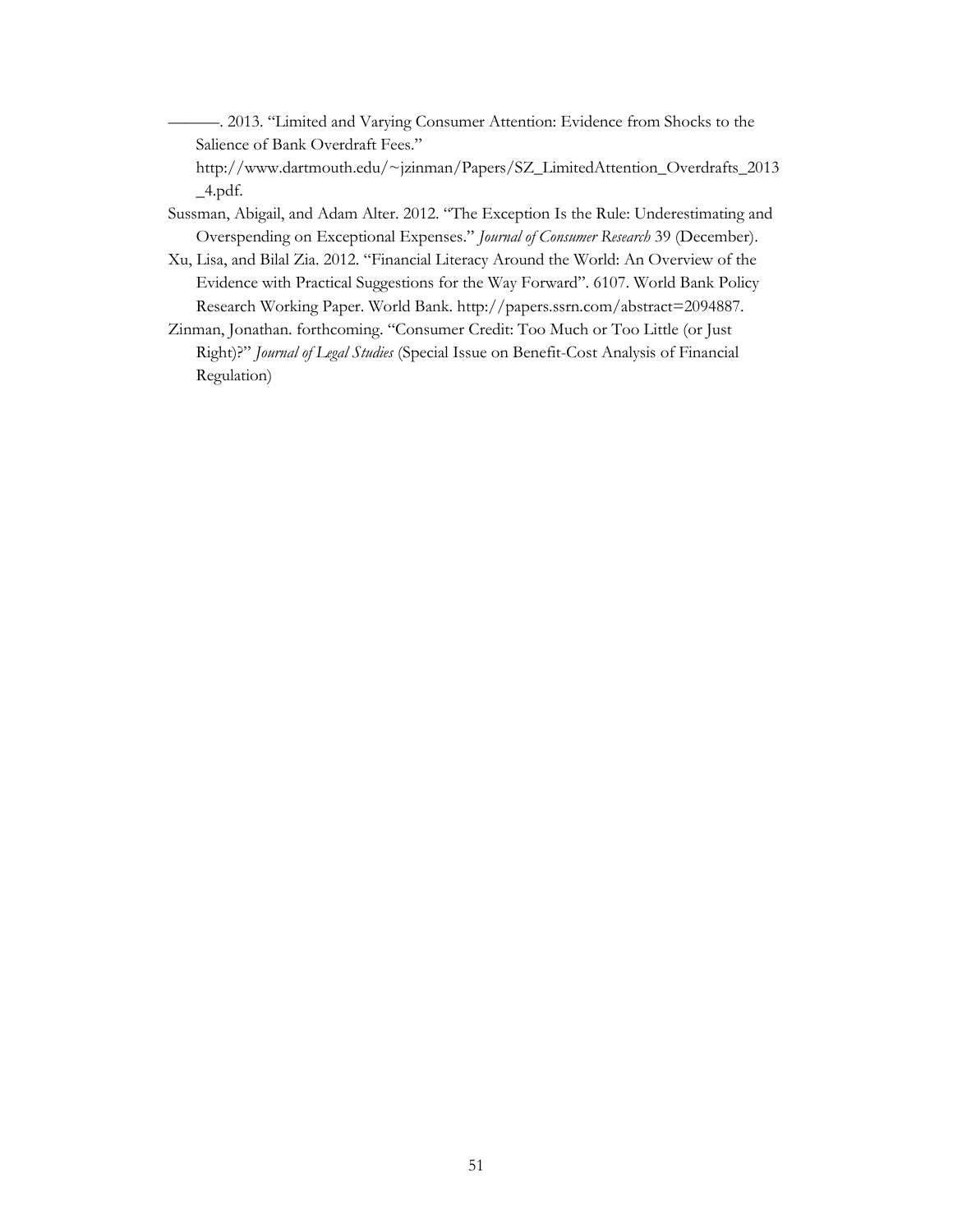———. 2013. "Limited and Varying Consumer Attention: Evidence from Shocks to the Salience of Bank Overdraft Fees." http://www.dartmouth.edu/~jzinman/Papers/SZ_LimitedAttention_Overdrafts_2013_4.pdf.

Sussman, Abigail, and Adam Alter. 2012. "The Exception Is the Rule: Underestimating and Overspending on Exceptional Expenses." *Journal of Consumer Research* 39 (December).

Xu, Lisa, and Bilal Zia. 2012. "Financial Literacy Around the World: An Overview of the Evidence with Practical Suggestions for the Way Forward". 6107. World Bank Policy Research Working Paper. World Bank. http://papers.ssrn.com/abstract=2094887.

Zinman, Jonathan. forthcoming. "Consumer Credit: Too Much or Too Little (or Just Right)?" *Journal of Legal Studies* (Special Issue on Benefit-Cost Analysis of Financial Regulation)